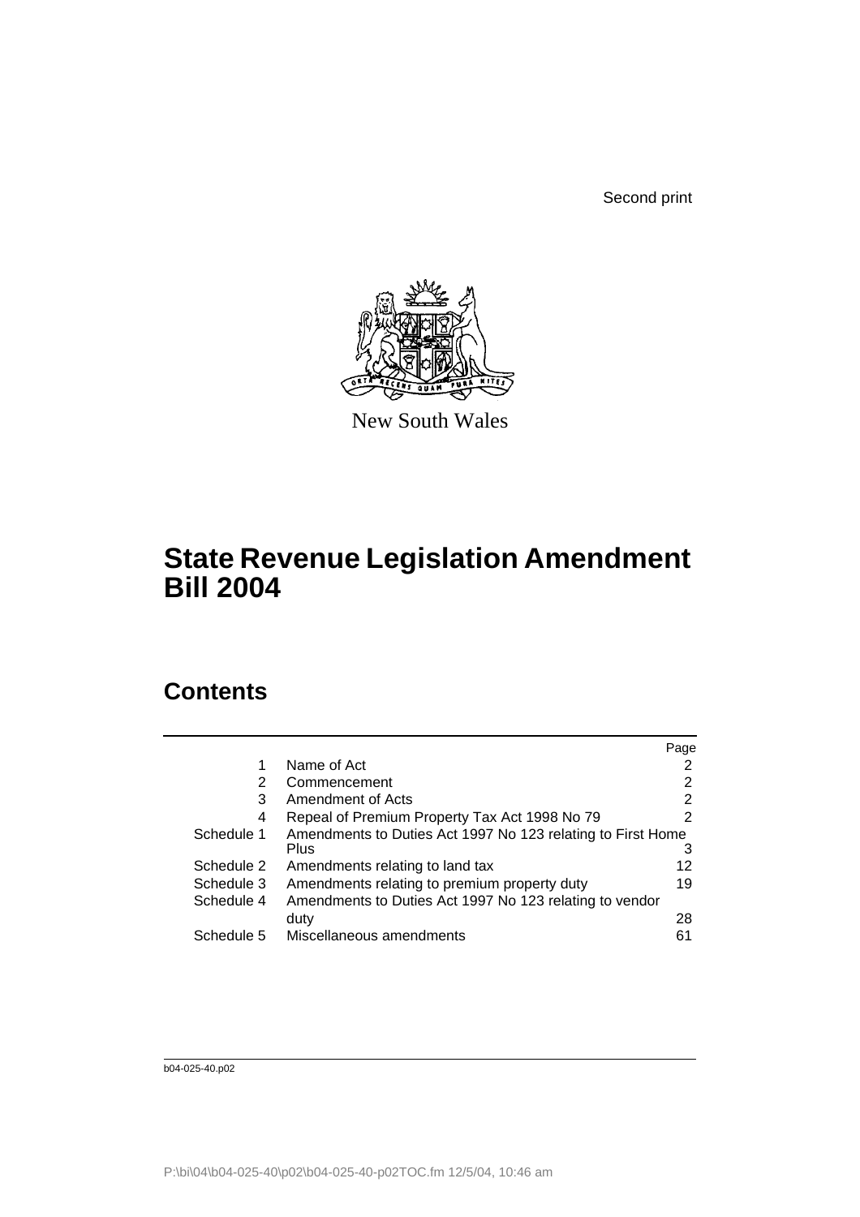Second print

New South Wales

# State Revenue Legislation Amendment Bill 2004

## Contents

| | | Page |
|---|---|---|
| 1 | Name of Act | 2 |
| 2 | Commencement | 2 |
| 3 | Amendment of Acts | 2 |
| 4 | Repeal of Premium Property Tax Act 1998 No 79 | 2 |
| Schedule 1 | Amendments to Duties Act 1997 No 123 relating to First Home Plus | 3 |
| Schedule 2 | Amendments relating to land tax | 12 |
| Schedule 3 | Amendments relating to premium property duty | 19 |
| Schedule 4 | Amendments to Duties Act 1997 No 123 relating to vendor duty | 28 |
| Schedule 5 | Miscellaneous amendments | 61 |

b04-025-40.p02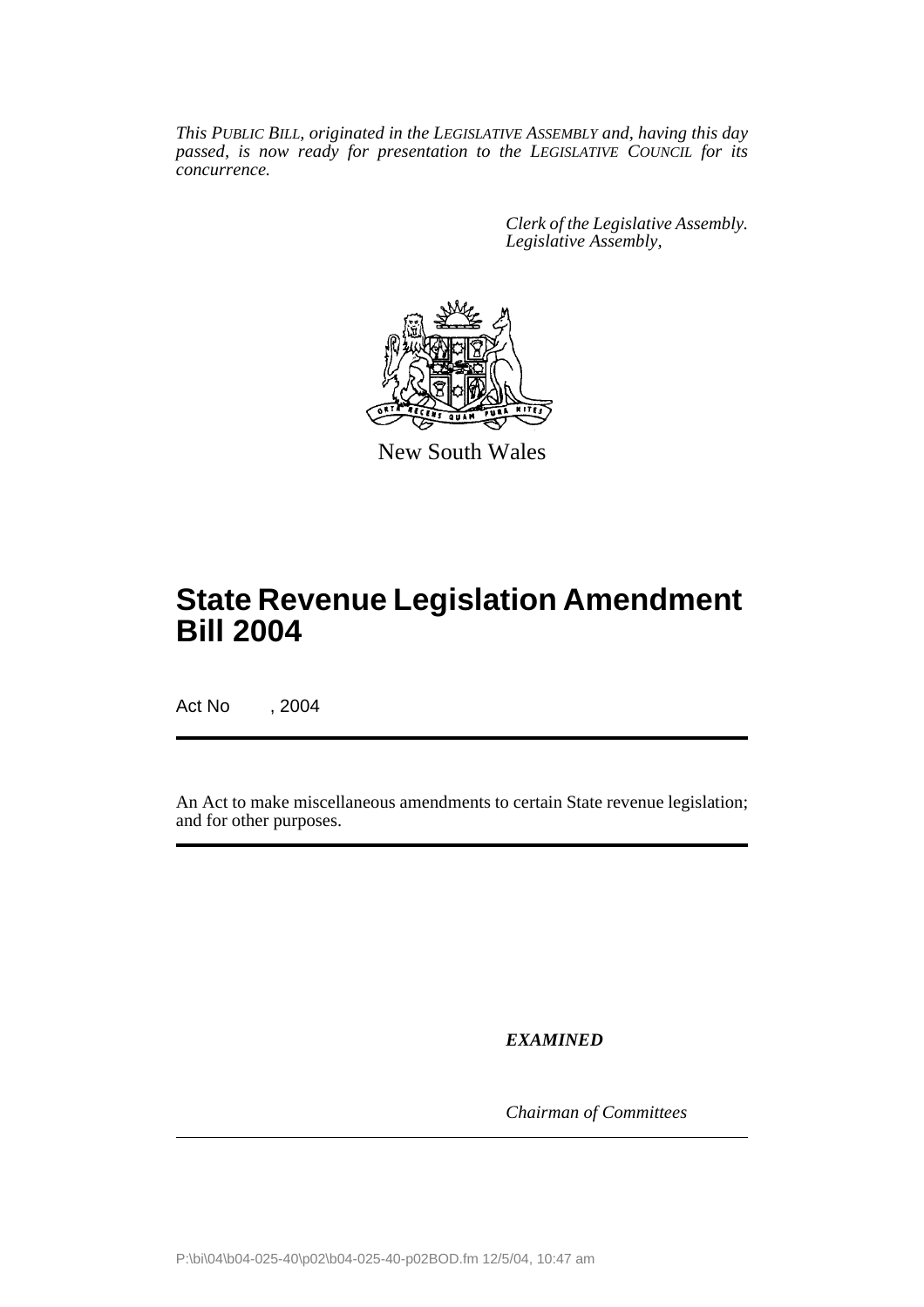*This PUBLIC BILL, originated in the LEGISLATIVE ASSEMBLY and, having this day passed, is now ready for presentation to the LEGISLATIVE COUNCIL for its concurrence.*

*Clerk of the Legislative Assembly.*
*Legislative Assembly,*

New South Wales

# State Revenue Legislation Amendment Bill 2004

Act No , 2004

An Act to make miscellaneous amendments to certain State revenue legislation; and for other purposes.

***EXAMINED***

*Chairman of Committees*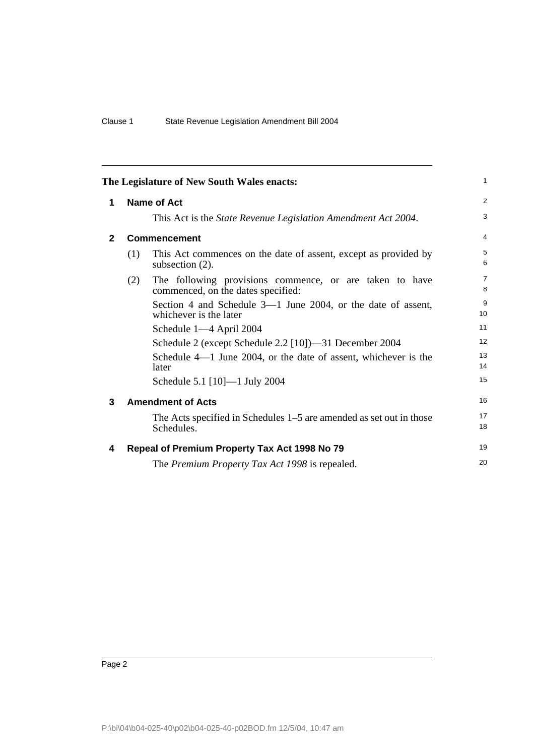The Legislature of New South Wales enacts:

## 1 Name of Act

This Act is the *State Revenue Legislation Amendment Act 2004*.

## 2 Commencement

(1) This Act commences on the date of assent, except as provided by subsection (2).

(2) The following provisions commence, or are taken to have commenced, on the dates specified:

Section 4 and Schedule 3—1 June 2004, or the date of assent, whichever is the later

Schedule 1—4 April 2004

Schedule 2 (except Schedule 2.2 [10])—31 December 2004

Schedule 4—1 June 2004, or the date of assent, whichever is the later

Schedule 5.1 [10]—1 July 2004

## 3 Amendment of Acts

The Acts specified in Schedules 1–5 are amended as set out in those Schedules.

## 4 Repeal of Premium Property Tax Act 1998 No 79

The *Premium Property Tax Act 1998* is repealed.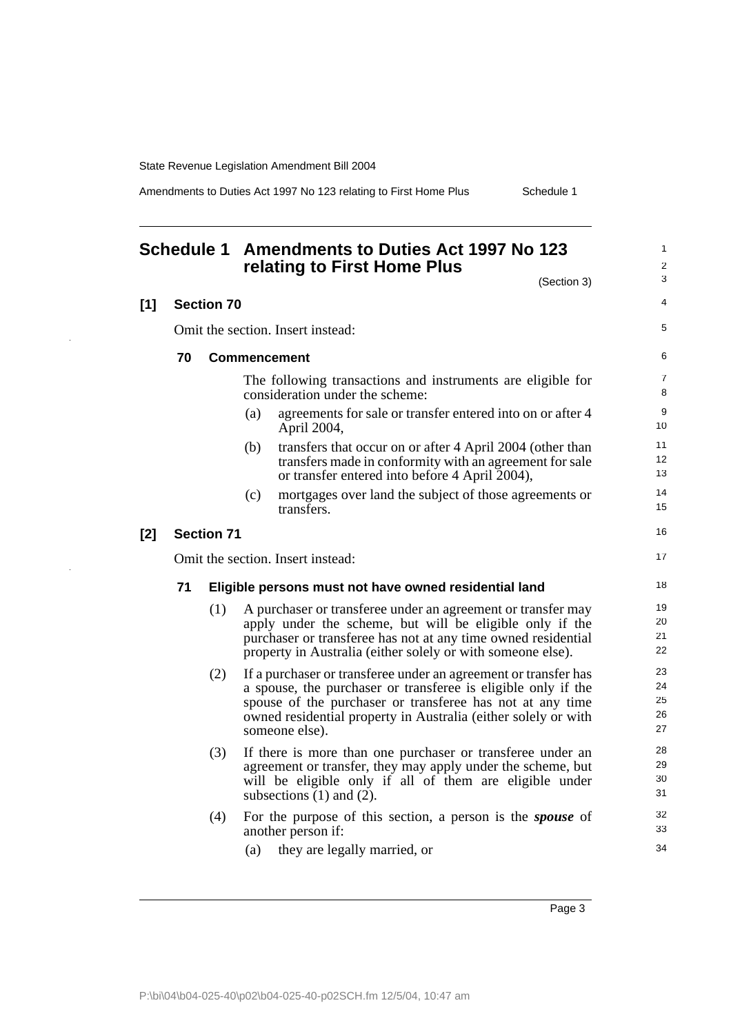# Schedule 1 Amendments to Duties Act 1997 No 123 relating to First Home Plus

(Section 3)

**[1] Section 70**

Omit the section. Insert instead:

**70 Commencement**

The following transactions and instruments are eligible for consideration under the scheme:

(a) agreements for sale or transfer entered into on or after 4 April 2004,

(b) transfers that occur on or after 4 April 2004 (other than transfers made in conformity with an agreement for sale or transfer entered into before 4 April 2004),

(c) mortgages over land the subject of those agreements or transfers.

**[2] Section 71**

Omit the section. Insert instead:

**71 Eligible persons must not have owned residential land**

(1) A purchaser or transferee under an agreement or transfer may apply under the scheme, but will be eligible only if the purchaser or transferee has not at any time owned residential property in Australia (either solely or with someone else).

(2) If a purchaser or transferee under an agreement or transfer has a spouse, the purchaser or transferee is eligible only if the spouse of the purchaser or transferee has not at any time owned residential property in Australia (either solely or with someone else).

(3) If there is more than one purchaser or transferee under an agreement or transfer, they may apply under the scheme, but will be eligible only if all of them are eligible under subsections (1) and (2).

(4) For the purpose of this section, a person is the ***spouse*** of another person if:

(a) they are legally married, or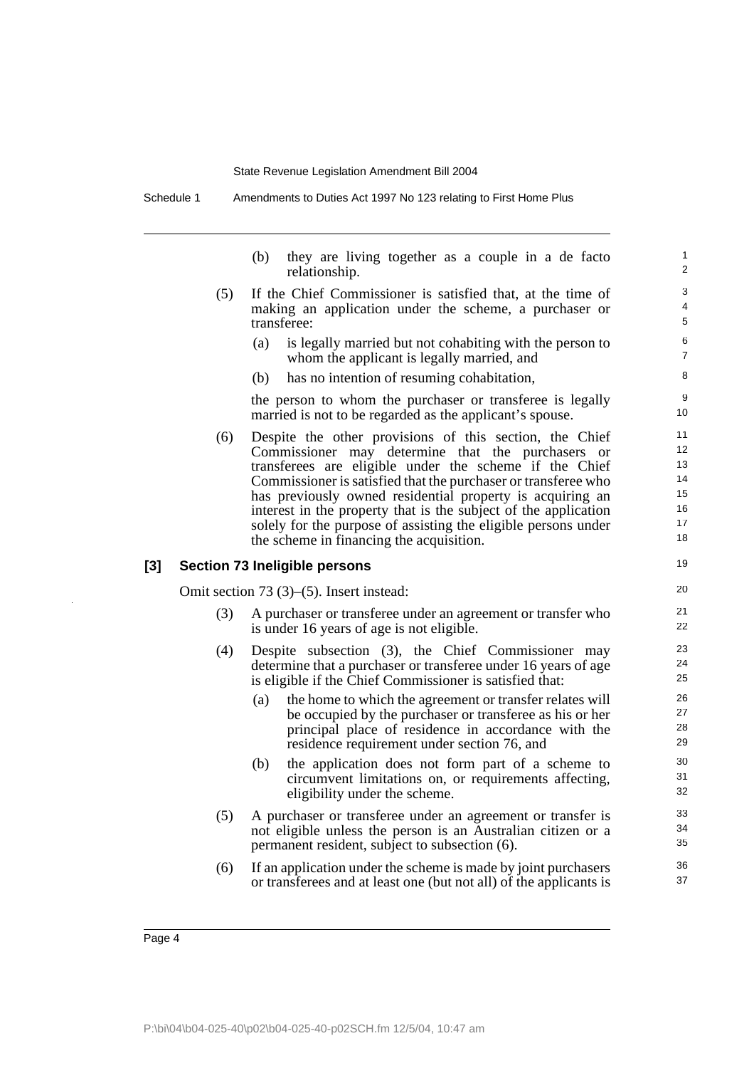(b) they are living together as a couple in a de facto relationship.

(5) If the Chief Commissioner is satisfied that, at the time of making an application under the scheme, a purchaser or transferee:

(a) is legally married but not cohabiting with the person to whom the applicant is legally married, and

(b) has no intention of resuming cohabitation,

the person to whom the purchaser or transferee is legally married is not to be regarded as the applicant's spouse.

(6) Despite the other provisions of this section, the Chief Commissioner may determine that the purchasers or transferees are eligible under the scheme if the Chief Commissioner is satisfied that the purchaser or transferee who has previously owned residential property is acquiring an interest in the property that is the subject of the application solely for the purpose of assisting the eligible persons under the scheme in financing the acquisition.

### [3] Section 73 Ineligible persons

Omit section 73 (3)–(5). Insert instead:

(3) A purchaser or transferee under an agreement or transfer who is under 16 years of age is not eligible.

(4) Despite subsection (3), the Chief Commissioner may determine that a purchaser or transferee under 16 years of age is eligible if the Chief Commissioner is satisfied that:

(a) the home to which the agreement or transfer relates will be occupied by the purchaser or transferee as his or her principal place of residence in accordance with the residence requirement under section 76, and

(b) the application does not form part of a scheme to circumvent limitations on, or requirements affecting, eligibility under the scheme.

(5) A purchaser or transferee under an agreement or transfer is not eligible unless the person is an Australian citizen or a permanent resident, subject to subsection (6).

(6) If an application under the scheme is made by joint purchasers or transferees and at least one (but not all) of the applicants is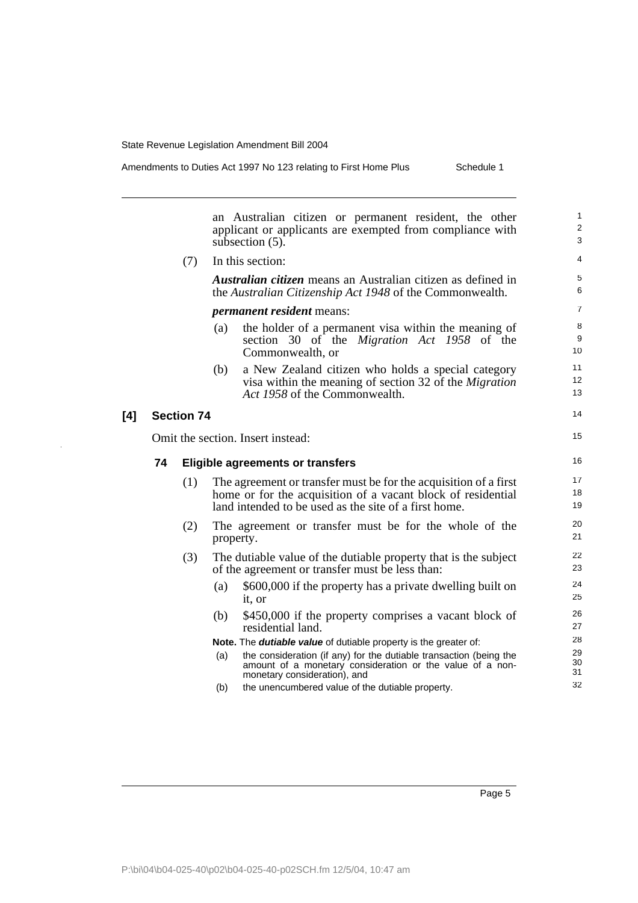an Australian citizen or permanent resident, the other applicant or applicants are exempted from compliance with subsection (5).

(7) In this section:

***Australian citizen*** means an Australian citizen as defined in the *Australian Citizenship Act 1948* of the Commonwealth.

***permanent resident*** means:

(a) the holder of a permanent visa within the meaning of section 30 of the *Migration Act 1958* of the Commonwealth, or

(b) a New Zealand citizen who holds a special category visa within the meaning of section 32 of the *Migration Act 1958* of the Commonwealth.

## [4] Section 74

Omit the section. Insert instead:

### 74 Eligible agreements or transfers

(1) The agreement or transfer must be for the acquisition of a first home or for the acquisition of a vacant block of residential land intended to be used as the site of a first home.

(2) The agreement or transfer must be for the whole of the property.

(3) The dutiable value of the dutiable property that is the subject of the agreement or transfer must be less than:

(a) $600,000 if the property has a private dwelling built on it, or

(b) $450,000 if the property comprises a vacant block of residential land.

**Note.** The ***dutiable value*** of dutiable property is the greater of:

(a) the consideration (if any) for the dutiable transaction (being the amount of a monetary consideration or the value of a non-monetary consideration), and

(b) the unencumbered value of the dutiable property.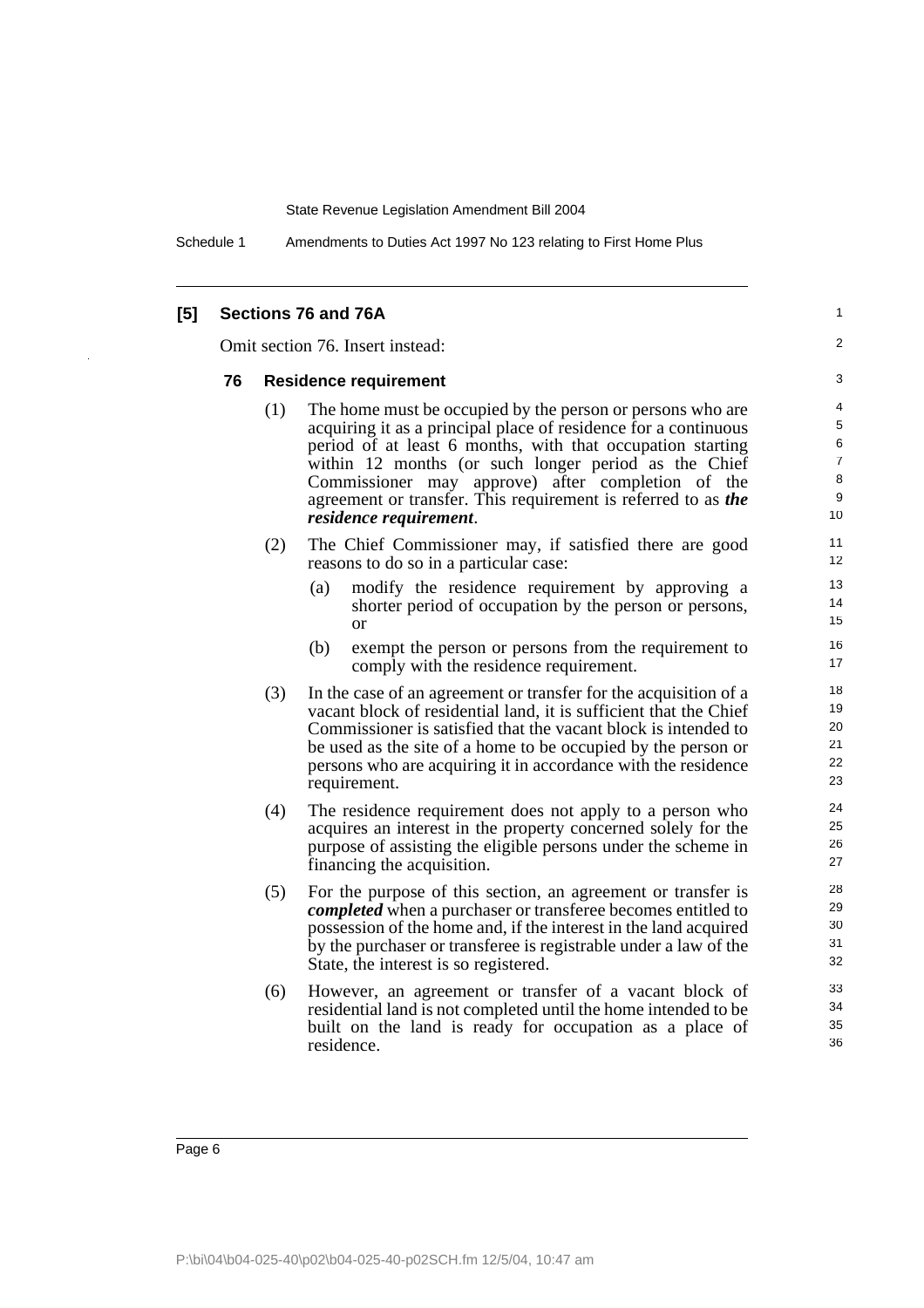## [5] Sections 76 and 76A

Omit section 76. Insert instead:

### 76 Residence requirement

(1) The home must be occupied by the person or persons who are acquiring it as a principal place of residence for a continuous period of at least 6 months, with that occupation starting within 12 months (or such longer period as the Chief Commissioner may approve) after completion of the agreement or transfer. This requirement is referred to as ***the residence requirement***.

(2) The Chief Commissioner may, if satisfied there are good reasons to do so in a particular case:

- (a) modify the residence requirement by approving a shorter period of occupation by the person or persons, or
- (b) exempt the person or persons from the requirement to comply with the residence requirement.

(3) In the case of an agreement or transfer for the acquisition of a vacant block of residential land, it is sufficient that the Chief Commissioner is satisfied that the vacant block is intended to be used as the site of a home to be occupied by the person or persons who are acquiring it in accordance with the residence requirement.

(4) The residence requirement does not apply to a person who acquires an interest in the property concerned solely for the purpose of assisting the eligible persons under the scheme in financing the acquisition.

(5) For the purpose of this section, an agreement or transfer is ***completed*** when a purchaser or transferee becomes entitled to possession of the home and, if the interest in the land acquired by the purchaser or transferee is registrable under a law of the State, the interest is so registered.

(6) However, an agreement or transfer of a vacant block of residential land is not completed until the home intended to be built on the land is ready for occupation as a place of residence.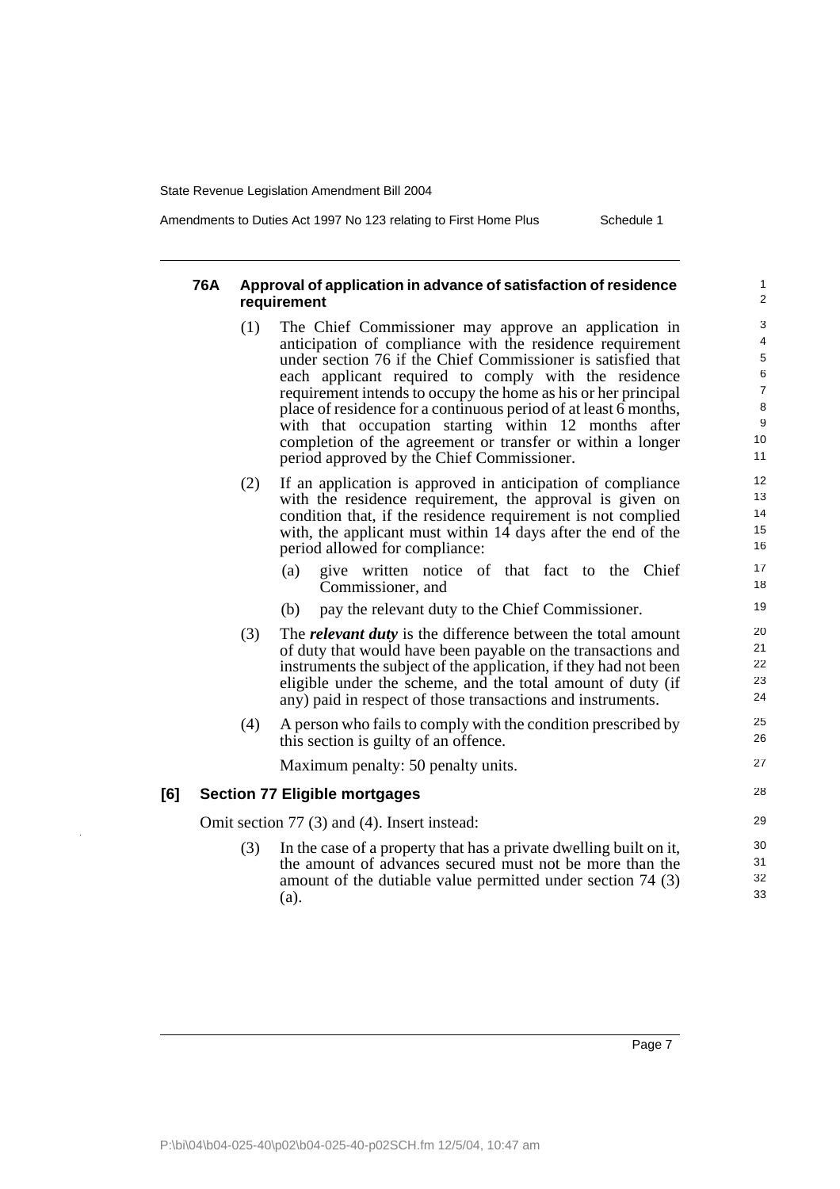#### 76A Approval of application in advance of satisfaction of residence requirement

(1) The Chief Commissioner may approve an application in anticipation of compliance with the residence requirement under section 76 if the Chief Commissioner is satisfied that each applicant required to comply with the residence requirement intends to occupy the home as his or her principal place of residence for a continuous period of at least 6 months, with that occupation starting within 12 months after completion of the agreement or transfer or within a longer period approved by the Chief Commissioner.

(2) If an application is approved in anticipation of compliance with the residence requirement, the approval is given on condition that, if the residence requirement is not complied with, the applicant must within 14 days after the end of the period allowed for compliance:

- (a) give written notice of that fact to the Chief Commissioner, and
- (b) pay the relevant duty to the Chief Commissioner.

(3) The ***relevant duty*** is the difference between the total amount of duty that would have been payable on the transactions and instruments the subject of the application, if they had not been eligible under the scheme, and the total amount of duty (if any) paid in respect of those transactions and instruments.

(4) A person who fails to comply with the condition prescribed by this section is guilty of an offence.

Maximum penalty: 50 penalty units.

### [6] Section 77 Eligible mortgages

Omit section 77 (3) and (4). Insert instead:

(3) In the case of a property that has a private dwelling built on it, the amount of advances secured must not be more than the amount of the dutiable value permitted under section 74 (3) (a).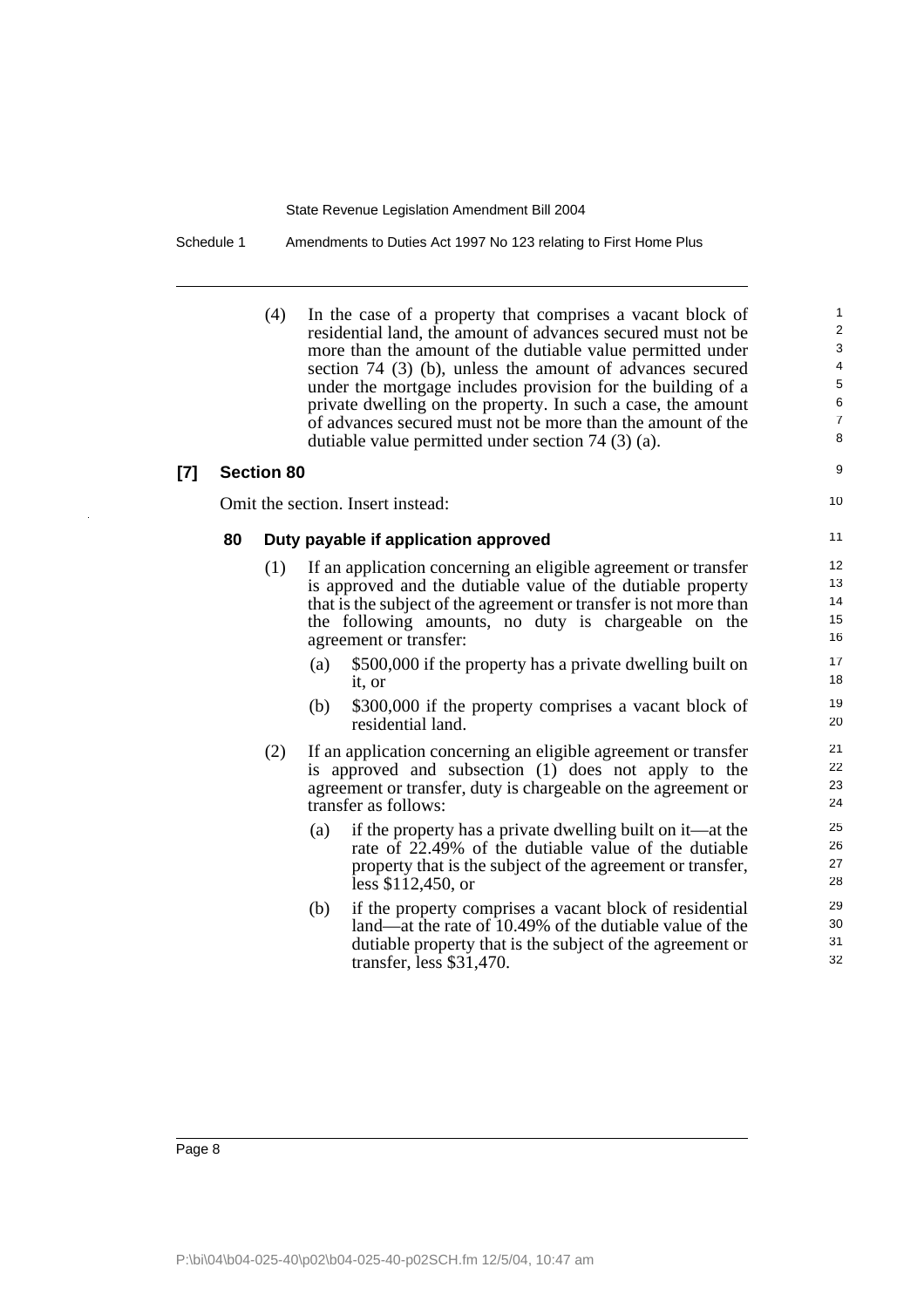(4) In the case of a property that comprises a vacant block of residential land, the amount of advances secured must not be more than the amount of the dutiable value permitted under section 74 (3) (b), unless the amount of advances secured under the mortgage includes provision for the building of a private dwelling on the property. In such a case, the amount of advances secured must not be more than the amount of the dutiable value permitted under section 74 (3) (a).

**[7] Section 80**

Omit the section. Insert instead:

**80 Duty payable if application approved**

(1) If an application concerning an eligible agreement or transfer is approved and the dutiable value of the dutiable property that is the subject of the agreement or transfer is not more than the following amounts, no duty is chargeable on the agreement or transfer:

(a) $500,000 if the property has a private dwelling built on it, or

(b) $300,000 if the property comprises a vacant block of residential land.

(2) If an application concerning an eligible agreement or transfer is approved and subsection (1) does not apply to the agreement or transfer, duty is chargeable on the agreement or transfer as follows:

(a) if the property has a private dwelling built on it—at the rate of 22.49% of the dutiable value of the dutiable property that is the subject of the agreement or transfer, less $112,450, or

(b) if the property comprises a vacant block of residential land—at the rate of 10.49% of the dutiable value of the dutiable property that is the subject of the agreement or transfer, less $31,470.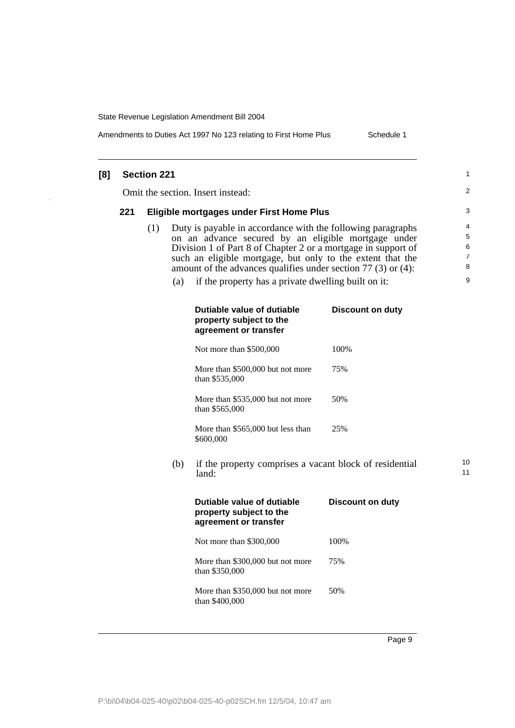**[8] Section 221**

Omit the section. Insert instead:

**221 Eligible mortgages under First Home Plus**

(1) Duty is payable in accordance with the following paragraphs on an advance secured by an eligible mortgage under Division 1 of Part 8 of Chapter 2 or a mortgage in support of such an eligible mortgage, but only to the extent that the amount of the advances qualifies under section 77 (3) or (4):

(a) if the property has a private dwelling built on it:

| Dutiable value of dutiable property subject to the agreement or transfer | Discount on duty |
|---|---|
| Not more than $500,000 | 100% |
| More than $500,000 but not more than $535,000 | 75% |
| More than $535,000 but not more than $565,000 | 50% |
| More than $565,000 but less than $600,000 | 25% |

(b) if the property comprises a vacant block of residential land:

| Dutiable value of dutiable property subject to the agreement or transfer | Discount on duty |
|---|---|
| Not more than $300,000 | 100% |
| More than $300,000 but not more than $350,000 | 75% |
| More than $350,000 but not more than $400,000 | 50% |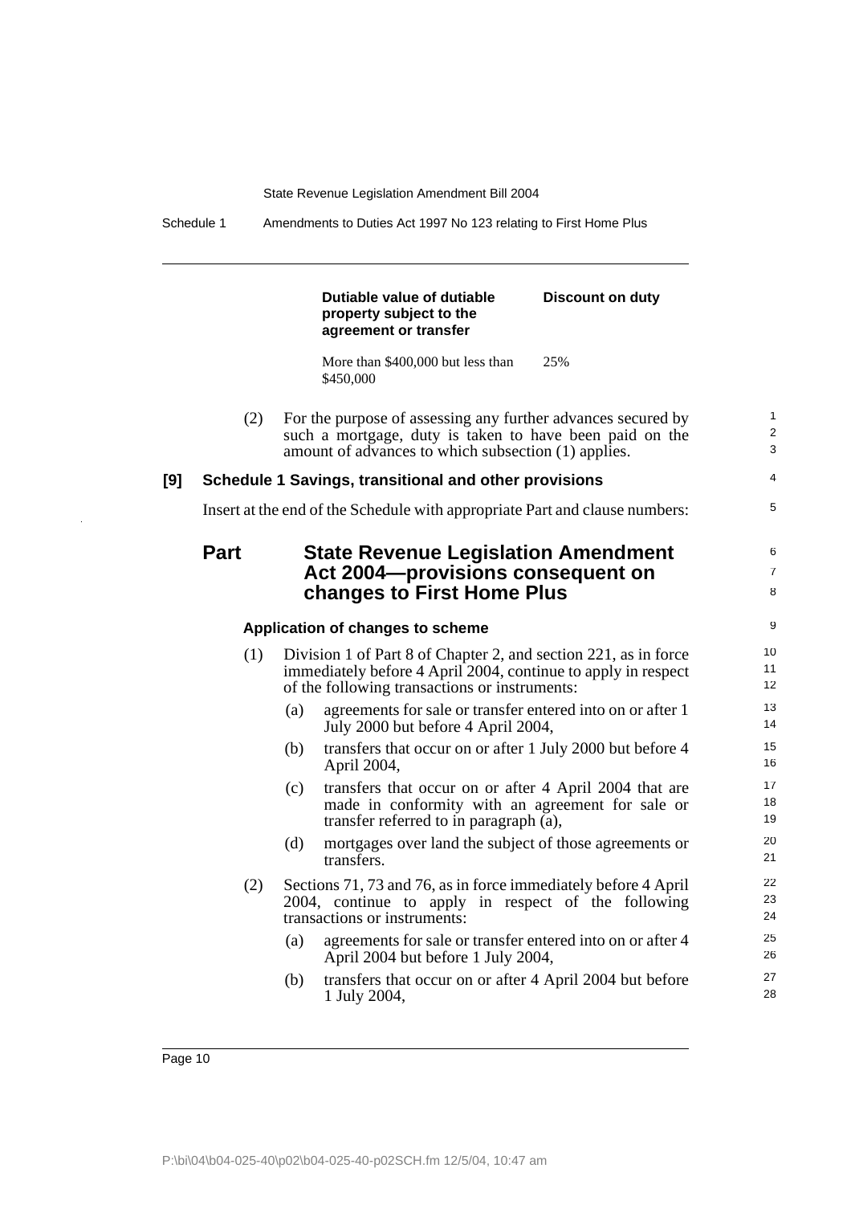| Dutiable value of dutiable property subject to the agreement or transfer | Discount on duty |
|---|---|
| More than $400,000 but less than $450,000 | 25% |

(2) For the purpose of assessing any further advances secured by such a mortgage, duty is taken to have been paid on the amount of advances to which subsection (1) applies.

**[9] Schedule 1 Savings, transitional and other provisions**

Insert at the end of the Schedule with appropriate Part and clause numbers:

## Part State Revenue Legislation Amendment Act 2004—provisions consequent on changes to First Home Plus

**Application of changes to scheme**

(1) Division 1 of Part 8 of Chapter 2, and section 221, as in force immediately before 4 April 2004, continue to apply in respect of the following transactions or instruments:

- (a) agreements for sale or transfer entered into on or after 1 July 2000 but before 4 April 2004,
- (b) transfers that occur on or after 1 July 2000 but before 4 April 2004,
- (c) transfers that occur on or after 4 April 2004 that are made in conformity with an agreement for sale or transfer referred to in paragraph (a),
- (d) mortgages over land the subject of those agreements or transfers.

(2) Sections 71, 73 and 76, as in force immediately before 4 April 2004, continue to apply in respect of the following transactions or instruments:

- (a) agreements for sale or transfer entered into on or after 4 April 2004 but before 1 July 2004,
- (b) transfers that occur on or after 4 April 2004 but before 1 July 2004,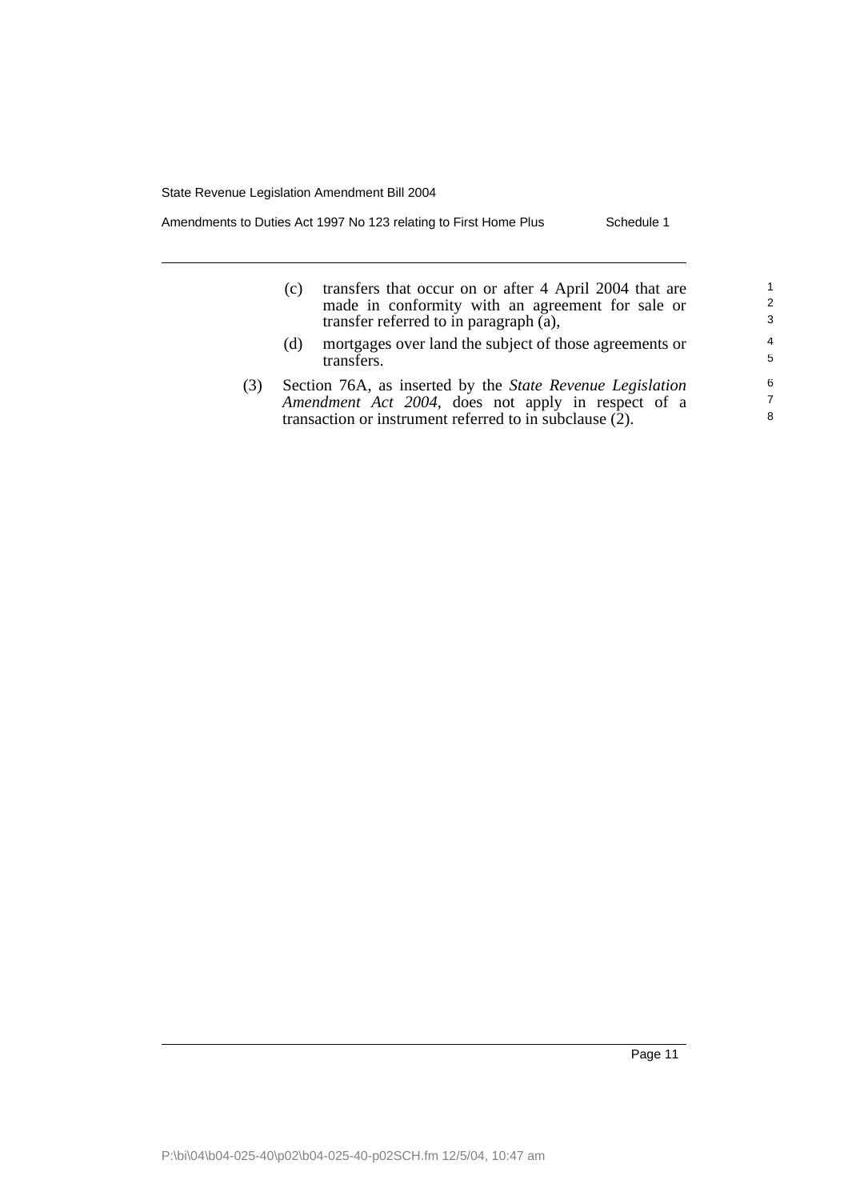(c) transfers that occur on or after 4 April 2004 that are made in conformity with an agreement for sale or transfer referred to in paragraph (a),

(d) mortgages over land the subject of those agreements or transfers.

(3) Section 76A, as inserted by the *State Revenue Legislation Amendment Act 2004*, does not apply in respect of a transaction or instrument referred to in subclause (2).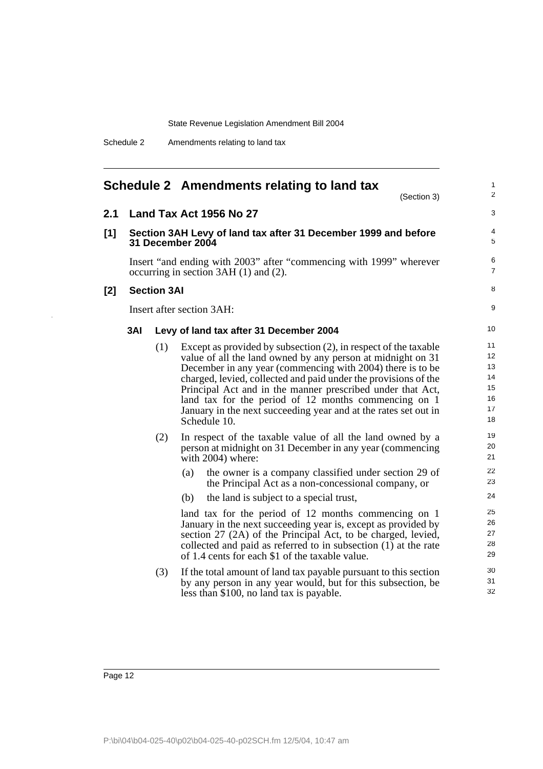# Schedule 2 Amendments relating to land tax

(Section 3)

## 2.1 Land Tax Act 1956 No 27

### [1] Section 3AH Levy of land tax after 31 December 1999 and before 31 December 2004

Insert "and ending with 2003" after "commencing with 1999" wherever occurring in section 3AH (1) and (2).

### [2] Section 3AI

Insert after section 3AH:

**3AI Levy of land tax after 31 December 2004**

(1) Except as provided by subsection (2), in respect of the taxable value of all the land owned by any person at midnight on 31 December in any year (commencing with 2004) there is to be charged, levied, collected and paid under the provisions of the Principal Act and in the manner prescribed under that Act, land tax for the period of 12 months commencing on 1 January in the next succeeding year and at the rates set out in Schedule 10.

(2) In respect of the taxable value of all the land owned by a person at midnight on 31 December in any year (commencing with 2004) where:

(a) the owner is a company classified under section 29 of the Principal Act as a non-concessional company, or

(b) the land is subject to a special trust,

land tax for the period of 12 months commencing on 1 January in the next succeeding year is, except as provided by section 27 (2A) of the Principal Act, to be charged, levied, collected and paid as referred to in subsection (1) at the rate of 1.4 cents for each $1 of the taxable value.

(3) If the total amount of land tax payable pursuant to this section by any person in any year would, but for this subsection, be less than $100, no land tax is payable.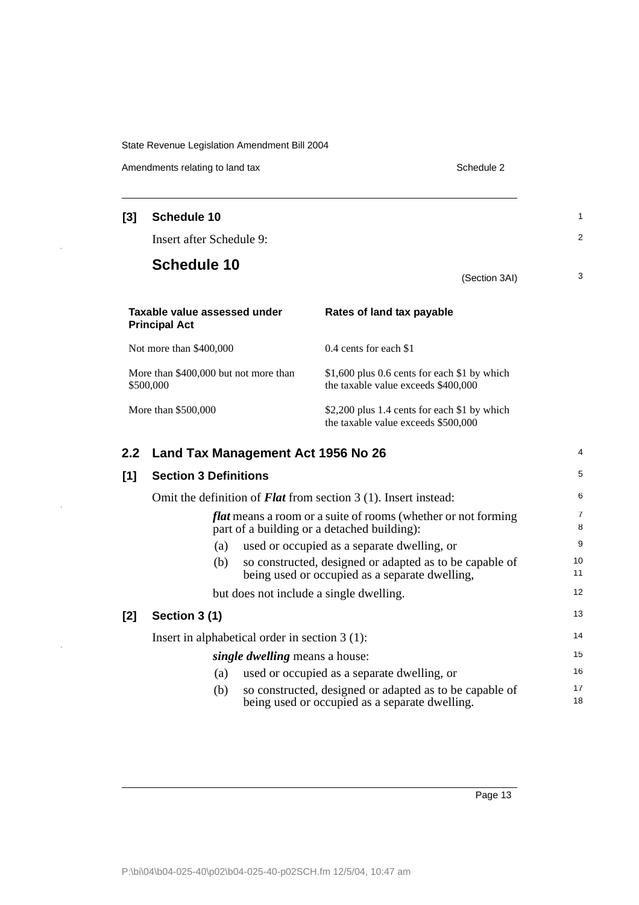**[3] Schedule 10**

Insert after Schedule 9:

## Schedule 10

(Section 3AI)

| Taxable value assessed under Principal Act | Rates of land tax payable |
|---|---|
| Not more than $400,000 | 0.4 cents for each $1 |
| More than $400,000 but not more than $500,000 | $1,600 plus 0.6 cents for each $1 by which the taxable value exceeds $400,000 |
| More than $500,000 | $2,200 plus 1.4 cents for each $1 by which the taxable value exceeds $500,000 |

## 2.2 Land Tax Management Act 1956 No 26

**[1] Section 3 Definitions**

Omit the definition of ***Flat*** from section 3 (1). Insert instead:

> ***flat*** means a room or a suite of rooms (whether or not forming part of a building or a detached building):
>
> (a) used or occupied as a separate dwelling, or
>
> (b) so constructed, designed or adapted as to be capable of being used or occupied as a separate dwelling,
>
> but does not include a single dwelling.

**[2] Section 3 (1)**

Insert in alphabetical order in section 3 (1):

> ***single dwelling*** means a house:
>
> (a) used or occupied as a separate dwelling, or
>
> (b) so constructed, designed or adapted as to be capable of being used or occupied as a separate dwelling.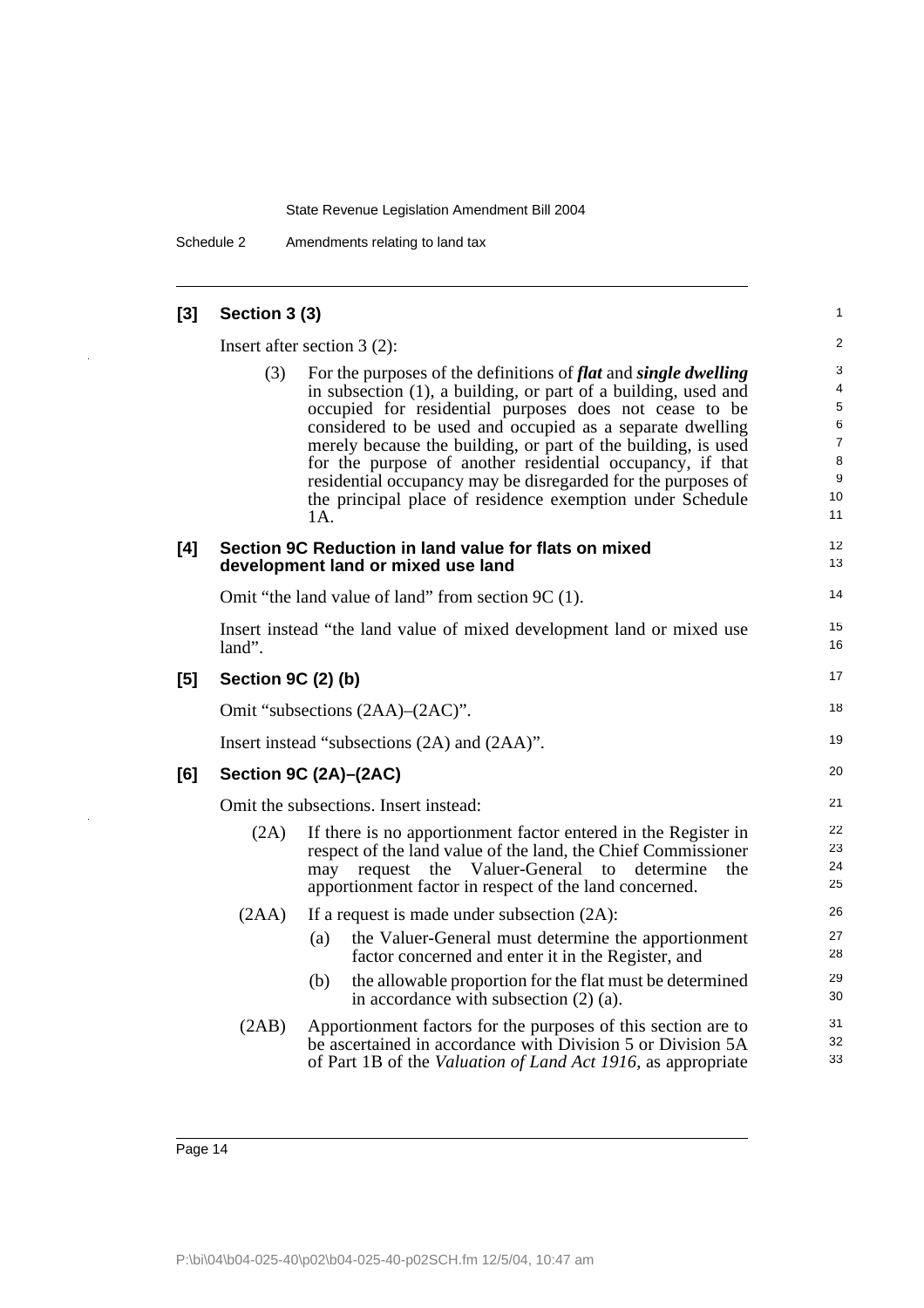## [3] Section 3 (3)

Insert after section 3 (2):

(3) For the purposes of the definitions of ***flat*** and ***single dwelling*** in subsection (1), a building, or part of a building, used and occupied for residential purposes does not cease to be considered to be used and occupied as a separate dwelling merely because the building, or part of the building, is used for the purpose of another residential occupancy, if that residential occupancy may be disregarded for the purposes of the principal place of residence exemption under Schedule 1A.

## [4] Section 9C Reduction in land value for flats on mixed development land or mixed use land

Omit "the land value of land" from section 9C (1).

Insert instead "the land value of mixed development land or mixed use land".

## [5] Section 9C (2) (b)

Omit "subsections (2AA)–(2AC)".

Insert instead "subsections (2A) and (2AA)".

## [6] Section 9C (2A)–(2AC)

Omit the subsections. Insert instead:

(2A) If there is no apportionment factor entered in the Register in respect of the land value of the land, the Chief Commissioner may request the Valuer-General to determine the apportionment factor in respect of the land concerned.

(2AA) If a request is made under subsection (2A):

- (a) the Valuer-General must determine the apportionment factor concerned and enter it in the Register, and
- (b) the allowable proportion for the flat must be determined in accordance with subsection (2) (a).

(2AB) Apportionment factors for the purposes of this section are to be ascertained in accordance with Division 5 or Division 5A of Part 1B of the *Valuation of Land Act 1916*, as appropriate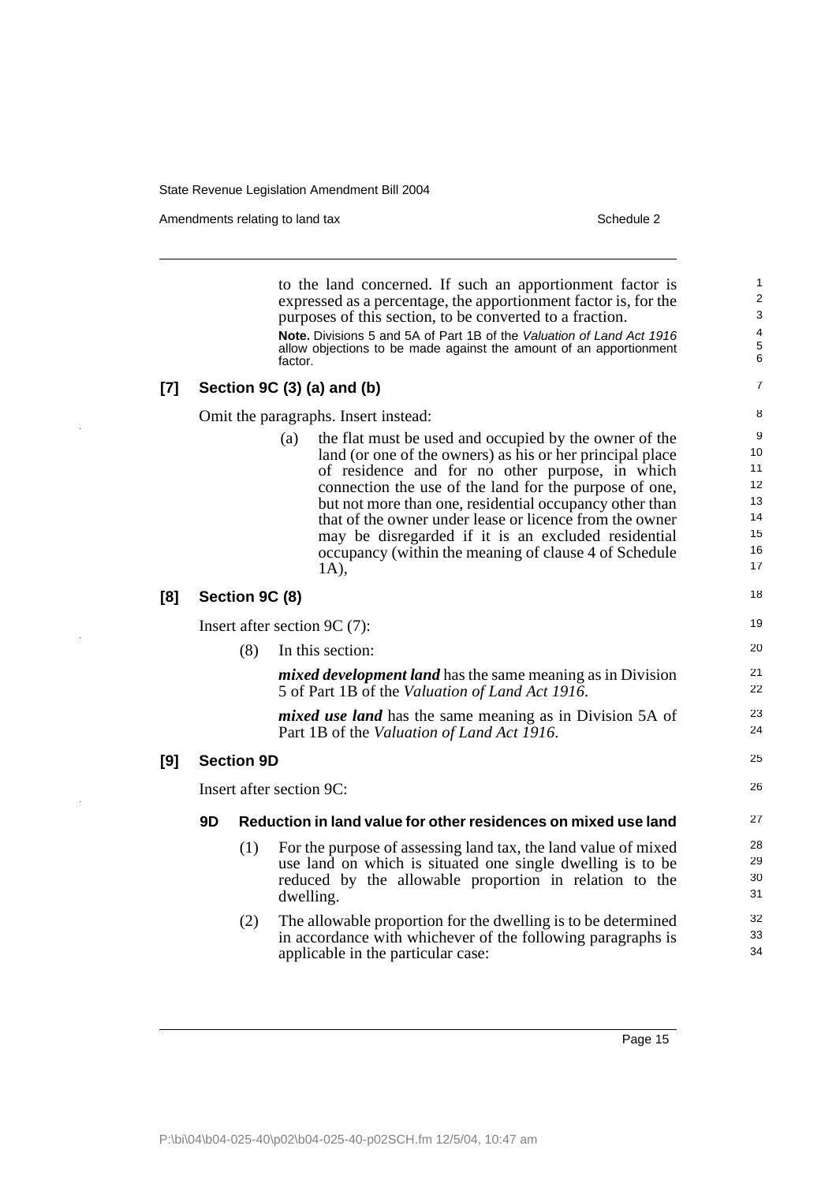to the land concerned. If such an apportionment factor is expressed as a percentage, the apportionment factor is, for the purposes of this section, to be converted to a fraction.

**Note.** Divisions 5 and 5A of Part 1B of the *Valuation of Land Act 1916* allow objections to be made against the amount of an apportionment factor.

### [7] Section 9C (3) (a) and (b)

Omit the paragraphs. Insert instead:

(a) the flat must be used and occupied by the owner of the land (or one of the owners) as his or her principal place of residence and for no other purpose, in which connection the use of the land for the purpose of one, but not more than one, residential occupancy other than that of the owner under lease or licence from the owner may be disregarded if it is an excluded residential occupancy (within the meaning of clause 4 of Schedule 1A),

### [8] Section 9C (8)

Insert after section 9C (7):

(8) In this section:

***mixed development land*** has the same meaning as in Division 5 of Part 1B of the *Valuation of Land Act 1916*.

***mixed use land*** has the same meaning as in Division 5A of Part 1B of the *Valuation of Land Act 1916*.

### [9] Section 9D

Insert after section 9C:

#### 9D Reduction in land value for other residences on mixed use land

(1) For the purpose of assessing land tax, the land value of mixed use land on which is situated one single dwelling is to be reduced by the allowable proportion in relation to the dwelling.

(2) The allowable proportion for the dwelling is to be determined in accordance with whichever of the following paragraphs is applicable in the particular case: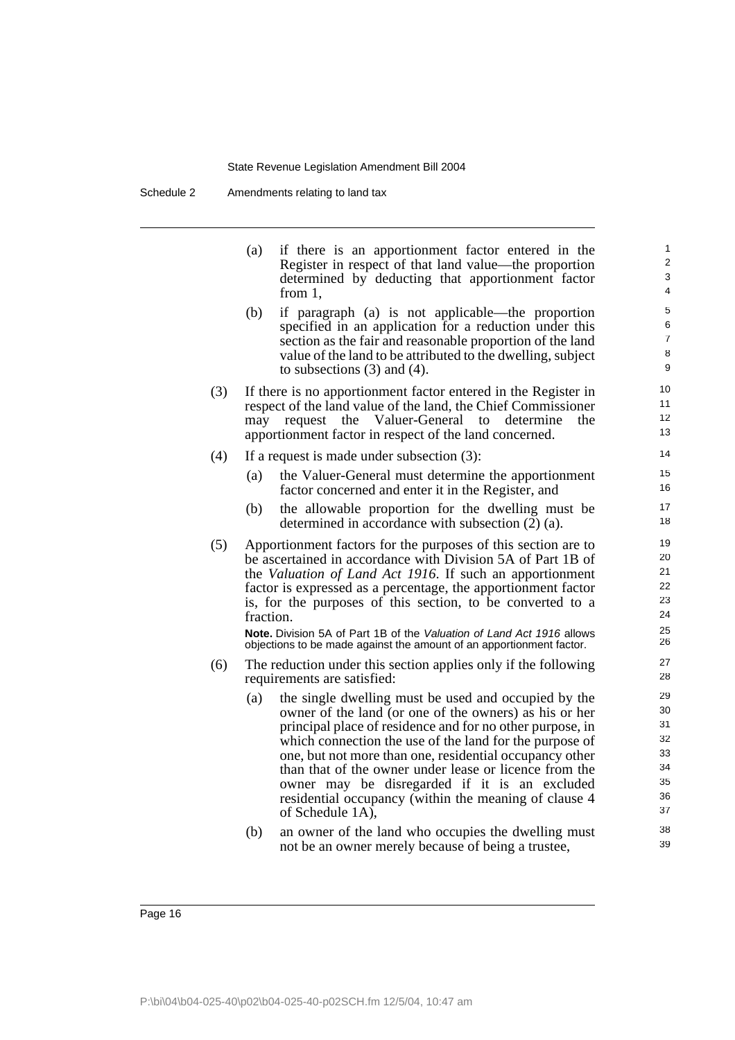(a) if there is an apportionment factor entered in the Register in respect of that land value—the proportion determined by deducting that apportionment factor from 1,

(b) if paragraph (a) is not applicable—the proportion specified in an application for a reduction under this section as the fair and reasonable proportion of the land value of the land to be attributed to the dwelling, subject to subsections (3) and (4).

(3) If there is no apportionment factor entered in the Register in respect of the land value of the land, the Chief Commissioner may request the Valuer-General to determine the apportionment factor in respect of the land concerned.

(4) If a request is made under subsection (3):

(a) the Valuer-General must determine the apportionment factor concerned and enter it in the Register, and

(b) the allowable proportion for the dwelling must be determined in accordance with subsection (2) (a).

(5) Apportionment factors for the purposes of this section are to be ascertained in accordance with Division 5A of Part 1B of the *Valuation of Land Act 1916*. If such an apportionment factor is expressed as a percentage, the apportionment factor is, for the purposes of this section, to be converted to a fraction.

**Note.** Division 5A of Part 1B of the *Valuation of Land Act 1916* allows objections to be made against the amount of an apportionment factor.

(6) The reduction under this section applies only if the following requirements are satisfied:

(a) the single dwelling must be used and occupied by the owner of the land (or one of the owners) as his or her principal place of residence and for no other purpose, in which connection the use of the land for the purpose of one, but not more than one, residential occupancy other than that of the owner under lease or licence from the owner may be disregarded if it is an excluded residential occupancy (within the meaning of clause 4 of Schedule 1A),

(b) an owner of the land who occupies the dwelling must not be an owner merely because of being a trustee,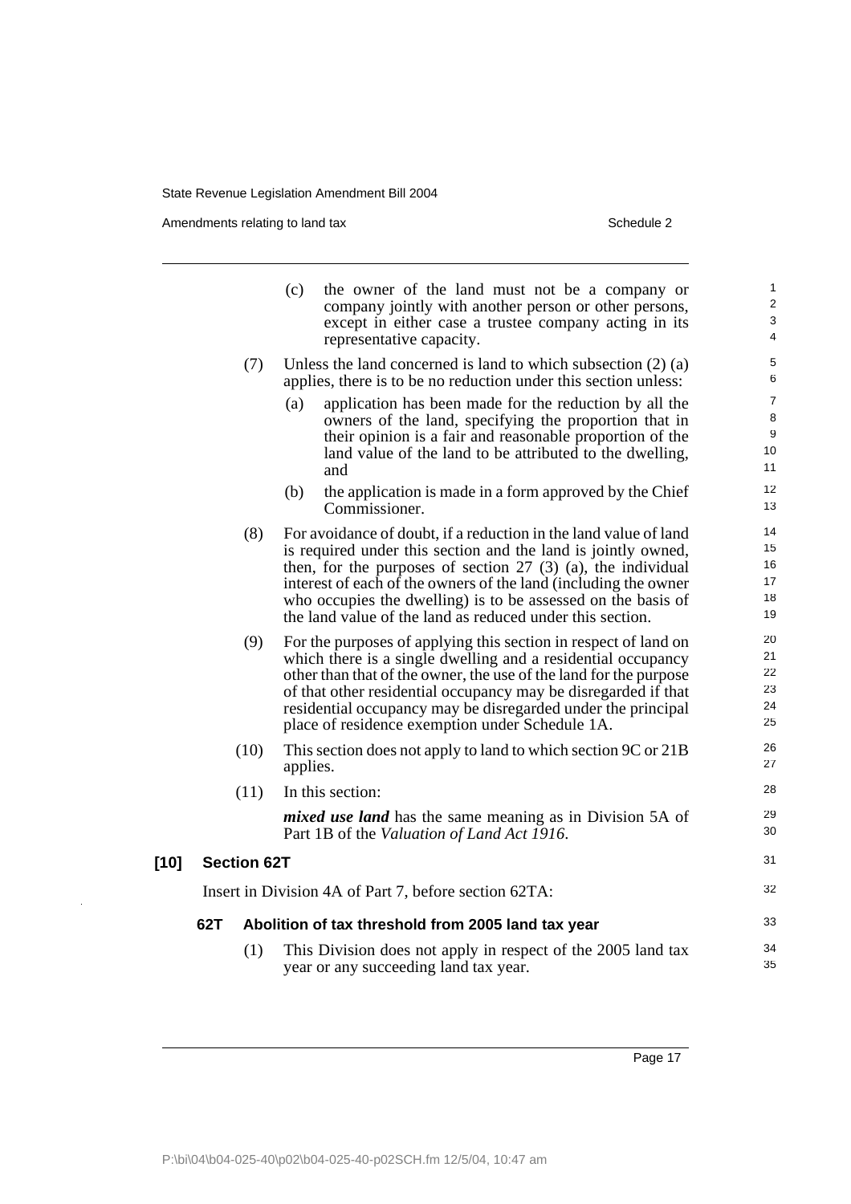(c) the owner of the land must not be a company or company jointly with another person or other persons, except in either case a trustee company acting in its representative capacity.

(7) Unless the land concerned is land to which subsection (2) (a) applies, there is to be no reduction under this section unless:

(a) application has been made for the reduction by all the owners of the land, specifying the proportion that in their opinion is a fair and reasonable proportion of the land value of the land to be attributed to the dwelling, and

(b) the application is made in a form approved by the Chief Commissioner.

(8) For avoidance of doubt, if a reduction in the land value of land is required under this section and the land is jointly owned, then, for the purposes of section 27 (3) (a), the individual interest of each of the owners of the land (including the owner who occupies the dwelling) is to be assessed on the basis of the land value of the land as reduced under this section.

(9) For the purposes of applying this section in respect of land on which there is a single dwelling and a residential occupancy other than that of the owner, the use of the land for the purpose of that other residential occupancy may be disregarded if that residential occupancy may be disregarded under the principal place of residence exemption under Schedule 1A.

(10) This section does not apply to land to which section 9C or 21B applies.

(11) In this section:

***mixed use land*** has the same meaning as in Division 5A of Part 1B of the *Valuation of Land Act 1916*.

## [10] Section 62T

Insert in Division 4A of Part 7, before section 62TA:

### 62T Abolition of tax threshold from 2005 land tax year

(1) This Division does not apply in respect of the 2005 land tax year or any succeeding land tax year.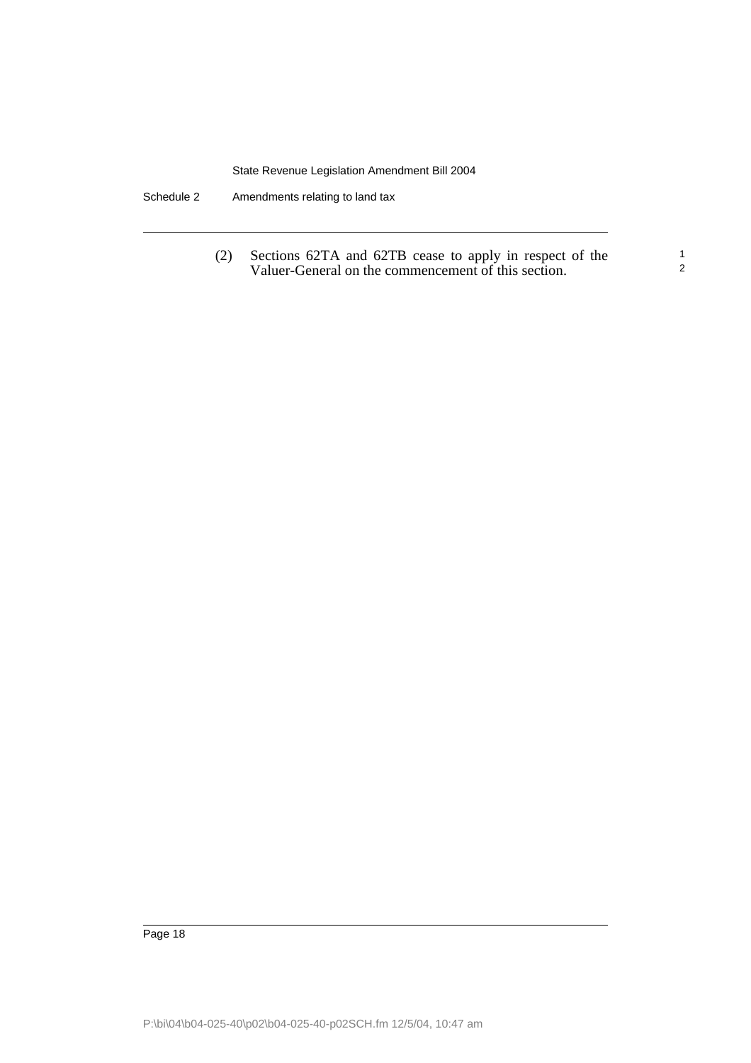(2) Sections 62TA and 62TB cease to apply in respect of the Valuer-General on the commencement of this section.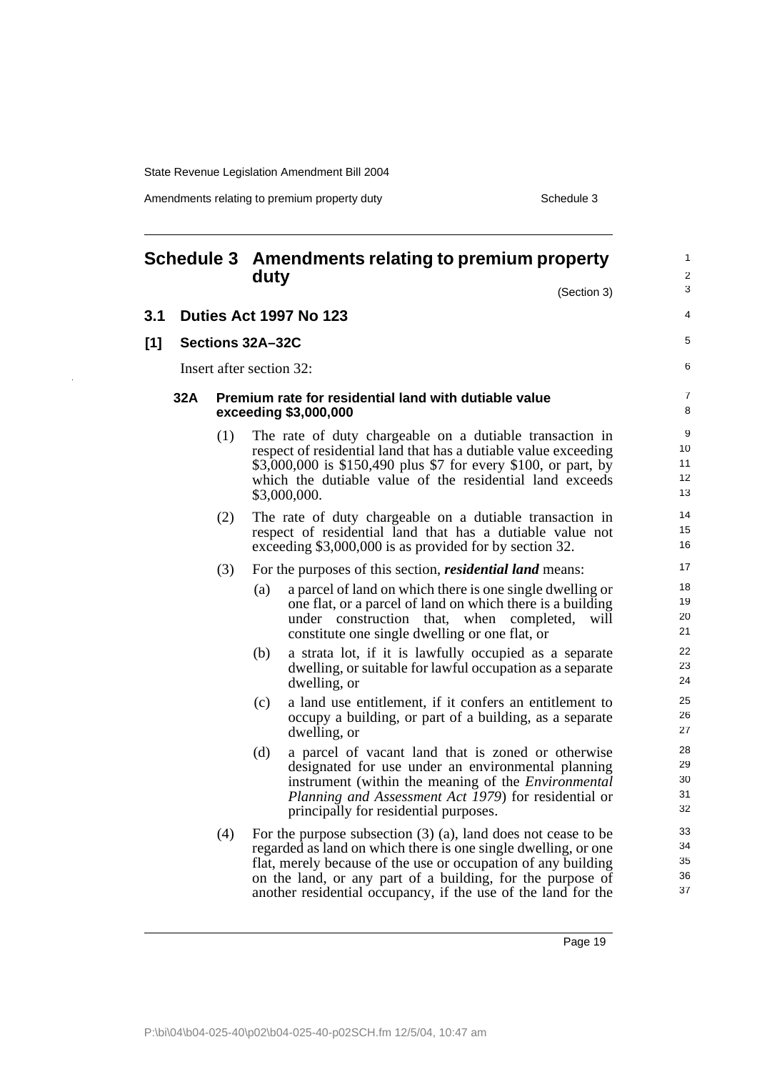# Schedule 3 Amendments relating to premium property duty

(Section 3)

## 3.1 Duties Act 1997 No 123

### [1] Sections 32A–32C

Insert after section 32:

#### 32A Premium rate for residential land with dutiable value exceeding $3,000,000

(1) The rate of duty chargeable on a dutiable transaction in respect of residential land that has a dutiable value exceeding $3,000,000 is $150,490 plus $7 for every $100, or part, by which the dutiable value of the residential land exceeds $3,000,000.

(2) The rate of duty chargeable on a dutiable transaction in respect of residential land that has a dutiable value not exceeding $3,000,000 is as provided for by section 32.

(3) For the purposes of this section, ***residential land*** means:

- (a) a parcel of land on which there is one single dwelling or one flat, or a parcel of land on which there is a building under construction that, when completed, will constitute one single dwelling or one flat, or
- (b) a strata lot, if it is lawfully occupied as a separate dwelling, or suitable for lawful occupation as a separate dwelling, or
- (c) a land use entitlement, if it confers an entitlement to occupy a building, or part of a building, as a separate dwelling, or
- (d) a parcel of vacant land that is zoned or otherwise designated for use under an environmental planning instrument (within the meaning of the *Environmental Planning and Assessment Act 1979*) for residential or principally for residential purposes.

(4) For the purpose subsection (3) (a), land does not cease to be regarded as land on which there is one single dwelling, or one flat, merely because of the use or occupation of any building on the land, or any part of a building, for the purpose of another residential occupancy, if the use of the land for the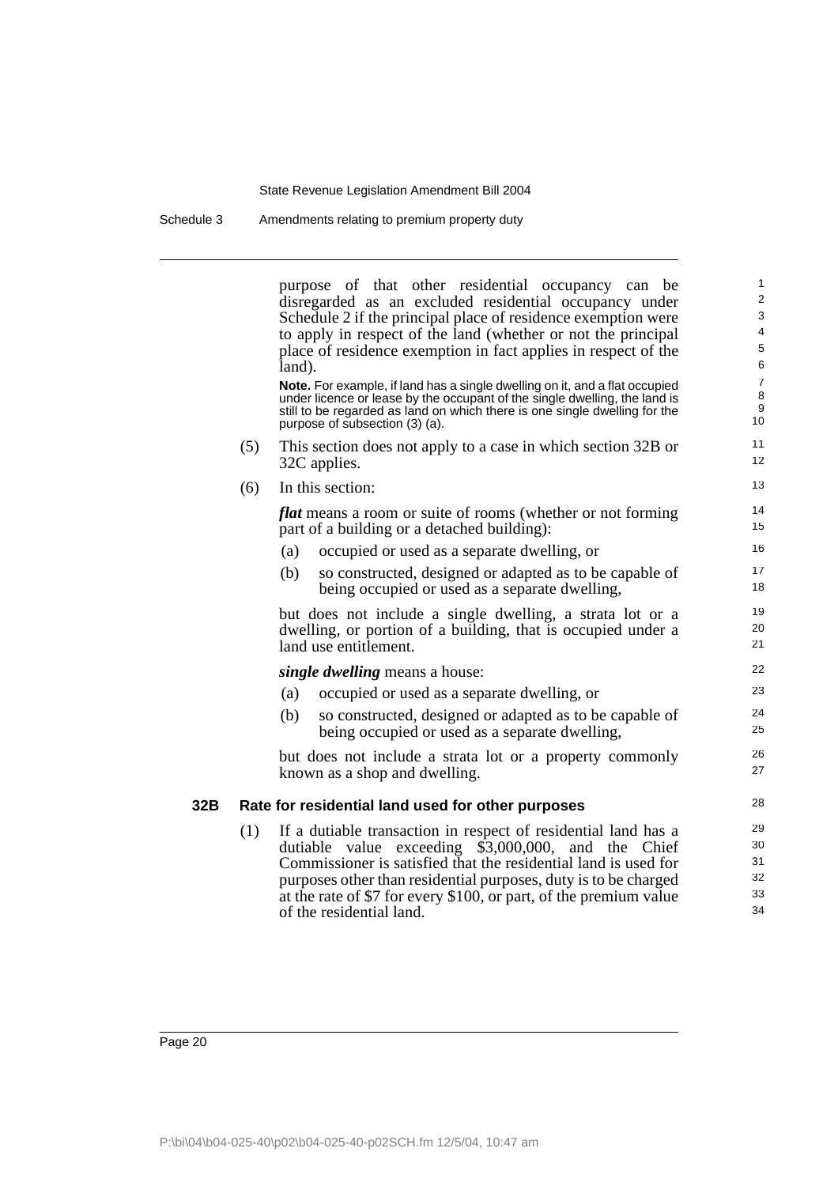purpose of that other residential occupancy can be disregarded as an excluded residential occupancy under Schedule 2 if the principal place of residence exemption were to apply in respect of the land (whether or not the principal place of residence exemption in fact applies in respect of the land).

**Note.** For example, if land has a single dwelling on it, and a flat occupied under licence or lease by the occupant of the single dwelling, the land is still to be regarded as land on which there is one single dwelling for the purpose of subsection (3) (a).

(5) This section does not apply to a case in which section 32B or 32C applies.

(6) In this section:

***flat*** means a room or suite of rooms (whether or not forming part of a building or a detached building):

(a) occupied or used as a separate dwelling, or

(b) so constructed, designed or adapted as to be capable of being occupied or used as a separate dwelling,

but does not include a single dwelling, a strata lot or a dwelling, or portion of a building, that is occupied under a land use entitlement.

***single dwelling*** means a house:

(a) occupied or used as a separate dwelling, or

(b) so constructed, designed or adapted as to be capable of being occupied or used as a separate dwelling,

but does not include a strata lot or a property commonly known as a shop and dwelling.

**32B Rate for residential land used for other purposes**

(1) If a dutiable transaction in respect of residential land has a dutiable value exceeding $3,000,000, and the Chief Commissioner is satisfied that the residential land is used for purposes other than residential purposes, duty is to be charged at the rate of $7 for every $100, or part, of the premium value of the residential land.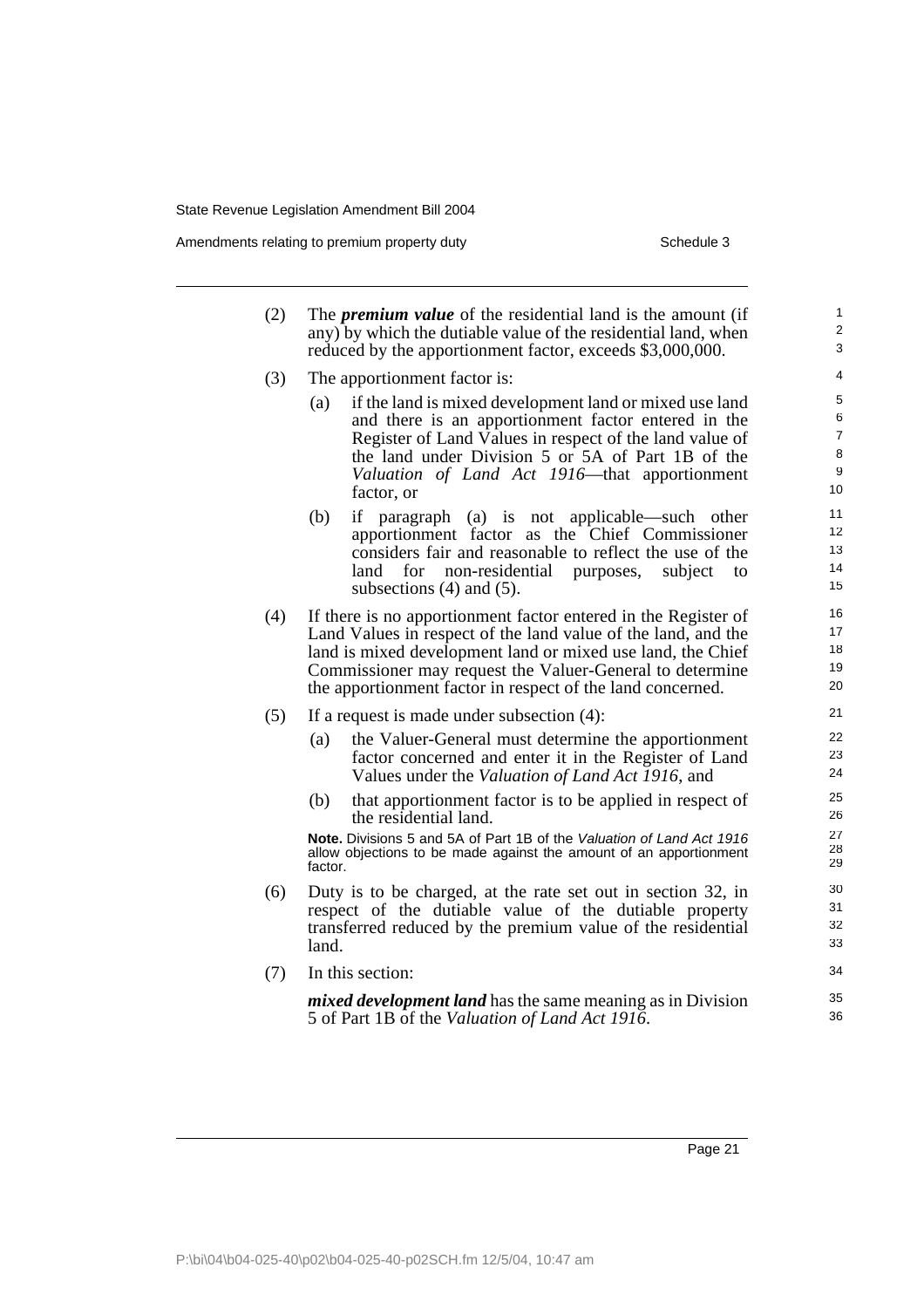(2) The ***premium value*** of the residential land is the amount (if any) by which the dutiable value of the residential land, when reduced by the apportionment factor, exceeds $3,000,000.

(3) The apportionment factor is:

  (a) if the land is mixed development land or mixed use land and there is an apportionment factor entered in the Register of Land Values in respect of the land value of the land under Division 5 or 5A of Part 1B of the *Valuation of Land Act 1916*—that apportionment factor, or

  (b) if paragraph (a) is not applicable—such other apportionment factor as the Chief Commissioner considers fair and reasonable to reflect the use of the land for non-residential purposes, subject to subsections (4) and (5).

(4) If there is no apportionment factor entered in the Register of Land Values in respect of the land value of the land, and the land is mixed development land or mixed use land, the Chief Commissioner may request the Valuer-General to determine the apportionment factor in respect of the land concerned.

(5) If a request is made under subsection (4):

  (a) the Valuer-General must determine the apportionment factor concerned and enter it in the Register of Land Values under the *Valuation of Land Act 1916*, and

  (b) that apportionment factor is to be applied in respect of the residential land.

  **Note.** Divisions 5 and 5A of Part 1B of the *Valuation of Land Act 1916* allow objections to be made against the amount of an apportionment factor.

(6) Duty is to be charged, at the rate set out in section 32, in respect of the dutiable value of the dutiable property transferred reduced by the premium value of the residential land.

(7) In this section:

  ***mixed development land*** has the same meaning as in Division 5 of Part 1B of the *Valuation of Land Act 1916*.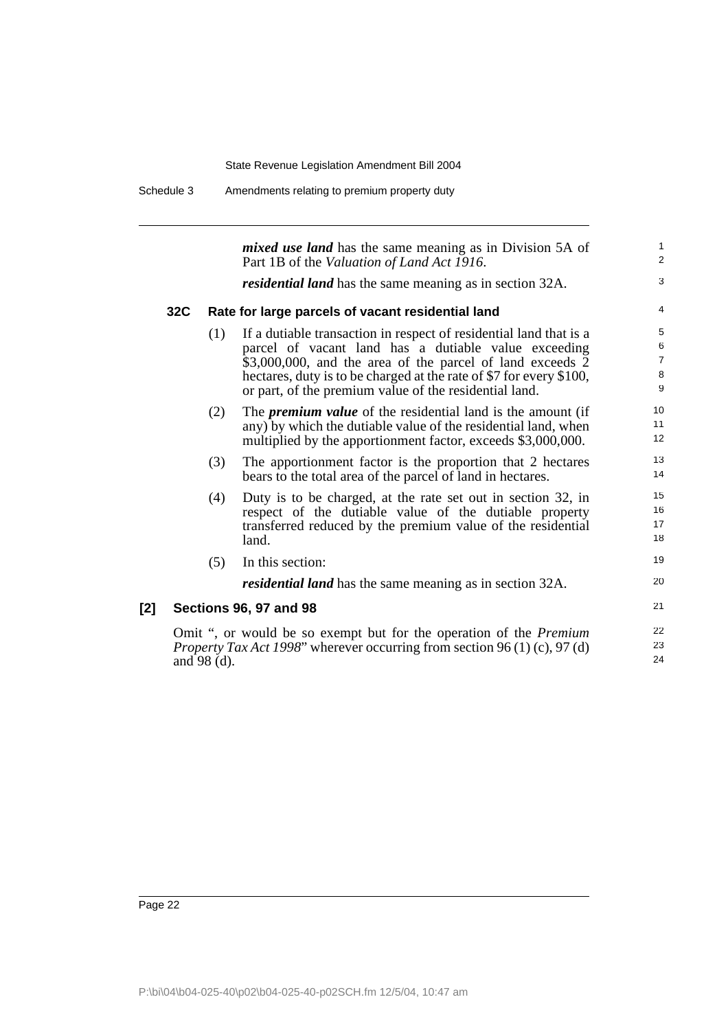***mixed use land*** has the same meaning as in Division 5A of Part 1B of the *Valuation of Land Act 1916*.

***residential land*** has the same meaning as in section 32A.

#### 32C Rate for large parcels of vacant residential land

(1) If a dutiable transaction in respect of residential land that is a parcel of vacant land has a dutiable value exceeding $3,000,000, and the area of the parcel of land exceeds 2 hectares, duty is to be charged at the rate of $7 for every $100, or part, of the premium value of the residential land.

(2) The ***premium value*** of the residential land is the amount (if any) by which the dutiable value of the residential land, when multiplied by the apportionment factor, exceeds $3,000,000.

(3) The apportionment factor is the proportion that 2 hectares bears to the total area of the parcel of land in hectares.

(4) Duty is to be charged, at the rate set out in section 32, in respect of the dutiable value of the dutiable property transferred reduced by the premium value of the residential land.

(5) In this section:

***residential land*** has the same meaning as in section 32A.

### [2] Sections 96, 97 and 98

Omit ", or would be so exempt but for the operation of the *Premium Property Tax Act 1998*" wherever occurring from section 96 (1) (c), 97 (d) and 98 (d).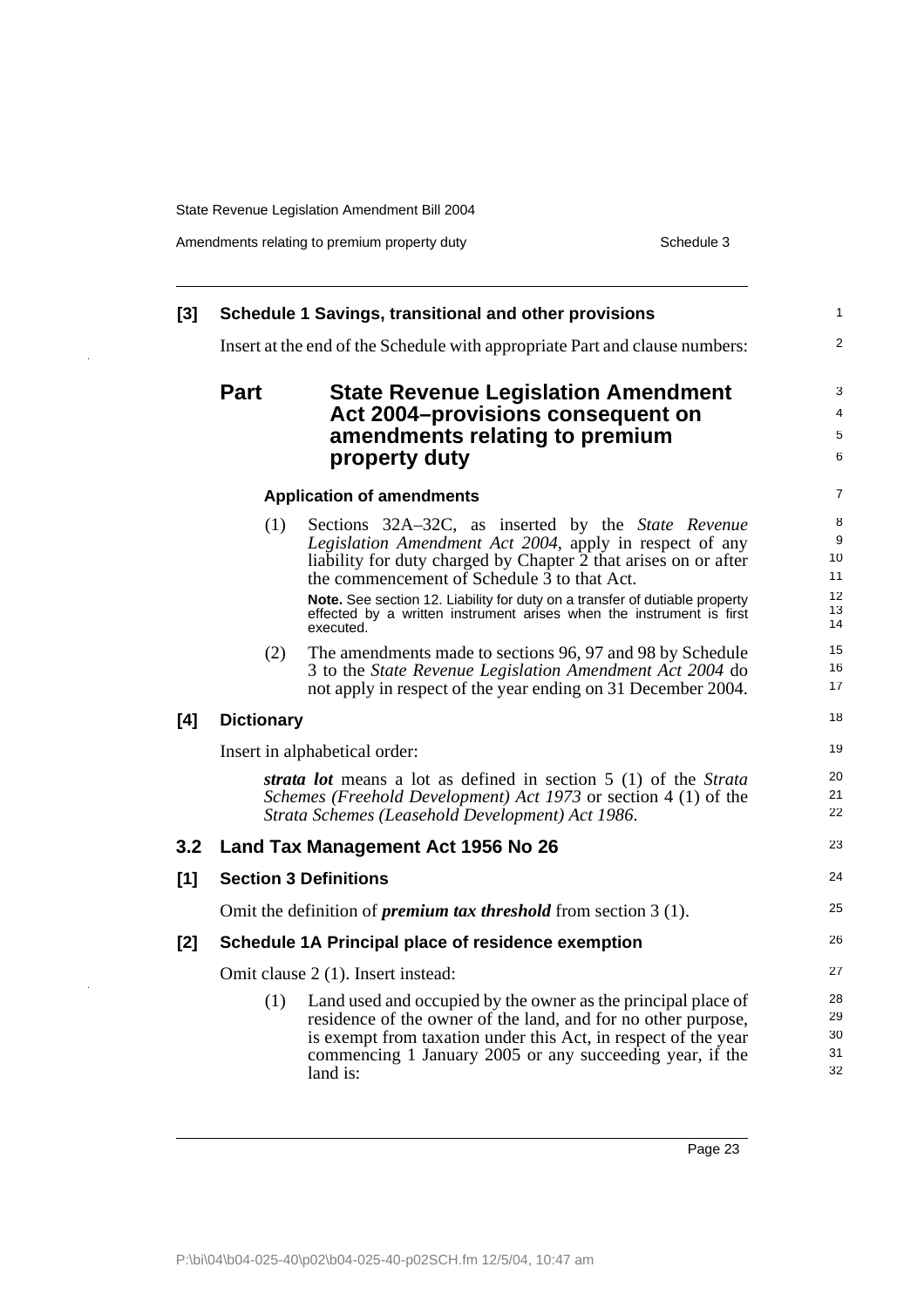**[3] Schedule 1 Savings, transitional and other provisions**

Insert at the end of the Schedule with appropriate Part and clause numbers:

## Part State Revenue Legislation Amendment Act 2004–provisions consequent on amendments relating to premium property duty

**Application of amendments**

(1) Sections 32A–32C, as inserted by the *State Revenue Legislation Amendment Act 2004*, apply in respect of any liability for duty charged by Chapter 2 that arises on or after the commencement of Schedule 3 to that Act.

**Note.** See section 12. Liability for duty on a transfer of dutiable property effected by a written instrument arises when the instrument is first executed.

(2) The amendments made to sections 96, 97 and 98 by Schedule 3 to the *State Revenue Legislation Amendment Act 2004* do not apply in respect of the year ending on 31 December 2004.

**[4] Dictionary**

Insert in alphabetical order:

***strata lot*** means a lot as defined in section 5 (1) of the *Strata Schemes (Freehold Development) Act 1973* or section 4 (1) of the *Strata Schemes (Leasehold Development) Act 1986*.

### 3.2 Land Tax Management Act 1956 No 26

**[1] Section 3 Definitions**

Omit the definition of ***premium tax threshold*** from section 3 (1).

**[2] Schedule 1A Principal place of residence exemption**

Omit clause 2 (1). Insert instead:

(1) Land used and occupied by the owner as the principal place of residence of the owner of the land, and for no other purpose, is exempt from taxation under this Act, in respect of the year commencing 1 January 2005 or any succeeding year, if the land is: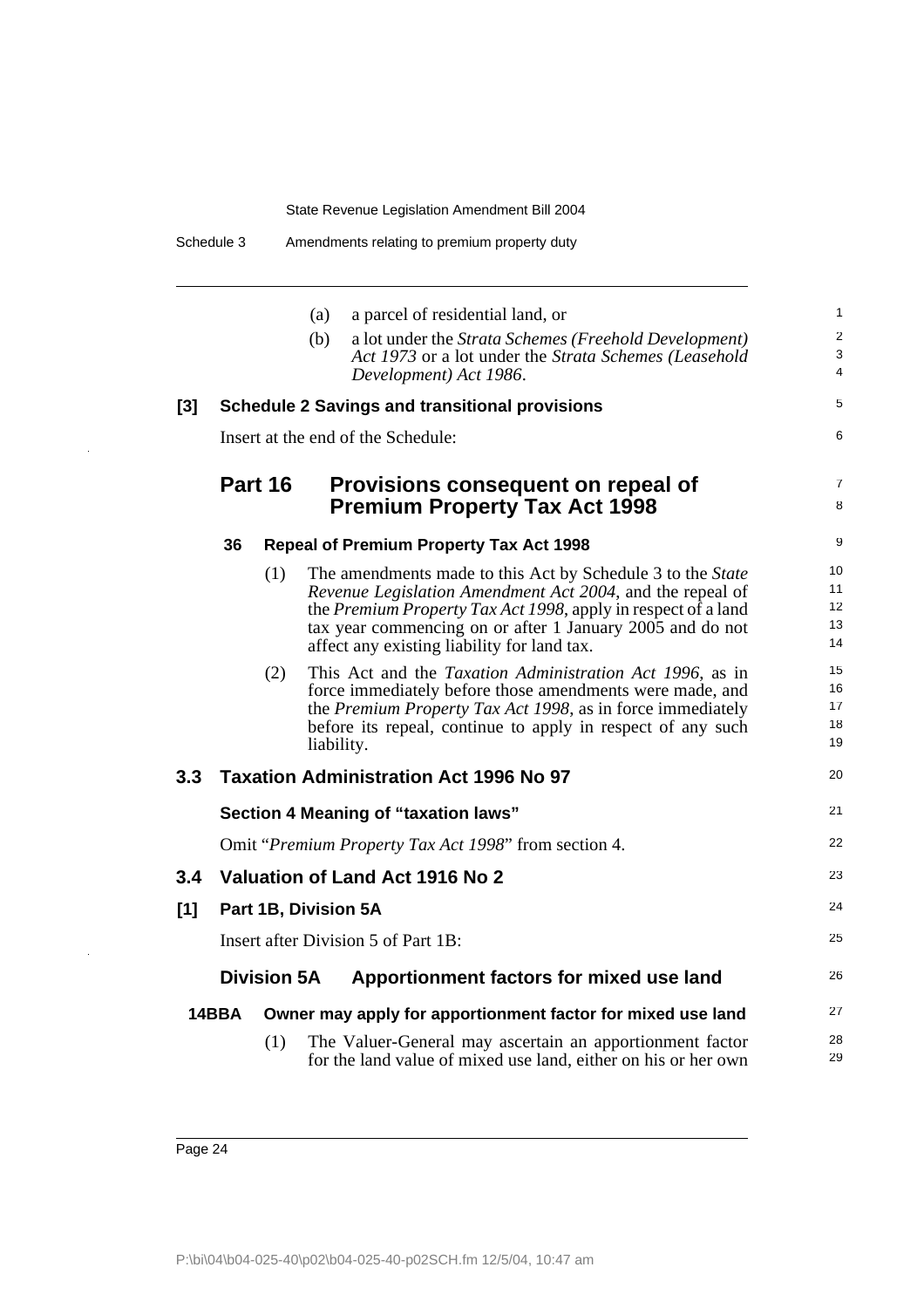(a) a parcel of residential land, or

(b) a lot under the *Strata Schemes (Freehold Development) Act 1973* or a lot under the *Strata Schemes (Leasehold Development) Act 1986*.

**[3] Schedule 2 Savings and transitional provisions**

Insert at the end of the Schedule:

## Part 16 Provisions consequent on repeal of Premium Property Tax Act 1998

**36 Repeal of Premium Property Tax Act 1998**

(1) The amendments made to this Act by Schedule 3 to the *State Revenue Legislation Amendment Act 2004*, and the repeal of the *Premium Property Tax Act 1998*, apply in respect of a land tax year commencing on or after 1 January 2005 and do not affect any existing liability for land tax.

(2) This Act and the *Taxation Administration Act 1996*, as in force immediately before those amendments were made, and the *Premium Property Tax Act 1998*, as in force immediately before its repeal, continue to apply in respect of any such liability.

## 3.3 Taxation Administration Act 1996 No 97

**Section 4 Meaning of "taxation laws"**

Omit "*Premium Property Tax Act 1998*" from section 4.

## 3.4 Valuation of Land Act 1916 No 2

**[1] Part 1B, Division 5A**

Insert after Division 5 of Part 1B:

### Division 5A Apportionment factors for mixed use land

**14BBA Owner may apply for apportionment factor for mixed use land**

(1) The Valuer-General may ascertain an apportionment factor for the land value of mixed use land, either on his or her own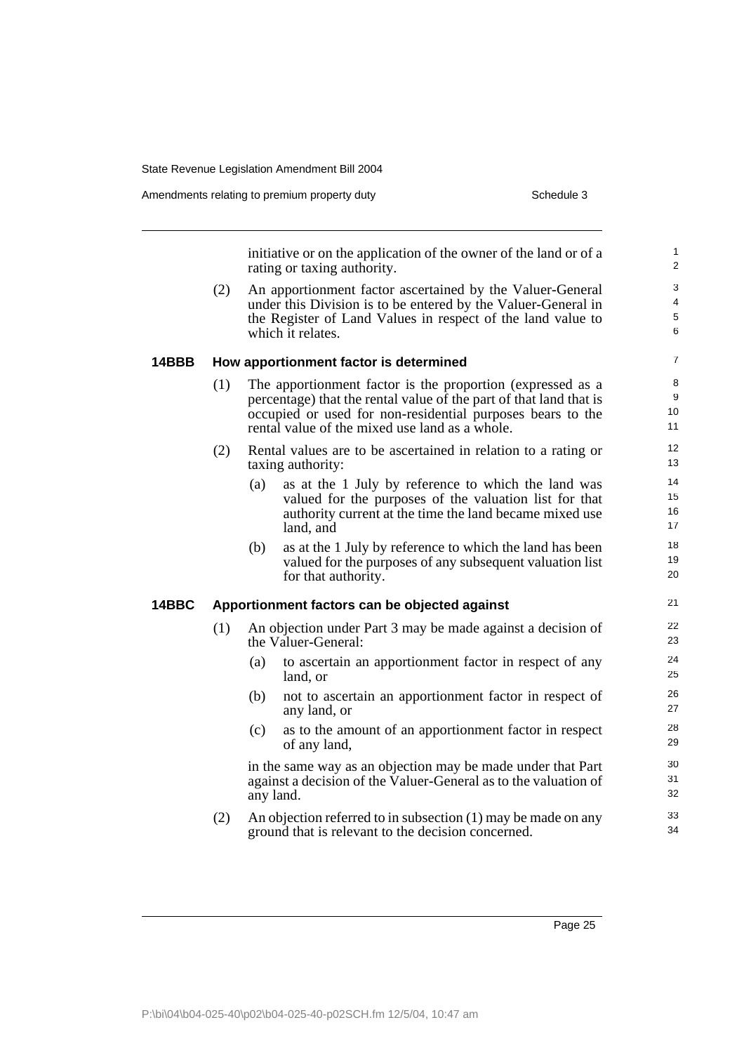initiative or on the application of the owner of the land or of a rating or taxing authority.

(2) An apportionment factor ascertained by the Valuer-General under this Division is to be entered by the Valuer-General in the Register of Land Values in respect of the land value to which it relates.

**14BBB How apportionment factor is determined**

(1) The apportionment factor is the proportion (expressed as a percentage) that the rental value of the part of that land that is occupied or used for non-residential purposes bears to the rental value of the mixed use land as a whole.

(2) Rental values are to be ascertained in relation to a rating or taxing authority:

(a) as at the 1 July by reference to which the land was valued for the purposes of the valuation list for that authority current at the time the land became mixed use land, and

(b) as at the 1 July by reference to which the land has been valued for the purposes of any subsequent valuation list for that authority.

**14BBC Apportionment factors can be objected against**

(1) An objection under Part 3 may be made against a decision of the Valuer-General:

(a) to ascertain an apportionment factor in respect of any land, or

(b) not to ascertain an apportionment factor in respect of any land, or

(c) as to the amount of an apportionment factor in respect of any land,

in the same way as an objection may be made under that Part against a decision of the Valuer-General as to the valuation of any land.

(2) An objection referred to in subsection (1) may be made on any ground that is relevant to the decision concerned.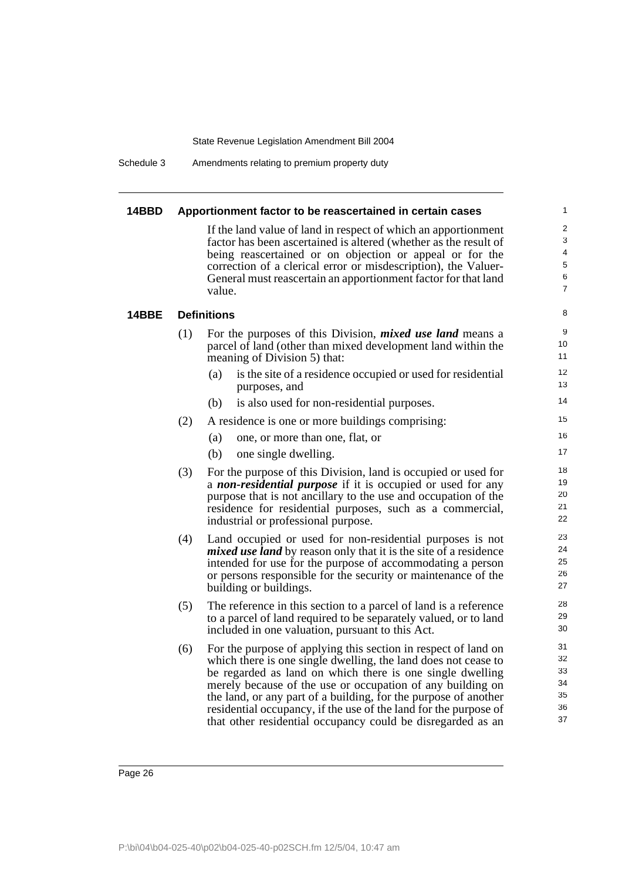### 14BBD Apportionment factor to be reascertained in certain cases

If the land value of land in respect of which an apportionment factor has been ascertained is altered (whether as the result of being reascertained or on objection or appeal or for the correction of a clerical error or misdescription), the Valuer-General must reascertain an apportionment factor for that land value.

### 14BBE Definitions

(1) For the purposes of this Division, ***mixed use land*** means a parcel of land (other than mixed development land within the meaning of Division 5) that:

- (a) is the site of a residence occupied or used for residential purposes, and
- (b) is also used for non-residential purposes.

(2) A residence is one or more buildings comprising:

- (a) one, or more than one, flat, or
- (b) one single dwelling.

(3) For the purpose of this Division, land is occupied or used for a ***non-residential purpose*** if it is occupied or used for any purpose that is not ancillary to the use and occupation of the residence for residential purposes, such as a commercial, industrial or professional purpose.

(4) Land occupied or used for non-residential purposes is not ***mixed use land*** by reason only that it is the site of a residence intended for use for the purpose of accommodating a person or persons responsible for the security or maintenance of the building or buildings.

(5) The reference in this section to a parcel of land is a reference to a parcel of land required to be separately valued, or to land included in one valuation, pursuant to this Act.

(6) For the purpose of applying this section in respect of land on which there is one single dwelling, the land does not cease to be regarded as land on which there is one single dwelling merely because of the use or occupation of any building on the land, or any part of a building, for the purpose of another residential occupancy, if the use of the land for the purpose of that other residential occupancy could be disregarded as an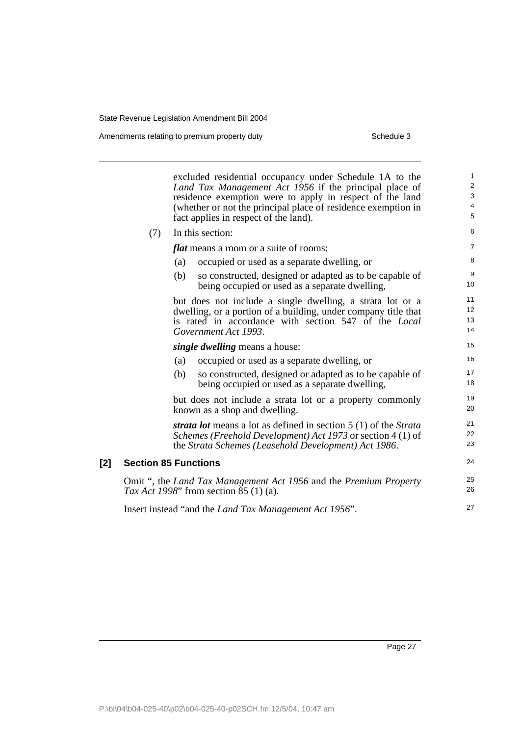excluded residential occupancy under Schedule 1A to the *Land Tax Management Act 1956* if the principal place of residence exemption were to apply in respect of the land (whether or not the principal place of residence exemption in fact applies in respect of the land).

(7) In this section:

***flat*** means a room or a suite of rooms:

(a) occupied or used as a separate dwelling, or

(b) so constructed, designed or adapted as to be capable of being occupied or used as a separate dwelling,

but does not include a single dwelling, a strata lot or a dwelling, or a portion of a building, under company title that is rated in accordance with section 547 of the *Local Government Act 1993*.

***single dwelling*** means a house:

(a) occupied or used as a separate dwelling, or

(b) so constructed, designed or adapted as to be capable of being occupied or used as a separate dwelling,

but does not include a strata lot or a property commonly known as a shop and dwelling.

***strata lot*** means a lot as defined in section 5 (1) of the *Strata Schemes (Freehold Development) Act 1973* or section 4 (1) of the *Strata Schemes (Leasehold Development) Act 1986*.

## [2] Section 85 Functions

Omit ", the *Land Tax Management Act 1956* and the *Premium Property Tax Act 1998*" from section 85 (1) (a).

Insert instead "and the *Land Tax Management Act 1956*".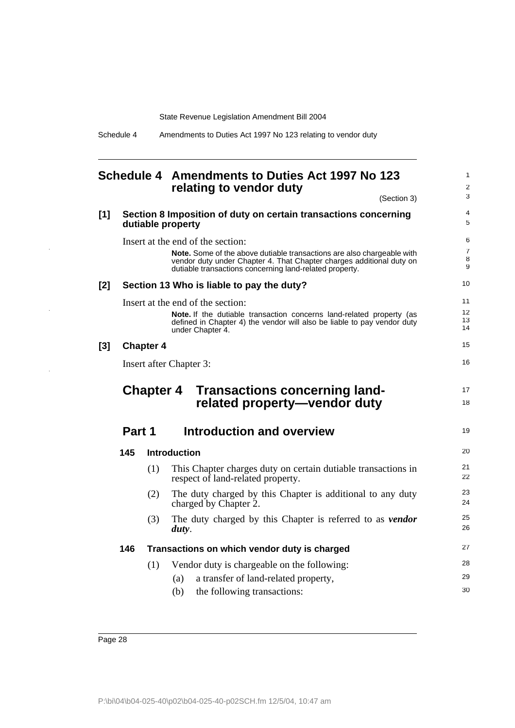# Schedule 4 Amendments to Duties Act 1997 No 123 relating to vendor duty

(Section 3)

**[1] Section 8 Imposition of duty on certain transactions concerning dutiable property**

Insert at the end of the section:

> **Note.** Some of the above dutiable transactions are also chargeable with vendor duty under Chapter 4. That Chapter charges additional duty on dutiable transactions concerning land-related property.

**[2] Section 13 Who is liable to pay the duty?**

Insert at the end of the section:

> **Note.** If the dutiable transaction concerns land-related property (as defined in Chapter 4) the vendor will also be liable to pay vendor duty under Chapter 4.

**[3] Chapter 4**

Insert after Chapter 3:

## Chapter 4 Transactions concerning land-related property—vendor duty

### Part 1 Introduction and overview

**145 Introduction**

(1) This Chapter charges duty on certain dutiable transactions in respect of land-related property.

(2) The duty charged by this Chapter is additional to any duty charged by Chapter 2.

(3) The duty charged by this Chapter is referred to as ***vendor duty***.

**146 Transactions on which vendor duty is charged**

(1) Vendor duty is chargeable on the following:

(a) a transfer of land-related property,

(b) the following transactions: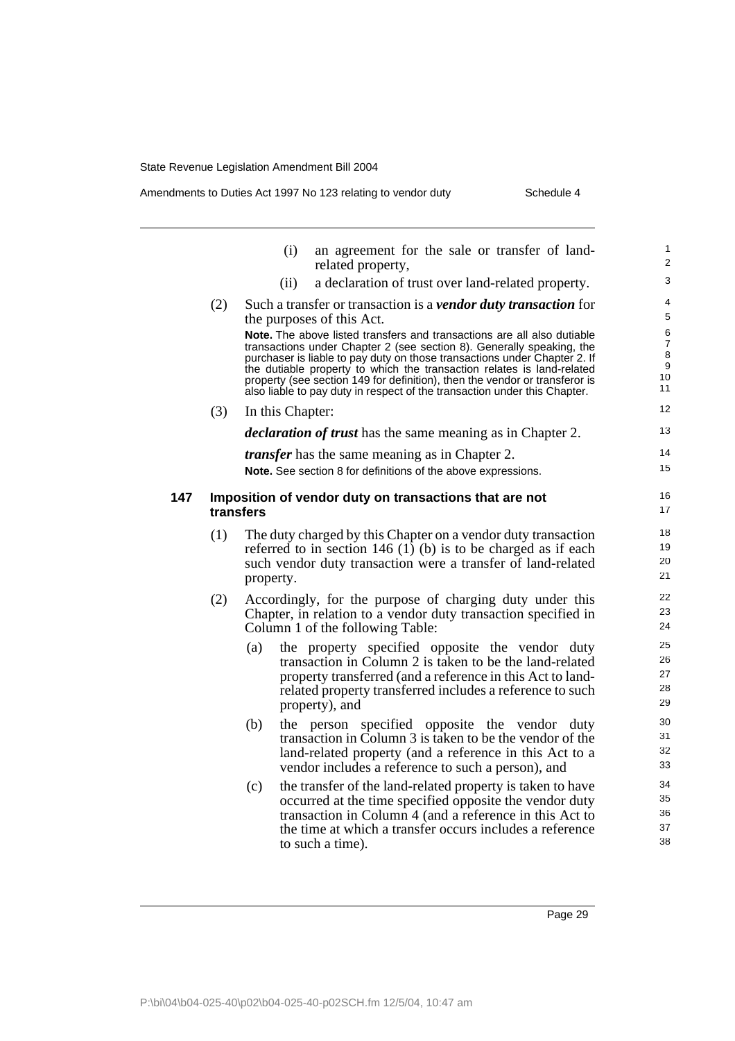(i) an agreement for the sale or transfer of land-related property,

(ii) a declaration of trust over land-related property.

(2) Such a transfer or transaction is a ***vendor duty transaction*** for the purposes of this Act.

**Note.** The above listed transfers and transactions are all also dutiable transactions under Chapter 2 (see section 8). Generally speaking, the purchaser is liable to pay duty on those transactions under Chapter 2. If the dutiable property to which the transaction relates is land-related property (see section 149 for definition), then the vendor or transferor is also liable to pay duty in respect of the transaction under this Chapter.

(3) In this Chapter:

***declaration of trust*** has the same meaning as in Chapter 2.

***transfer*** has the same meaning as in Chapter 2.

**Note.** See section 8 for definitions of the above expressions.

### 147 Imposition of vendor duty on transactions that are not transfers

(1) The duty charged by this Chapter on a vendor duty transaction referred to in section 146 (1) (b) is to be charged as if each such vendor duty transaction were a transfer of land-related property.

(2) Accordingly, for the purpose of charging duty under this Chapter, in relation to a vendor duty transaction specified in Column 1 of the following Table:

(a) the property specified opposite the vendor duty transaction in Column 2 is taken to be the land-related property transferred (and a reference in this Act to land-related property transferred includes a reference to such property), and

(b) the person specified opposite the vendor duty transaction in Column 3 is taken to be the vendor of the land-related property (and a reference in this Act to a vendor includes a reference to such a person), and

(c) the transfer of the land-related property is taken to have occurred at the time specified opposite the vendor duty transaction in Column 4 (and a reference in this Act to the time at which a transfer occurs includes a reference to such a time).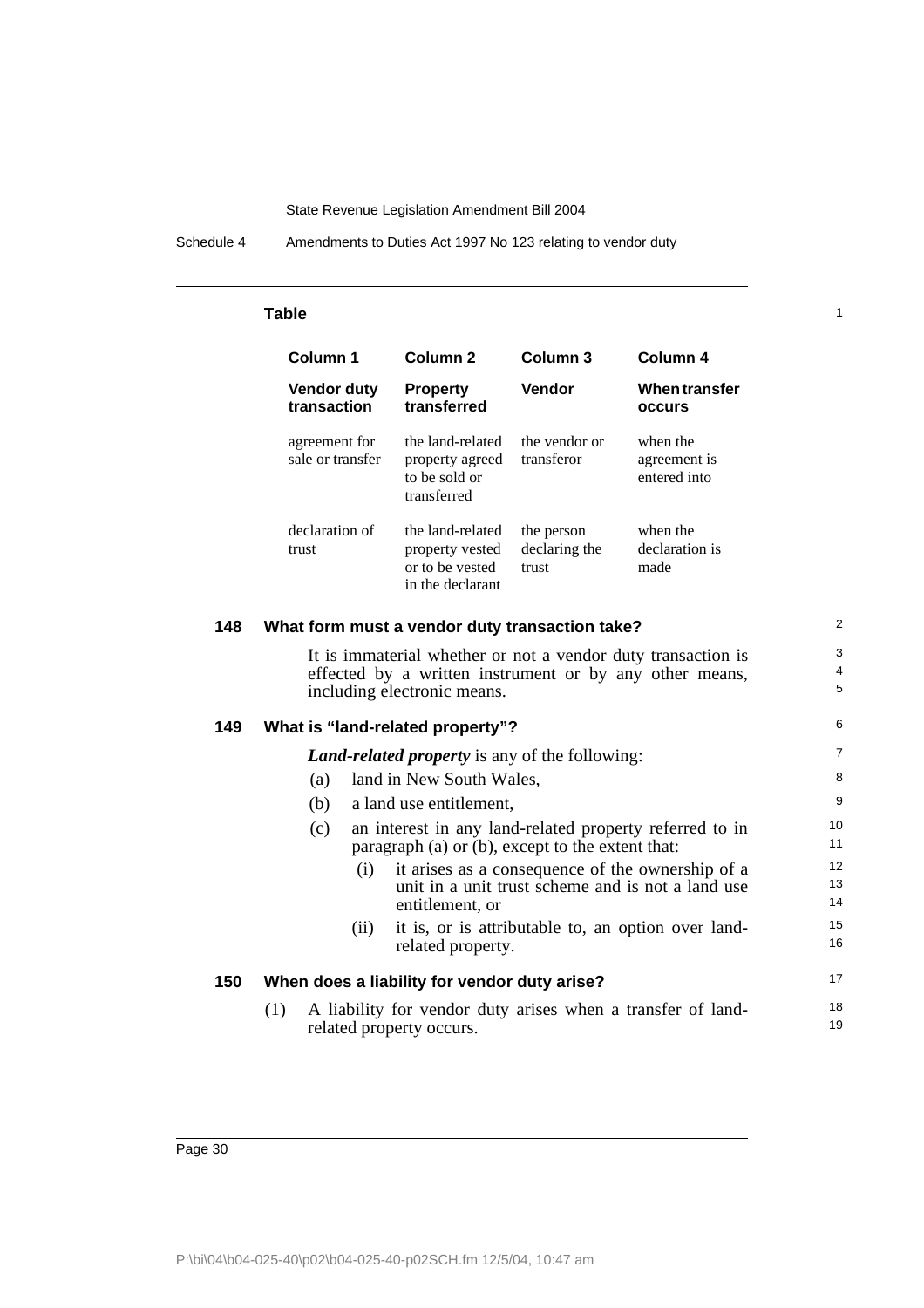**Table**

| Column 1 | Column 2 | Column 3 | Column 4 |
|---|---|---|---|
| **Vendor duty transaction** | **Property transferred** | **Vendor** | **When transfer occurs** |
| agreement for sale or transfer | the land-related property agreed to be sold or transferred | the vendor or transferor | when the agreement is entered into |
| declaration of trust | the land-related property vested or to be vested in the declarant | the person declaring the trust | when the declaration is made |

### 148 What form must a vendor duty transaction take?

It is immaterial whether or not a vendor duty transaction is effected by a written instrument or by any other means, including electronic means.

### 149 What is "land-related property"?

***Land-related property*** is any of the following:

(a) land in New South Wales,

(b) a land use entitlement,

(c) an interest in any land-related property referred to in paragraph (a) or (b), except to the extent that:

(i) it arises as a consequence of the ownership of a unit in a unit trust scheme and is not a land use entitlement, or

(ii) it is, or is attributable to, an option over land-related property.

### 150 When does a liability for vendor duty arise?

(1) A liability for vendor duty arises when a transfer of land-related property occurs.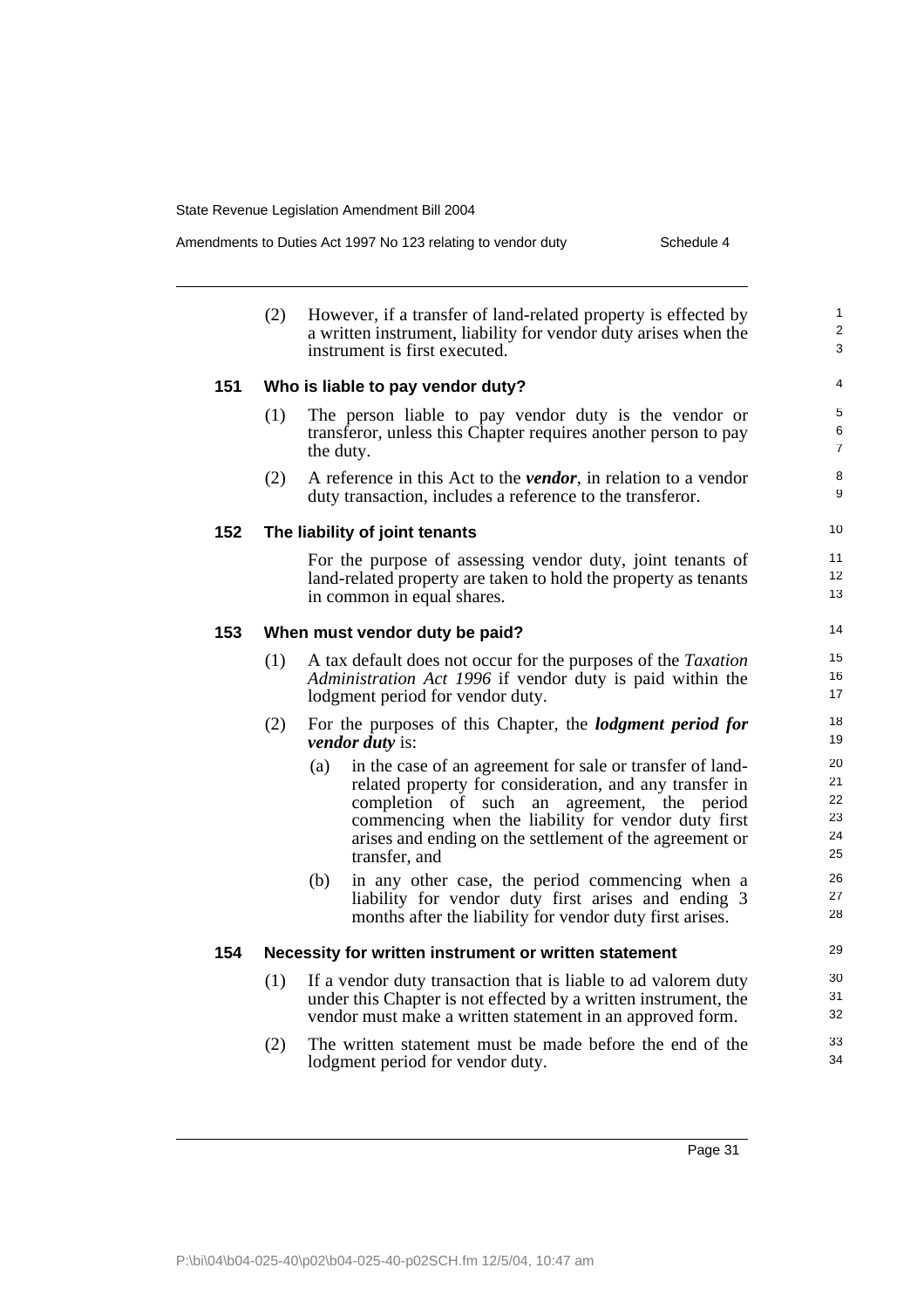(2) However, if a transfer of land-related property is effected by a written instrument, liability for vendor duty arises when the instrument is first executed.

### 151 Who is liable to pay vendor duty?

(1) The person liable to pay vendor duty is the vendor or transferor, unless this Chapter requires another person to pay the duty.

(2) A reference in this Act to the ***vendor***, in relation to a vendor duty transaction, includes a reference to the transferor.

### 152 The liability of joint tenants

For the purpose of assessing vendor duty, joint tenants of land-related property are taken to hold the property as tenants in common in equal shares.

### 153 When must vendor duty be paid?

(1) A tax default does not occur for the purposes of the *Taxation Administration Act 1996* if vendor duty is paid within the lodgment period for vendor duty.

(2) For the purposes of this Chapter, the ***lodgment period for vendor duty*** is:

- (a) in the case of an agreement for sale or transfer of land-related property for consideration, and any transfer in completion of such an agreement, the period commencing when the liability for vendor duty first arises and ending on the settlement of the agreement or transfer, and
- (b) in any other case, the period commencing when a liability for vendor duty first arises and ending 3 months after the liability for vendor duty first arises.

### 154 Necessity for written instrument or written statement

(1) If a vendor duty transaction that is liable to ad valorem duty under this Chapter is not effected by a written instrument, the vendor must make a written statement in an approved form.

(2) The written statement must be made before the end of the lodgment period for vendor duty.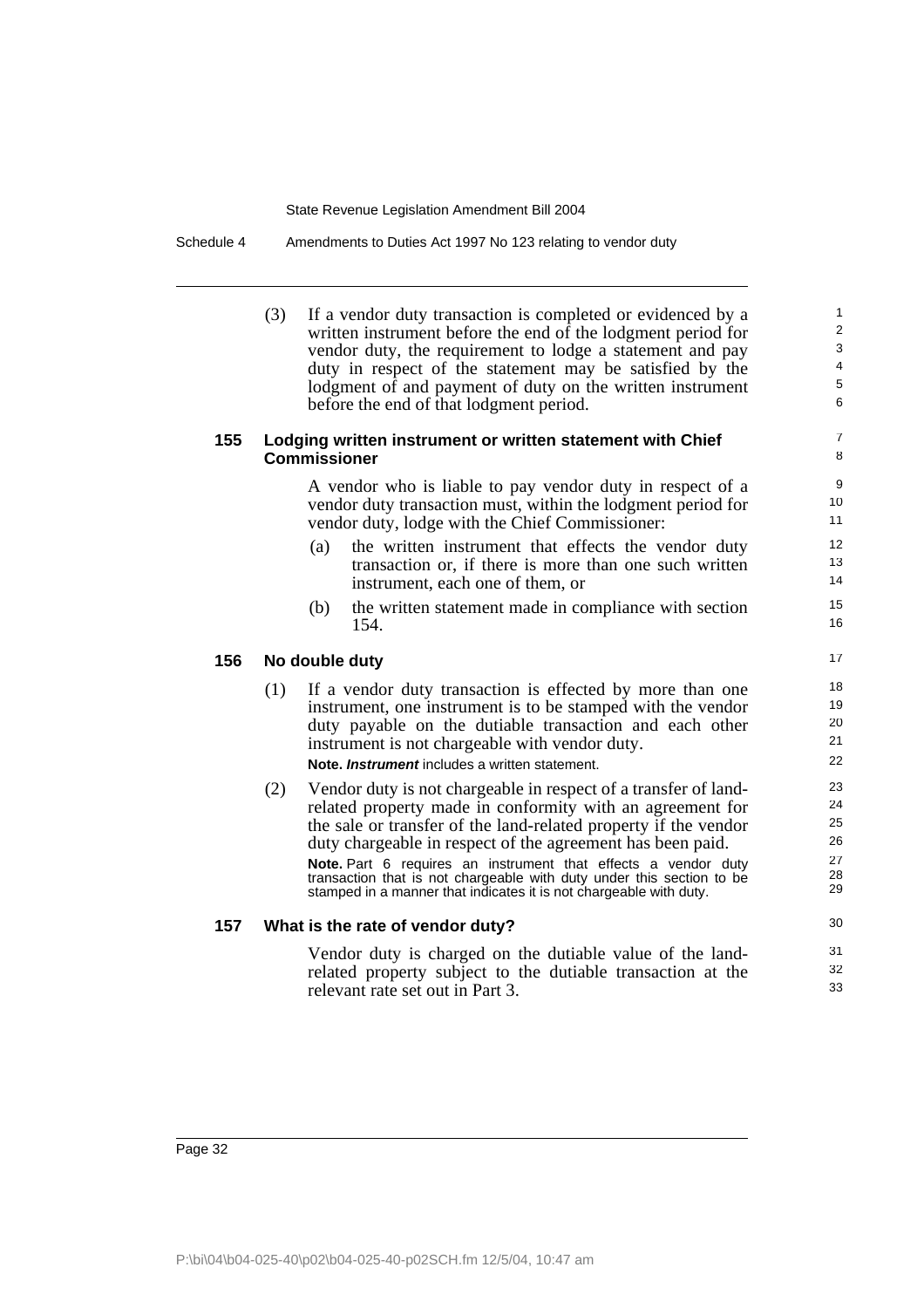(3) If a vendor duty transaction is completed or evidenced by a written instrument before the end of the lodgment period for vendor duty, the requirement to lodge a statement and pay duty in respect of the statement may be satisfied by the lodgment of and payment of duty on the written instrument before the end of that lodgment period.

### 155 Lodging written instrument or written statement with Chief Commissioner

A vendor who is liable to pay vendor duty in respect of a vendor duty transaction must, within the lodgment period for vendor duty, lodge with the Chief Commissioner:

(a) the written instrument that effects the vendor duty transaction or, if there is more than one such written instrument, each one of them, or

(b) the written statement made in compliance with section 154.

### 156 No double duty

(1) If a vendor duty transaction is effected by more than one instrument, one instrument is to be stamped with the vendor duty payable on the dutiable transaction and each other instrument is not chargeable with vendor duty.

**Note.** ***Instrument*** includes a written statement.

(2) Vendor duty is not chargeable in respect of a transfer of land-related property made in conformity with an agreement for the sale or transfer of the land-related property if the vendor duty chargeable in respect of the agreement has been paid.

**Note.** Part 6 requires an instrument that effects a vendor duty transaction that is not chargeable with duty under this section to be stamped in a manner that indicates it is not chargeable with duty.

### 157 What is the rate of vendor duty?

Vendor duty is charged on the dutiable value of the land-related property subject to the dutiable transaction at the relevant rate set out in Part 3.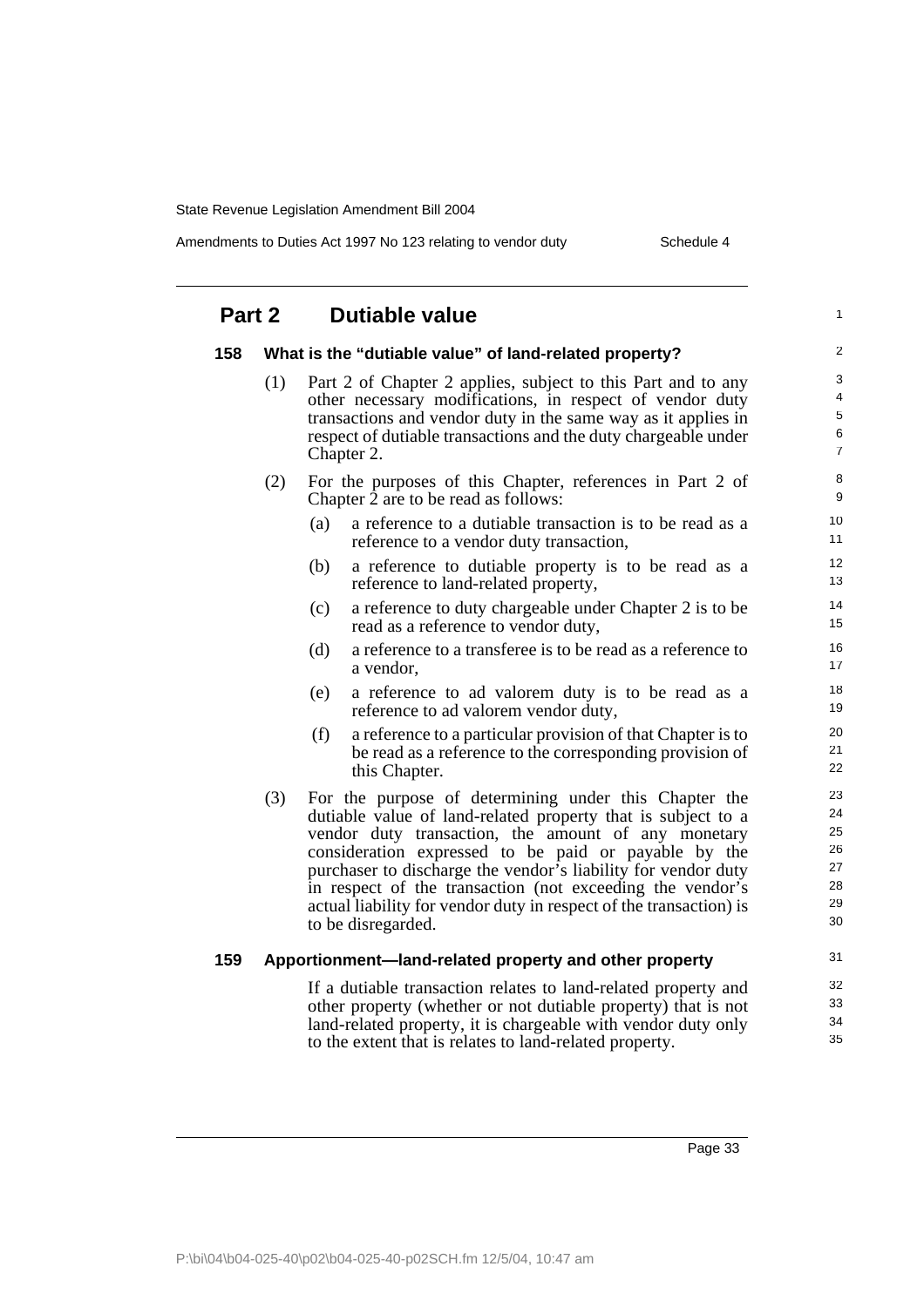## Part 2 Dutiable value

### 158 What is the "dutiable value" of land-related property?

(1) Part 2 of Chapter 2 applies, subject to this Part and to any other necessary modifications, in respect of vendor duty transactions and vendor duty in the same way as it applies in respect of dutiable transactions and the duty chargeable under Chapter 2.

(2) For the purposes of this Chapter, references in Part 2 of Chapter 2 are to be read as follows:

- (a) a reference to a dutiable transaction is to be read as a reference to a vendor duty transaction,
- (b) a reference to dutiable property is to be read as a reference to land-related property,
- (c) a reference to duty chargeable under Chapter 2 is to be read as a reference to vendor duty,
- (d) a reference to a transferee is to be read as a reference to a vendor,
- (e) a reference to ad valorem duty is to be read as a reference to ad valorem vendor duty,
- (f) a reference to a particular provision of that Chapter is to be read as a reference to the corresponding provision of this Chapter.

(3) For the purpose of determining under this Chapter the dutiable value of land-related property that is subject to a vendor duty transaction, the amount of any monetary consideration expressed to be paid or payable by the purchaser to discharge the vendor's liability for vendor duty in respect of the transaction (not exceeding the vendor's actual liability for vendor duty in respect of the transaction) is to be disregarded.

### 159 Apportionment—land-related property and other property

If a dutiable transaction relates to land-related property and other property (whether or not dutiable property) that is not land-related property, it is chargeable with vendor duty only to the extent that is relates to land-related property.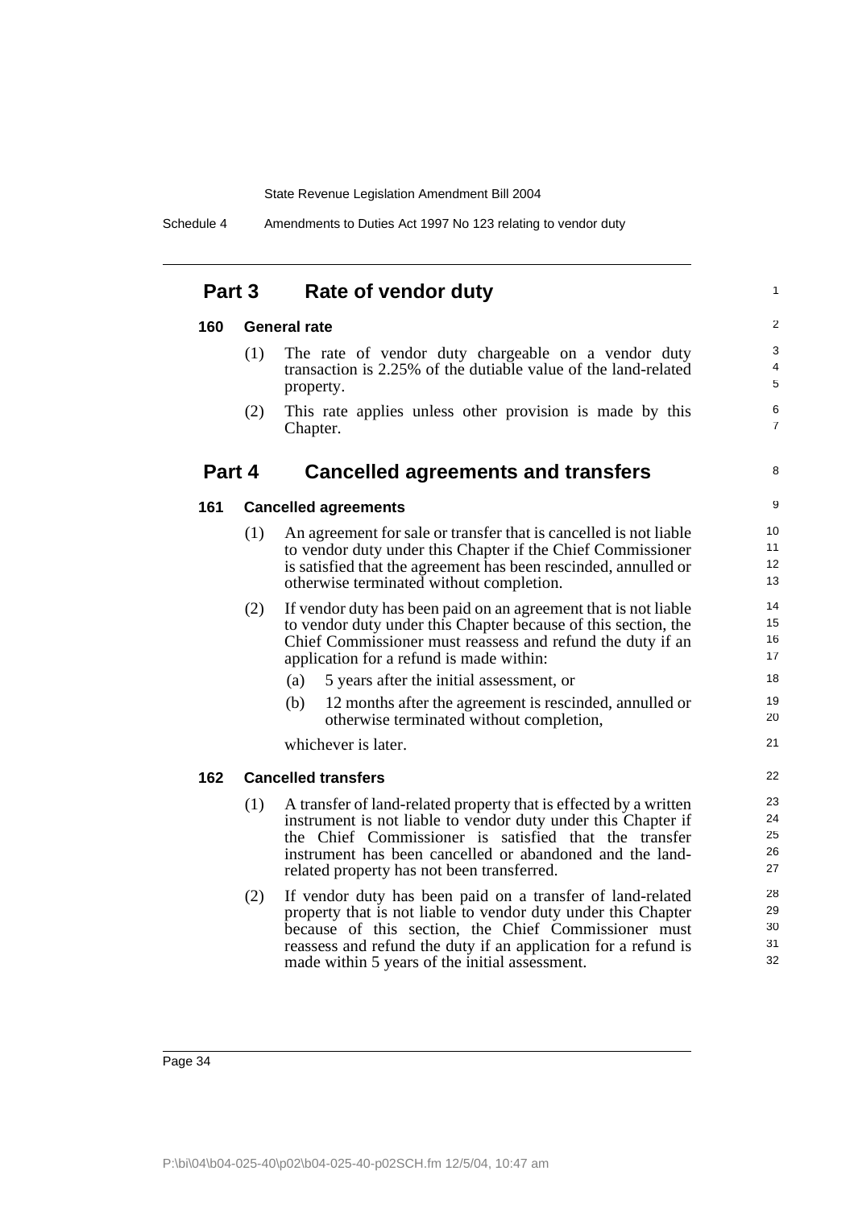## Part 3 Rate of vendor duty

### 160 General rate

(1) The rate of vendor duty chargeable on a vendor duty transaction is 2.25% of the dutiable value of the land-related property.

(2) This rate applies unless other provision is made by this Chapter.

## Part 4 Cancelled agreements and transfers

### 161 Cancelled agreements

(1) An agreement for sale or transfer that is cancelled is not liable to vendor duty under this Chapter if the Chief Commissioner is satisfied that the agreement has been rescinded, annulled or otherwise terminated without completion.

(2) If vendor duty has been paid on an agreement that is not liable to vendor duty under this Chapter because of this section, the Chief Commissioner must reassess and refund the duty if an application for a refund is made within:

(a) 5 years after the initial assessment, or

(b) 12 months after the agreement is rescinded, annulled or otherwise terminated without completion,

whichever is later.

### 162 Cancelled transfers

(1) A transfer of land-related property that is effected by a written instrument is not liable to vendor duty under this Chapter if the Chief Commissioner is satisfied that the transfer instrument has been cancelled or abandoned and the land-related property has not been transferred.

(2) If vendor duty has been paid on a transfer of land-related property that is not liable to vendor duty under this Chapter because of this section, the Chief Commissioner must reassess and refund the duty if an application for a refund is made within 5 years of the initial assessment.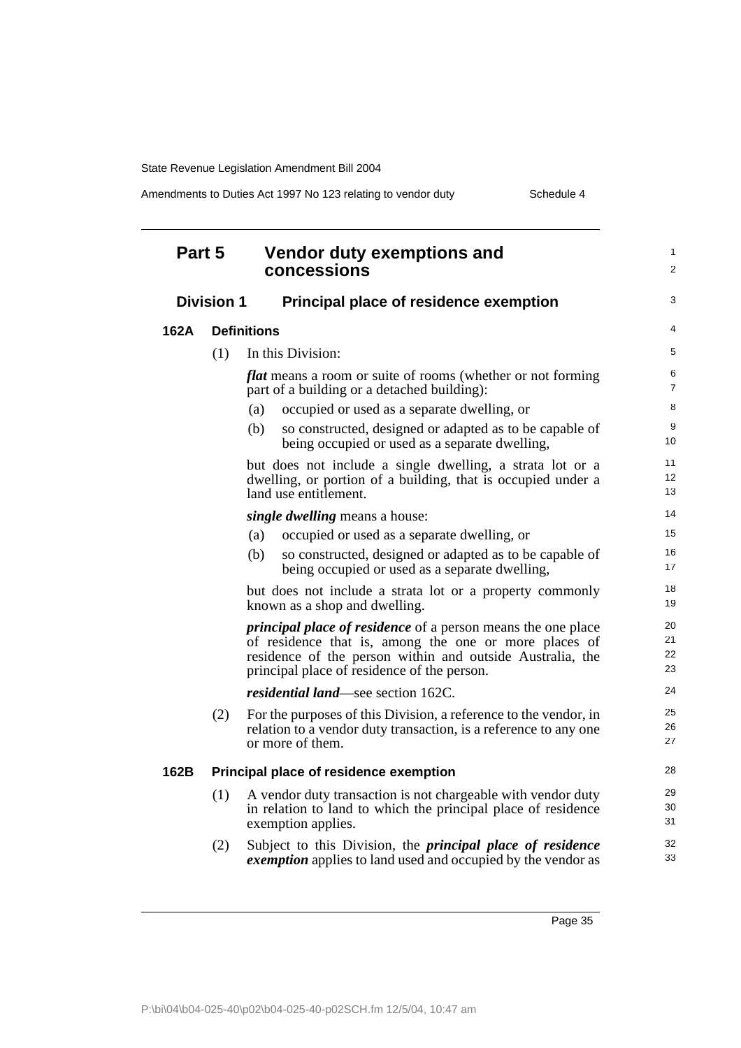## Part 5 Vendor duty exemptions and concessions

### Division 1 Principal place of residence exemption

#### 162A Definitions

(1) In this Division:

***flat*** means a room or suite of rooms (whether or not forming part of a building or a detached building):

(a) occupied or used as a separate dwelling, or

(b) so constructed, designed or adapted as to be capable of being occupied or used as a separate dwelling,

but does not include a single dwelling, a strata lot or a dwelling, or portion of a building, that is occupied under a land use entitlement.

***single dwelling*** means a house:

(a) occupied or used as a separate dwelling, or

(b) so constructed, designed or adapted as to be capable of being occupied or used as a separate dwelling,

but does not include a strata lot or a property commonly known as a shop and dwelling.

***principal place of residence*** of a person means the one place of residence that is, among the one or more places of residence of the person within and outside Australia, the principal place of residence of the person.

***residential land***—see section 162C.

(2) For the purposes of this Division, a reference to the vendor, in relation to a vendor duty transaction, is a reference to any one or more of them.

#### 162B Principal place of residence exemption

(1) A vendor duty transaction is not chargeable with vendor duty in relation to land to which the principal place of residence exemption applies.

(2) Subject to this Division, the ***principal place of residence exemption*** applies to land used and occupied by the vendor as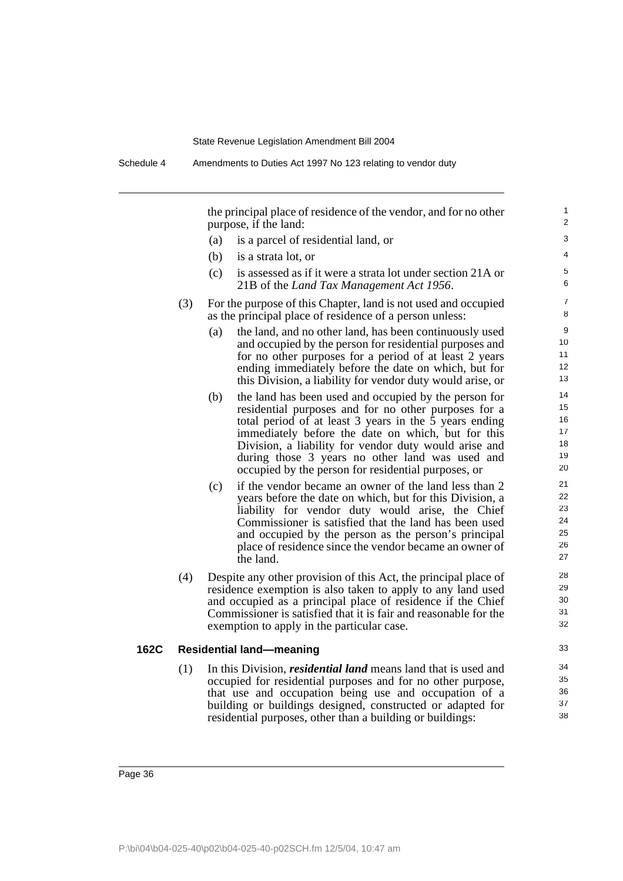the principal place of residence of the vendor, and for no other purpose, if the land:

(a) is a parcel of residential land, or

(b) is a strata lot, or

(c) is assessed as if it were a strata lot under section 21A or 21B of the *Land Tax Management Act 1956*.

(3) For the purpose of this Chapter, land is not used and occupied as the principal place of residence of a person unless:

(a) the land, and no other land, has been continuously used and occupied by the person for residential purposes and for no other purposes for a period of at least 2 years ending immediately before the date on which, but for this Division, a liability for vendor duty would arise, or

(b) the land has been used and occupied by the person for residential purposes and for no other purposes for a total period of at least 3 years in the 5 years ending immediately before the date on which, but for this Division, a liability for vendor duty would arise and during those 3 years no other land was used and occupied by the person for residential purposes, or

(c) if the vendor became an owner of the land less than 2 years before the date on which, but for this Division, a liability for vendor duty would arise, the Chief Commissioner is satisfied that the land has been used and occupied by the person as the person's principal place of residence since the vendor became an owner of the land.

(4) Despite any other provision of this Act, the principal place of residence exemption is also taken to apply to any land used and occupied as a principal place of residence if the Chief Commissioner is satisfied that it is fair and reasonable for the exemption to apply in the particular case.

### 162C Residential land—meaning

(1) In this Division, ***residential land*** means land that is used and occupied for residential purposes and for no other purpose, that use and occupation being use and occupation of a building or buildings designed, constructed or adapted for residential purposes, other than a building or buildings: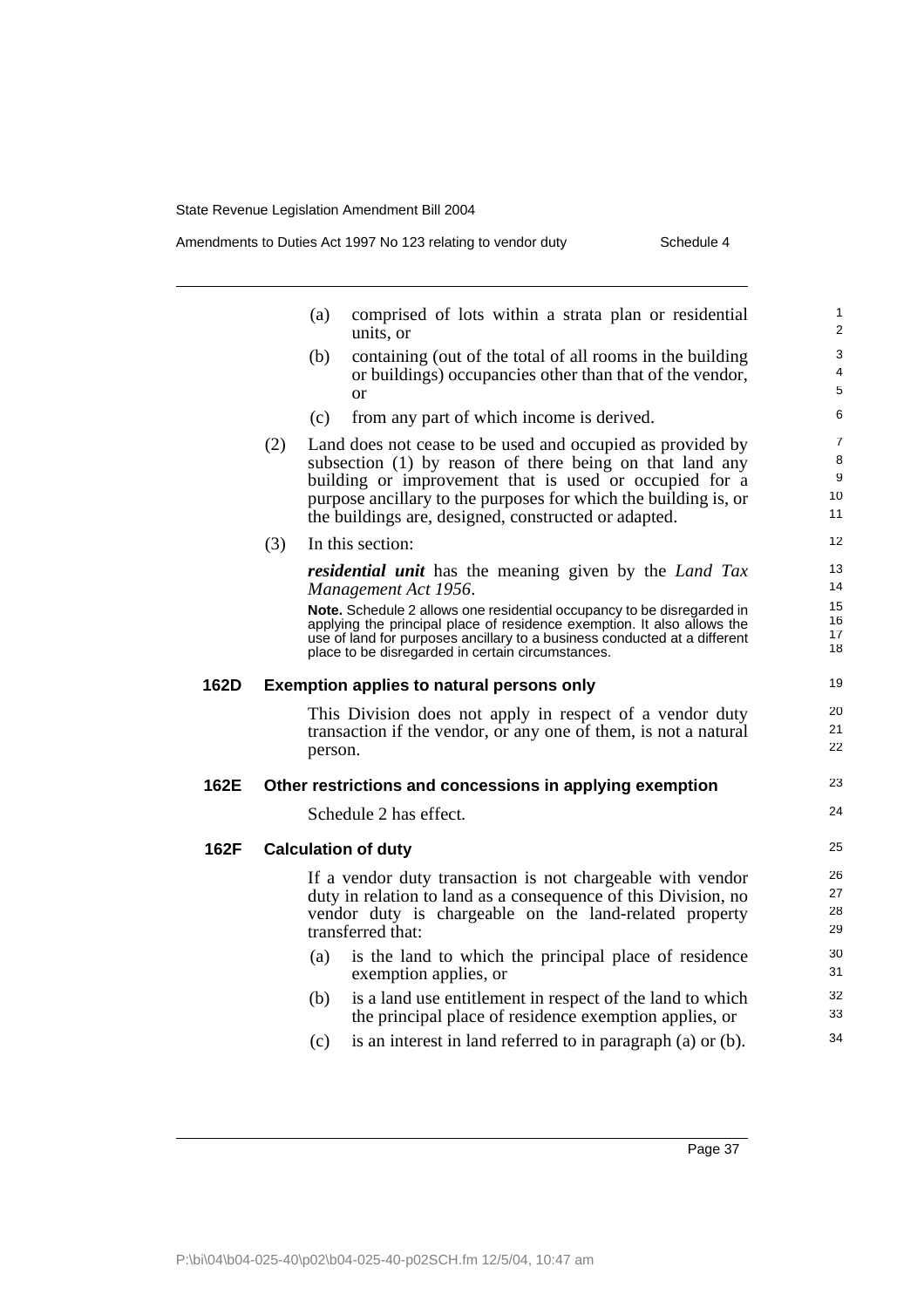(a) comprised of lots within a strata plan or residential units, or

(b) containing (out of the total of all rooms in the building or buildings) occupancies other than that of the vendor, or

(c) from any part of which income is derived.

(2) Land does not cease to be used and occupied as provided by subsection (1) by reason of there being on that land any building or improvement that is used or occupied for a purpose ancillary to the purposes for which the building is, or the buildings are, designed, constructed or adapted.

(3) In this section:

***residential unit*** has the meaning given by the *Land Tax Management Act 1956*.

**Note.** Schedule 2 allows one residential occupancy to be disregarded in applying the principal place of residence exemption. It also allows the use of land for purposes ancillary to a business conducted at a different place to be disregarded in certain circumstances.

### 162D Exemption applies to natural persons only

This Division does not apply in respect of a vendor duty transaction if the vendor, or any one of them, is not a natural person.

### 162E Other restrictions and concessions in applying exemption

Schedule 2 has effect.

### 162F Calculation of duty

If a vendor duty transaction is not chargeable with vendor duty in relation to land as a consequence of this Division, no vendor duty is chargeable on the land-related property transferred that:

(a) is the land to which the principal place of residence exemption applies, or

(b) is a land use entitlement in respect of the land to which the principal place of residence exemption applies, or

(c) is an interest in land referred to in paragraph (a) or (b).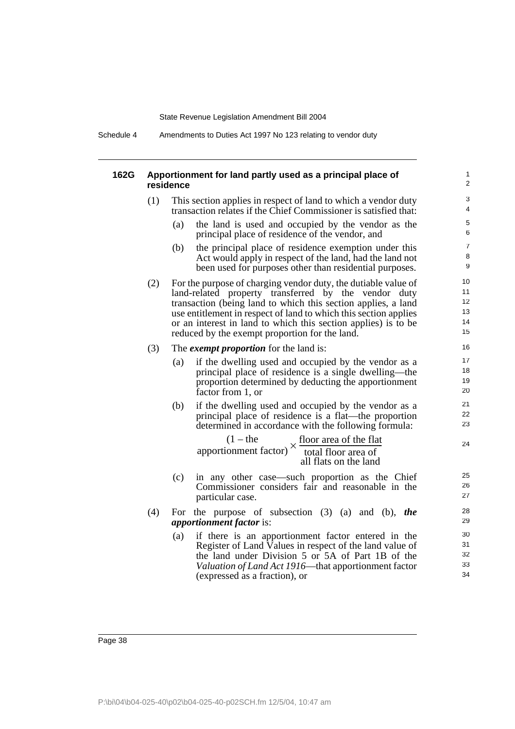### 162G Apportionment for land partly used as a principal place of residence

(1) This section applies in respect of land to which a vendor duty transaction relates if the Chief Commissioner is satisfied that:

(a) the land is used and occupied by the vendor as the principal place of residence of the vendor, and

(b) the principal place of residence exemption under this Act would apply in respect of the land, had the land not been used for purposes other than residential purposes.

(2) For the purpose of charging vendor duty, the dutiable value of land-related property transferred by the vendor duty transaction (being land to which this section applies, a land use entitlement in respect of land to which this section applies or an interest in land to which this section applies) is to be reduced by the exempt proportion for the land.

(3) The ***exempt proportion*** for the land is:

(a) if the dwelling used and occupied by the vendor as a principal place of residence is a single dwelling—the proportion determined by deducting the apportionment factor from 1, or

(b) if the dwelling used and occupied by the vendor as a principal place of residence is a flat—the proportion determined in accordance with the following formula:

$$(1 - \text{the apportionment factor}) \times \frac{\text{floor area of the flat}}{\text{total floor area of all flats on the land}}$$

(c) in any other case—such proportion as the Chief Commissioner considers fair and reasonable in the particular case.

(4) For the purpose of subsection (3) (a) and (b), ***the apportionment factor*** is:

(a) if there is an apportionment factor entered in the Register of Land Values in respect of the land value of the land under Division 5 or 5A of Part 1B of the *Valuation of Land Act 1916*—that apportionment factor (expressed as a fraction), or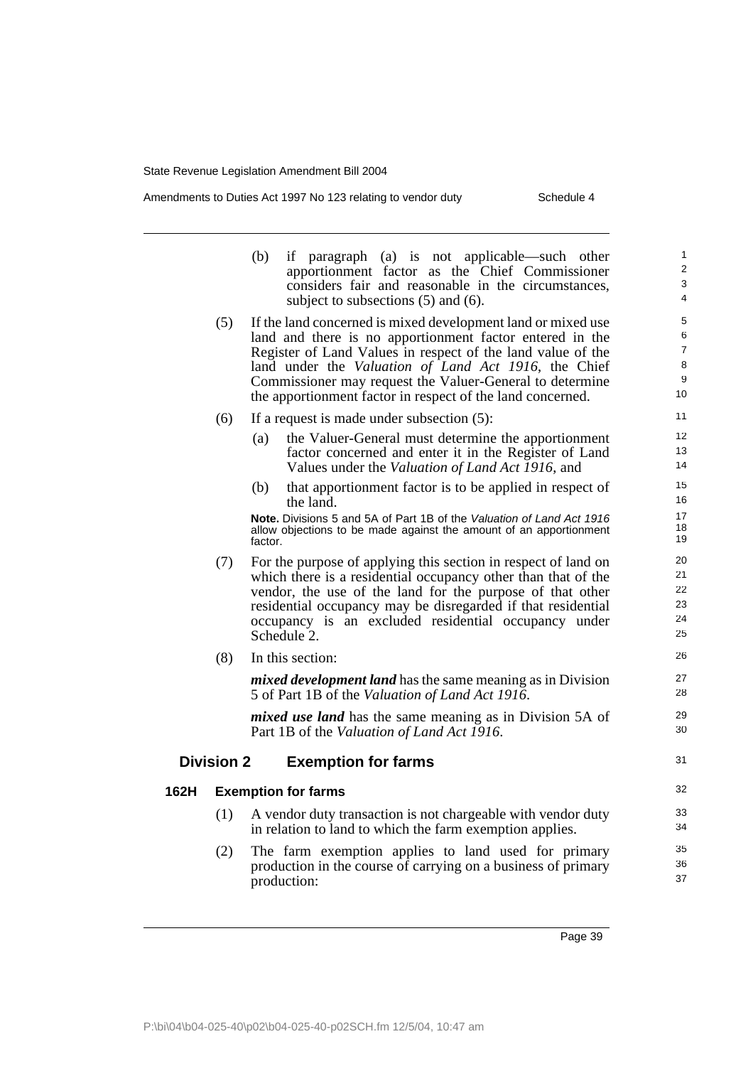(b) if paragraph (a) is not applicable—such other apportionment factor as the Chief Commissioner considers fair and reasonable in the circumstances, subject to subsections (5) and (6).

(5) If the land concerned is mixed development land or mixed use land and there is no apportionment factor entered in the Register of Land Values in respect of the land value of the land under the *Valuation of Land Act 1916*, the Chief Commissioner may request the Valuer-General to determine the apportionment factor in respect of the land concerned.

(6) If a request is made under subsection (5):

(a) the Valuer-General must determine the apportionment factor concerned and enter it in the Register of Land Values under the *Valuation of Land Act 1916*, and

(b) that apportionment factor is to be applied in respect of the land.

**Note.** Divisions 5 and 5A of Part 1B of the *Valuation of Land Act 1916* allow objections to be made against the amount of an apportionment factor.

(7) For the purpose of applying this section in respect of land on which there is a residential occupancy other than that of the vendor, the use of the land for the purpose of that other residential occupancy may be disregarded if that residential occupancy is an excluded residential occupancy under Schedule 2.

(8) In this section:

***mixed development land*** has the same meaning as in Division 5 of Part 1B of the *Valuation of Land Act 1916*.

***mixed use land*** has the same meaning as in Division 5A of Part 1B of the *Valuation of Land Act 1916*.

## Division 2 Exemption for farms

### 162H Exemption for farms

(1) A vendor duty transaction is not chargeable with vendor duty in relation to land to which the farm exemption applies.

(2) The farm exemption applies to land used for primary production in the course of carrying on a business of primary production: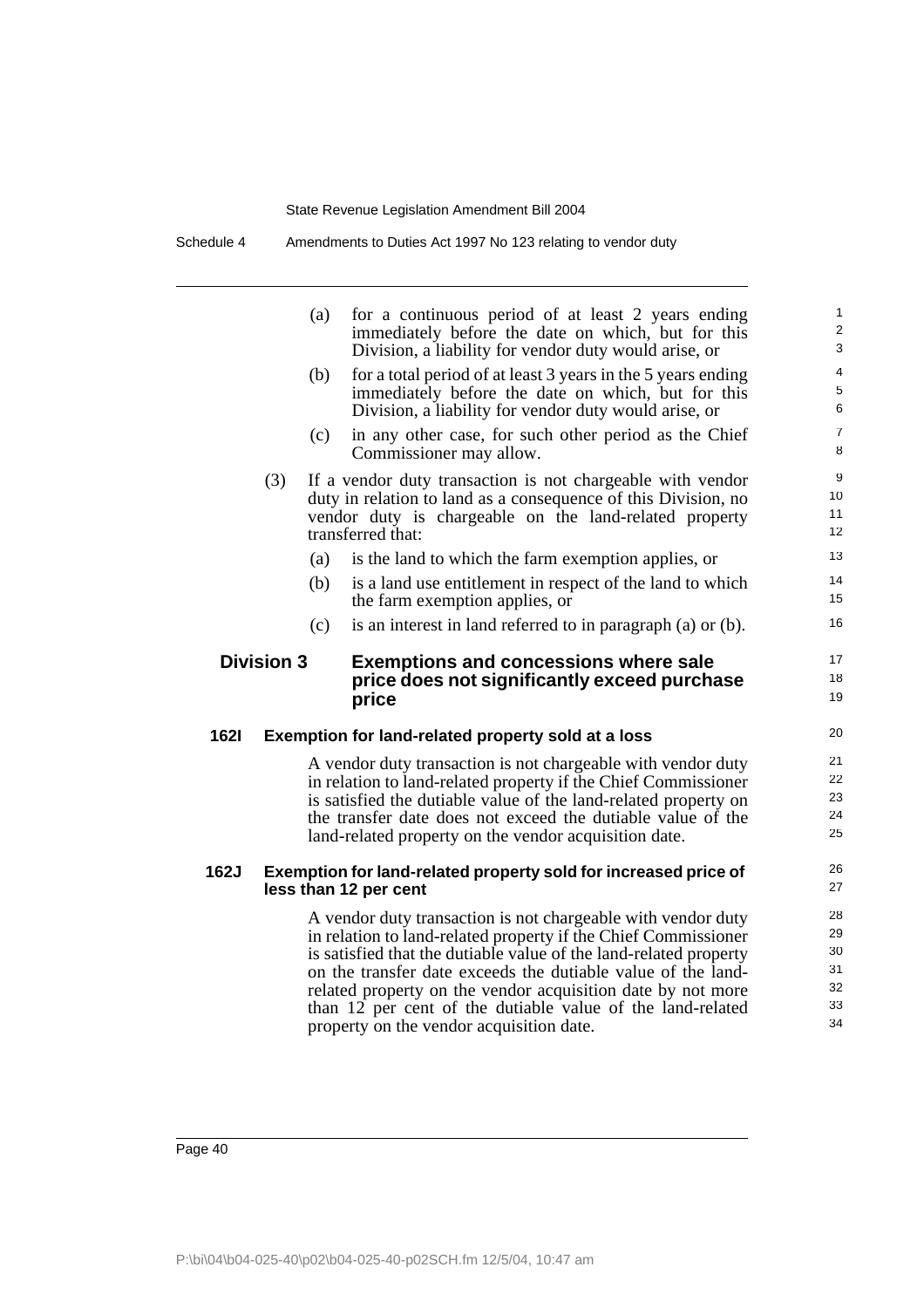(a) for a continuous period of at least 2 years ending immediately before the date on which, but for this Division, a liability for vendor duty would arise, or

(b) for a total period of at least 3 years in the 5 years ending immediately before the date on which, but for this Division, a liability for vendor duty would arise, or

(c) in any other case, for such other period as the Chief Commissioner may allow.

(3) If a vendor duty transaction is not chargeable with vendor duty in relation to land as a consequence of this Division, no vendor duty is chargeable on the land-related property transferred that:

(a) is the land to which the farm exemption applies, or

(b) is a land use entitlement in respect of the land to which the farm exemption applies, or

(c) is an interest in land referred to in paragraph (a) or (b).

## Division 3 Exemptions and concessions where sale price does not significantly exceed purchase price

### 162I Exemption for land-related property sold at a loss

A vendor duty transaction is not chargeable with vendor duty in relation to land-related property if the Chief Commissioner is satisfied the dutiable value of the land-related property on the transfer date does not exceed the dutiable value of the land-related property on the vendor acquisition date.

### 162J Exemption for land-related property sold for increased price of less than 12 per cent

A vendor duty transaction is not chargeable with vendor duty in relation to land-related property if the Chief Commissioner is satisfied that the dutiable value of the land-related property on the transfer date exceeds the dutiable value of the land-related property on the vendor acquisition date by not more than 12 per cent of the dutiable value of the land-related property on the vendor acquisition date.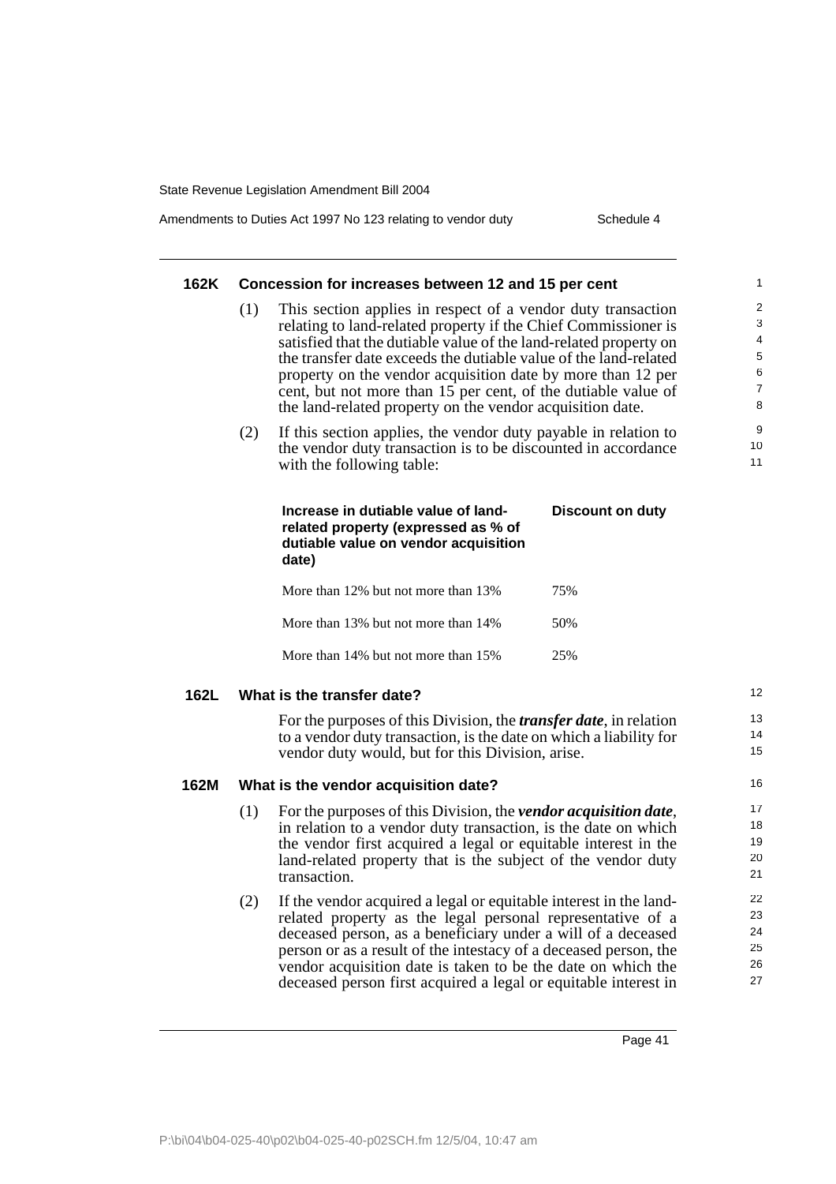#### 162K Concession for increases between 12 and 15 per cent

(1) This section applies in respect of a vendor duty transaction relating to land-related property if the Chief Commissioner is satisfied that the dutiable value of the land-related property on the transfer date exceeds the dutiable value of the land-related property on the vendor acquisition date by more than 12 per cent, but not more than 15 per cent, of the dutiable value of the land-related property on the vendor acquisition date.

(2) If this section applies, the vendor duty payable in relation to the vendor duty transaction is to be discounted in accordance with the following table:

| Increase in dutiable value of land-related property (expressed as % of dutiable value on vendor acquisition date) | Discount on duty |
|---|---|
| More than 12% but not more than 13% | 75% |
| More than 13% but not more than 14% | 50% |
| More than 14% but not more than 15% | 25% |

#### 162L What is the transfer date?

For the purposes of this Division, the ***transfer date***, in relation to a vendor duty transaction, is the date on which a liability for vendor duty would, but for this Division, arise.

#### 162M What is the vendor acquisition date?

(1) For the purposes of this Division, the ***vendor acquisition date***, in relation to a vendor duty transaction, is the date on which the vendor first acquired a legal or equitable interest in the land-related property that is the subject of the vendor duty transaction.

(2) If the vendor acquired a legal or equitable interest in the land-related property as the legal personal representative of a deceased person, as a beneficiary under a will of a deceased person or as a result of the intestacy of a deceased person, the vendor acquisition date is taken to be the date on which the deceased person first acquired a legal or equitable interest in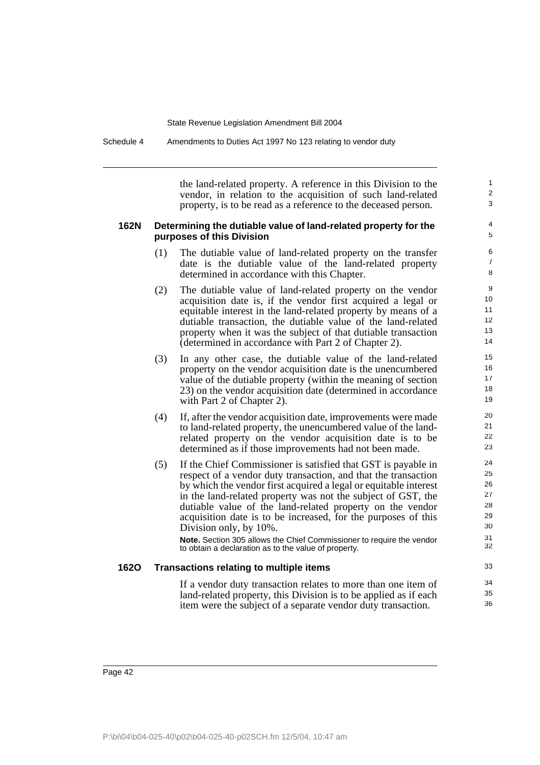the land-related property. A reference in this Division to the vendor, in relation to the acquisition of such land-related property, is to be read as a reference to the deceased person.

### 162N Determining the dutiable value of land-related property for the purposes of this Division

(1) The dutiable value of land-related property on the transfer date is the dutiable value of the land-related property determined in accordance with this Chapter.

(2) The dutiable value of land-related property on the vendor acquisition date is, if the vendor first acquired a legal or equitable interest in the land-related property by means of a dutiable transaction, the dutiable value of the land-related property when it was the subject of that dutiable transaction (determined in accordance with Part 2 of Chapter 2).

(3) In any other case, the dutiable value of the land-related property on the vendor acquisition date is the unencumbered value of the dutiable property (within the meaning of section 23) on the vendor acquisition date (determined in accordance with Part 2 of Chapter 2).

(4) If, after the vendor acquisition date, improvements were made to land-related property, the unencumbered value of the land-related property on the vendor acquisition date is to be determined as if those improvements had not been made.

(5) If the Chief Commissioner is satisfied that GST is payable in respect of a vendor duty transaction, and that the transaction by which the vendor first acquired a legal or equitable interest in the land-related property was not the subject of GST, the dutiable value of the land-related property on the vendor acquisition date is to be increased, for the purposes of this Division only, by 10%.

**Note.** Section 305 allows the Chief Commissioner to require the vendor to obtain a declaration as to the value of property.

### 162O Transactions relating to multiple items

If a vendor duty transaction relates to more than one item of land-related property, this Division is to be applied as if each item were the subject of a separate vendor duty transaction.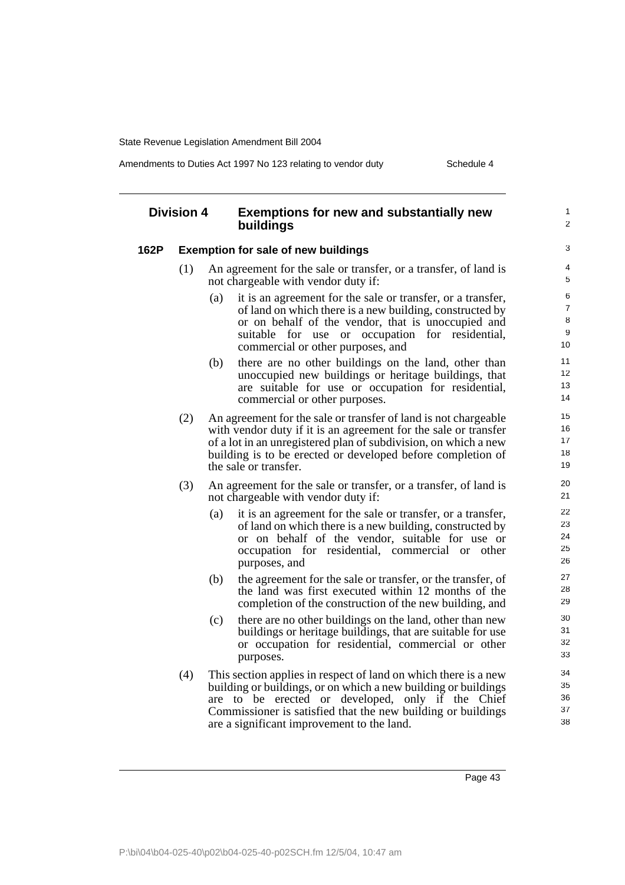## Division 4 Exemptions for new and substantially new buildings

### 162P Exemption for sale of new buildings

(1) An agreement for the sale or transfer, or a transfer, of land is not chargeable with vendor duty if:

  (a) it is an agreement for the sale or transfer, or a transfer, of land on which there is a new building, constructed by or on behalf of the vendor, that is unoccupied and suitable for use or occupation for residential, commercial or other purposes, and

  (b) there are no other buildings on the land, other than unoccupied new buildings or heritage buildings, that are suitable for use or occupation for residential, commercial or other purposes.

(2) An agreement for the sale or transfer of land is not chargeable with vendor duty if it is an agreement for the sale or transfer of a lot in an unregistered plan of subdivision, on which a new building is to be erected or developed before completion of the sale or transfer.

(3) An agreement for the sale or transfer, or a transfer, of land is not chargeable with vendor duty if:

  (a) it is an agreement for the sale or transfer, or a transfer, of land on which there is a new building, constructed by or on behalf of the vendor, suitable for use or occupation for residential, commercial or other purposes, and

  (b) the agreement for the sale or transfer, or the transfer, of the land was first executed within 12 months of the completion of the construction of the new building, and

  (c) there are no other buildings on the land, other than new buildings or heritage buildings, that are suitable for use or occupation for residential, commercial or other purposes.

(4) This section applies in respect of land on which there is a new building or buildings, or on which a new building or buildings are to be erected or developed, only if the Chief Commissioner is satisfied that the new building or buildings are a significant improvement to the land.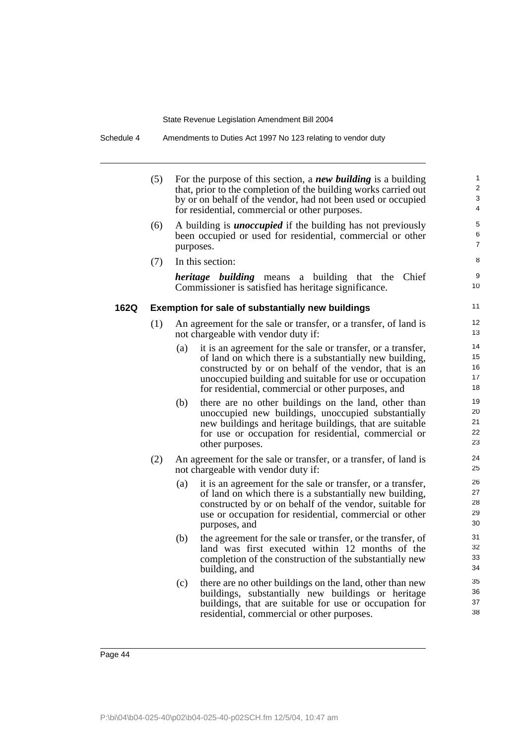(5) For the purpose of this section, a ***new building*** is a building that, prior to the completion of the building works carried out by or on behalf of the vendor, had not been used or occupied for residential, commercial or other purposes.

(6) A building is ***unoccupied*** if the building has not previously been occupied or used for residential, commercial or other purposes.

(7) In this section:

***heritage building*** means a building that the Chief Commissioner is satisfied has heritage significance.

### 162Q Exemption for sale of substantially new buildings

(1) An agreement for the sale or transfer, or a transfer, of land is not chargeable with vendor duty if:

(a) it is an agreement for the sale or transfer, or a transfer, of land on which there is a substantially new building, constructed by or on behalf of the vendor, that is an unoccupied building and suitable for use or occupation for residential, commercial or other purposes, and

(b) there are no other buildings on the land, other than unoccupied new buildings, unoccupied substantially new buildings and heritage buildings, that are suitable for use or occupation for residential, commercial or other purposes.

(2) An agreement for the sale or transfer, or a transfer, of land is not chargeable with vendor duty if:

(a) it is an agreement for the sale or transfer, or a transfer, of land on which there is a substantially new building, constructed by or on behalf of the vendor, suitable for use or occupation for residential, commercial or other purposes, and

(b) the agreement for the sale or transfer, or the transfer, of land was first executed within 12 months of the completion of the construction of the substantially new building, and

(c) there are no other buildings on the land, other than new buildings, substantially new buildings or heritage buildings, that are suitable for use or occupation for residential, commercial or other purposes.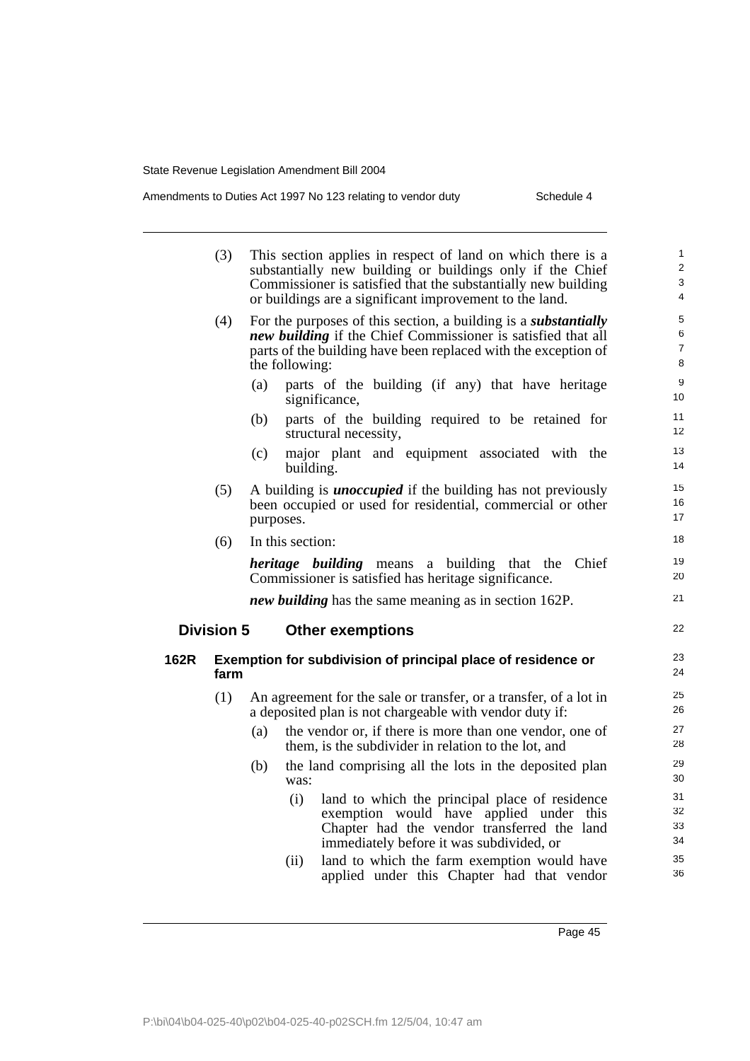(3) This section applies in respect of land on which there is a substantially new building or buildings only if the Chief Commissioner is satisfied that the substantially new building or buildings are a significant improvement to the land.

(4) For the purposes of this section, a building is a ***substantially new building*** if the Chief Commissioner is satisfied that all parts of the building have been replaced with the exception of the following:

(a) parts of the building (if any) that have heritage significance,

(b) parts of the building required to be retained for structural necessity,

(c) major plant and equipment associated with the building.

(5) A building is ***unoccupied*** if the building has not previously been occupied or used for residential, commercial or other purposes.

(6) In this section:

***heritage building*** means a building that the Chief Commissioner is satisfied has heritage significance.

***new building*** has the same meaning as in section 162P.

## Division 5 Other exemptions

### 162R Exemption for subdivision of principal place of residence or farm

(1) An agreement for the sale or transfer, or a transfer, of a lot in a deposited plan is not chargeable with vendor duty if:

(a) the vendor or, if there is more than one vendor, one of them, is the subdivider in relation to the lot, and

(b) the land comprising all the lots in the deposited plan was:

(i) land to which the principal place of residence exemption would have applied under this Chapter had the vendor transferred the land immediately before it was subdivided, or

(ii) land to which the farm exemption would have applied under this Chapter had that vendor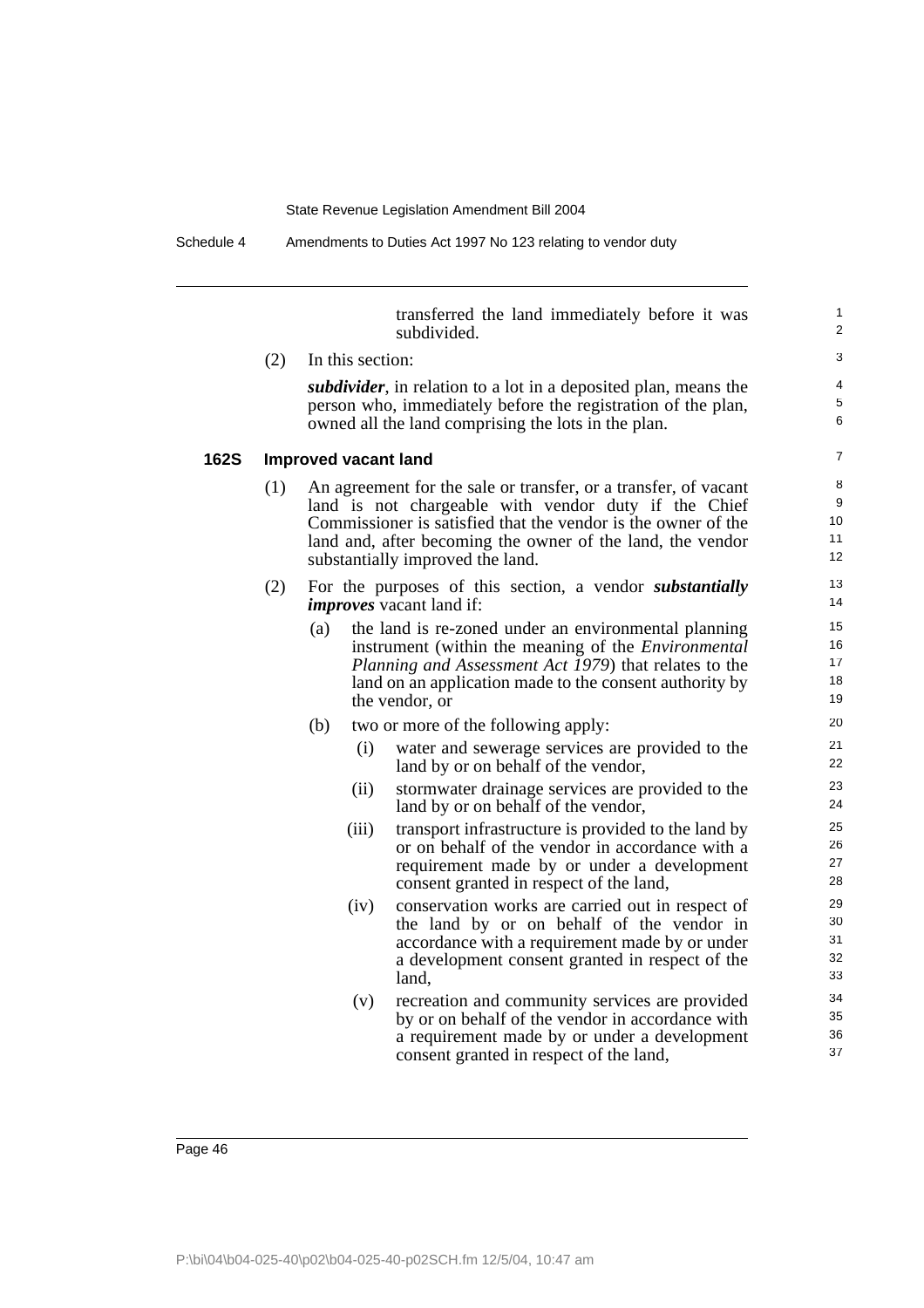transferred the land immediately before it was subdivided.

(2) In this section:

***subdivider***, in relation to a lot in a deposited plan, means the person who, immediately before the registration of the plan, owned all the land comprising the lots in the plan.

### 162S Improved vacant land

(1) An agreement for the sale or transfer, or a transfer, of vacant land is not chargeable with vendor duty if the Chief Commissioner is satisfied that the vendor is the owner of the land and, after becoming the owner of the land, the vendor substantially improved the land.

(2) For the purposes of this section, a vendor ***substantially improves*** vacant land if:

- (a) the land is re-zoned under an environmental planning instrument (within the meaning of the *Environmental Planning and Assessment Act 1979*) that relates to the land on an application made to the consent authority by the vendor, or
- (b) two or more of the following apply:
  - (i) water and sewerage services are provided to the land by or on behalf of the vendor,
  - (ii) stormwater drainage services are provided to the land by or on behalf of the vendor,
  - (iii) transport infrastructure is provided to the land by or on behalf of the vendor in accordance with a requirement made by or under a development consent granted in respect of the land,
  - (iv) conservation works are carried out in respect of the land by or on behalf of the vendor in accordance with a requirement made by or under a development consent granted in respect of the land,
  - (v) recreation and community services are provided by or on behalf of the vendor in accordance with a requirement made by or under a development consent granted in respect of the land,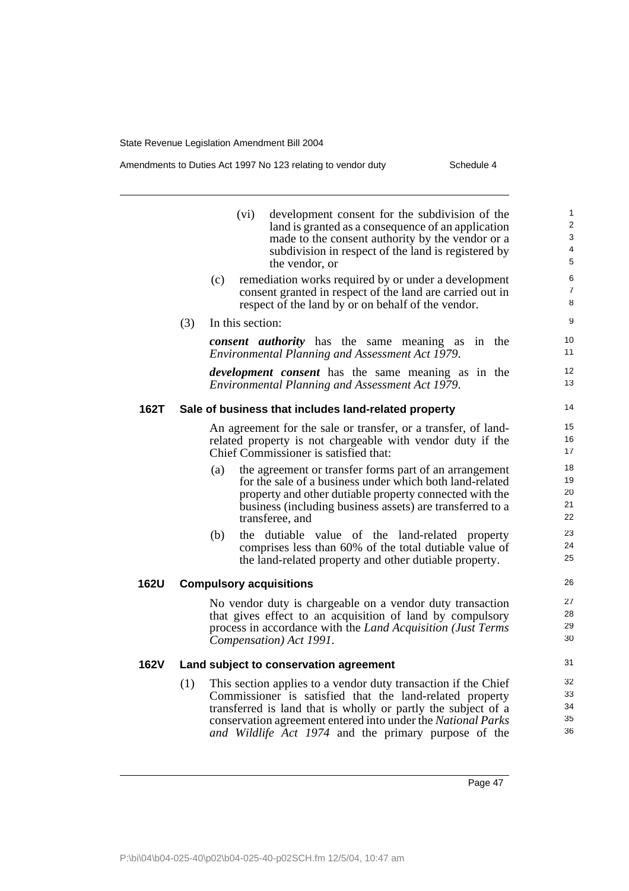(vi) development consent for the subdivision of the land is granted as a consequence of an application made to the consent authority by the vendor or a subdivision in respect of the land is registered by the vendor, or

(c) remediation works required by or under a development consent granted in respect of the land are carried out in respect of the land by or on behalf of the vendor.

(3) In this section:

***consent authority*** has the same meaning as in the *Environmental Planning and Assessment Act 1979*.

***development consent*** has the same meaning as in the *Environmental Planning and Assessment Act 1979*.

**162T Sale of business that includes land-related property**

An agreement for the sale or transfer, or a transfer, of land-related property is not chargeable with vendor duty if the Chief Commissioner is satisfied that:

(a) the agreement or transfer forms part of an arrangement for the sale of a business under which both land-related property and other dutiable property connected with the business (including business assets) are transferred to a transferee, and

(b) the dutiable value of the land-related property comprises less than 60% of the total dutiable value of the land-related property and other dutiable property.

**162U Compulsory acquisitions**

No vendor duty is chargeable on a vendor duty transaction that gives effect to an acquisition of land by compulsory process in accordance with the *Land Acquisition (Just Terms Compensation) Act 1991*.

**162V Land subject to conservation agreement**

(1) This section applies to a vendor duty transaction if the Chief Commissioner is satisfied that the land-related property transferred is land that is wholly or partly the subject of a conservation agreement entered into under the *National Parks and Wildlife Act 1974* and the primary purpose of the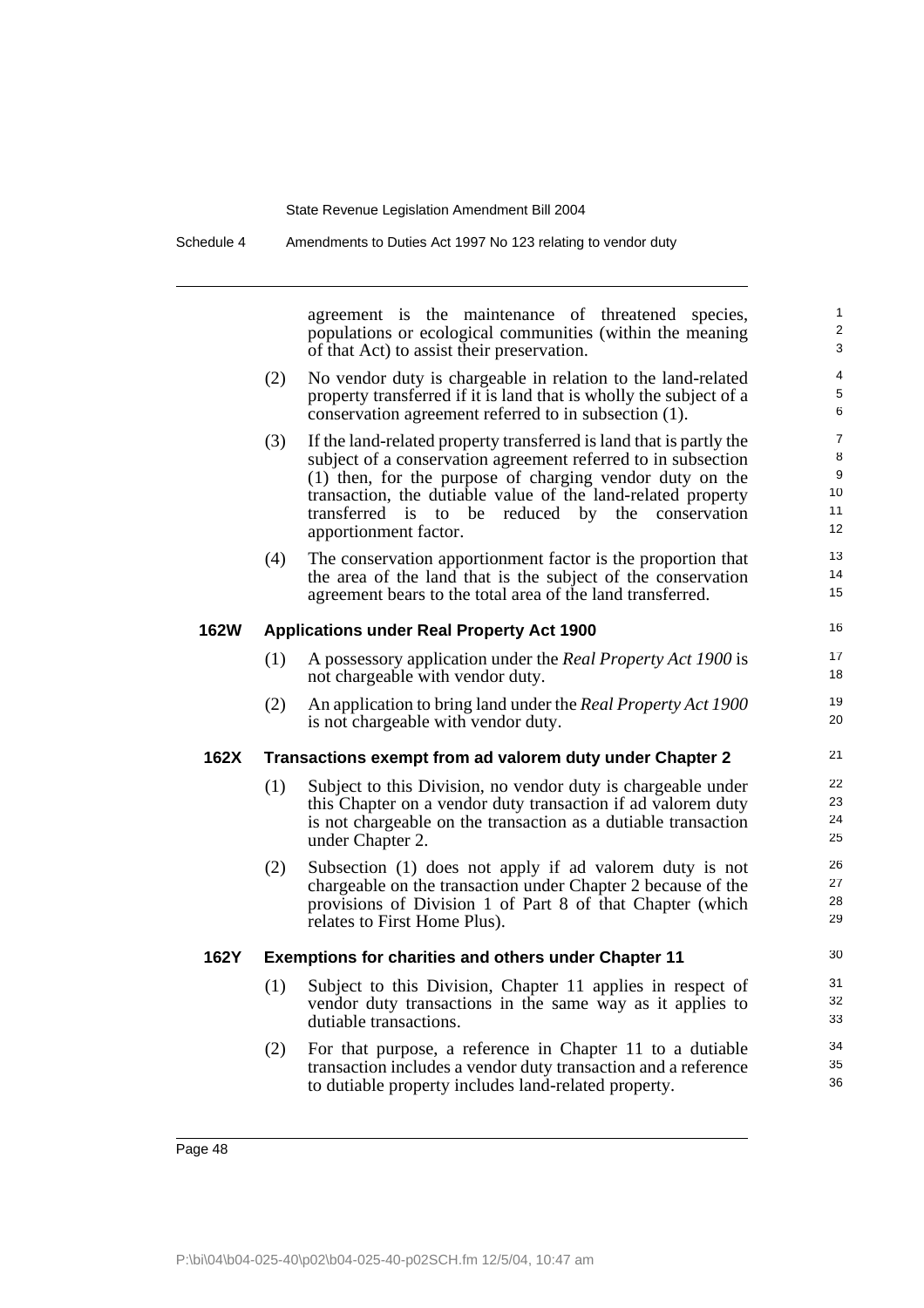agreement is the maintenance of threatened species, populations or ecological communities (within the meaning of that Act) to assist their preservation.

(2) No vendor duty is chargeable in relation to the land-related property transferred if it is land that is wholly the subject of a conservation agreement referred to in subsection (1).

(3) If the land-related property transferred is land that is partly the subject of a conservation agreement referred to in subsection (1) then, for the purpose of charging vendor duty on the transaction, the dutiable value of the land-related property transferred is to be reduced by the conservation apportionment factor.

(4) The conservation apportionment factor is the proportion that the area of the land that is the subject of the conservation agreement bears to the total area of the land transferred.

### 162W Applications under Real Property Act 1900

(1) A possessory application under the *Real Property Act 1900* is not chargeable with vendor duty.

(2) An application to bring land under the *Real Property Act 1900* is not chargeable with vendor duty.

### 162X Transactions exempt from ad valorem duty under Chapter 2

(1) Subject to this Division, no vendor duty is chargeable under this Chapter on a vendor duty transaction if ad valorem duty is not chargeable on the transaction as a dutiable transaction under Chapter 2.

(2) Subsection (1) does not apply if ad valorem duty is not chargeable on the transaction under Chapter 2 because of the provisions of Division 1 of Part 8 of that Chapter (which relates to First Home Plus).

### 162Y Exemptions for charities and others under Chapter 11

(1) Subject to this Division, Chapter 11 applies in respect of vendor duty transactions in the same way as it applies to dutiable transactions.

(2) For that purpose, a reference in Chapter 11 to a dutiable transaction includes a vendor duty transaction and a reference to dutiable property includes land-related property.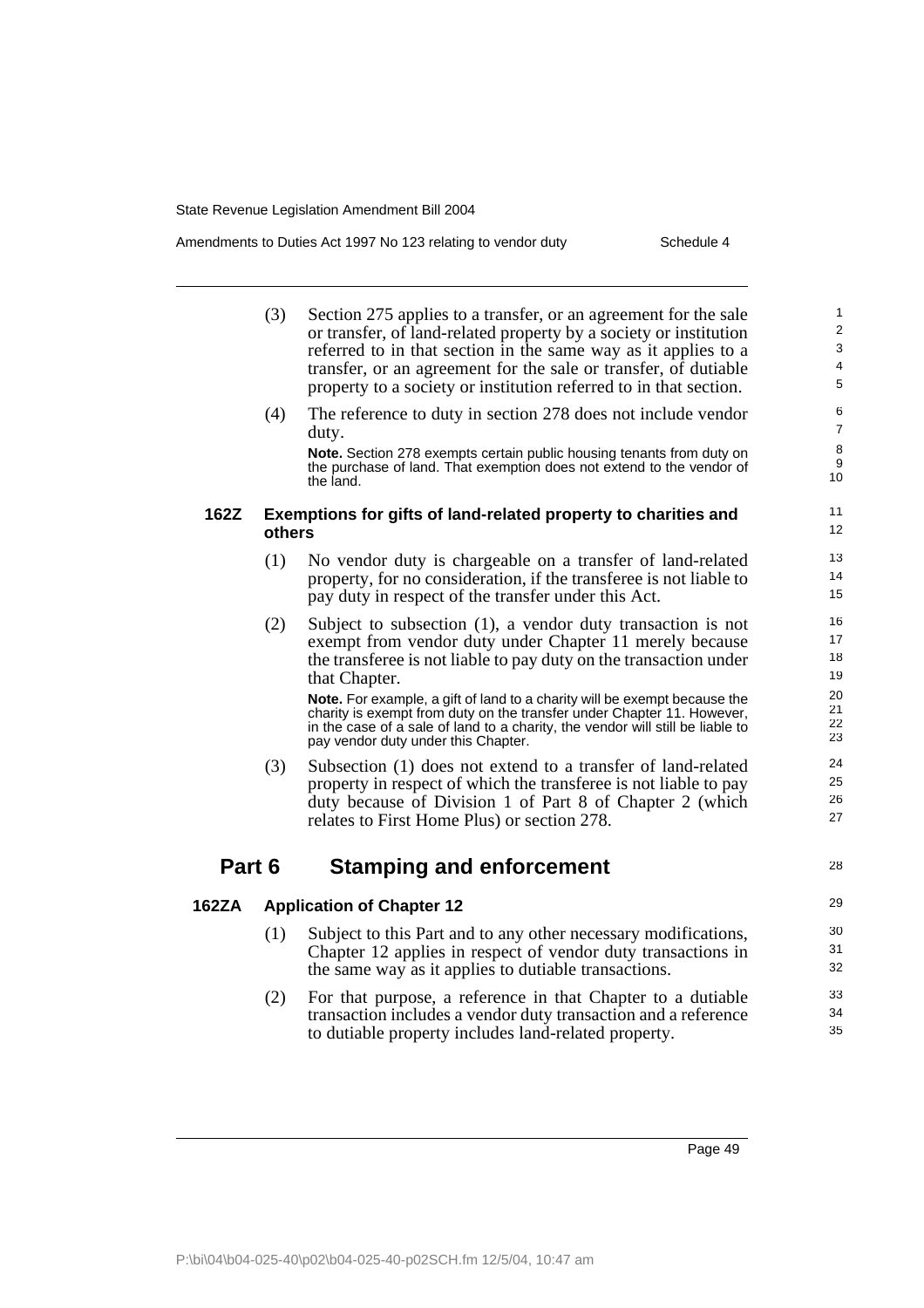(3) Section 275 applies to a transfer, or an agreement for the sale or transfer, of land-related property by a society or institution referred to in that section in the same way as it applies to a transfer, or an agreement for the sale or transfer, of dutiable property to a society or institution referred to in that section.

(4) The reference to duty in section 278 does not include vendor duty.

**Note.** Section 278 exempts certain public housing tenants from duty on the purchase of land. That exemption does not extend to the vendor of the land.

### 162Z Exemptions for gifts of land-related property to charities and others

(1) No vendor duty is chargeable on a transfer of land-related property, for no consideration, if the transferee is not liable to pay duty in respect of the transfer under this Act.

(2) Subject to subsection (1), a vendor duty transaction is not exempt from vendor duty under Chapter 11 merely because the transferee is not liable to pay duty on the transaction under that Chapter.

**Note.** For example, a gift of land to a charity will be exempt because the charity is exempt from duty on the transfer under Chapter 11. However, in the case of a sale of land to a charity, the vendor will still be liable to pay vendor duty under this Chapter.

(3) Subsection (1) does not extend to a transfer of land-related property in respect of which the transferee is not liable to pay duty because of Division 1 of Part 8 of Chapter 2 (which relates to First Home Plus) or section 278.

## Part 6 Stamping and enforcement

### 162ZA Application of Chapter 12

(1) Subject to this Part and to any other necessary modifications, Chapter 12 applies in respect of vendor duty transactions in the same way as it applies to dutiable transactions.

(2) For that purpose, a reference in that Chapter to a dutiable transaction includes a vendor duty transaction and a reference to dutiable property includes land-related property.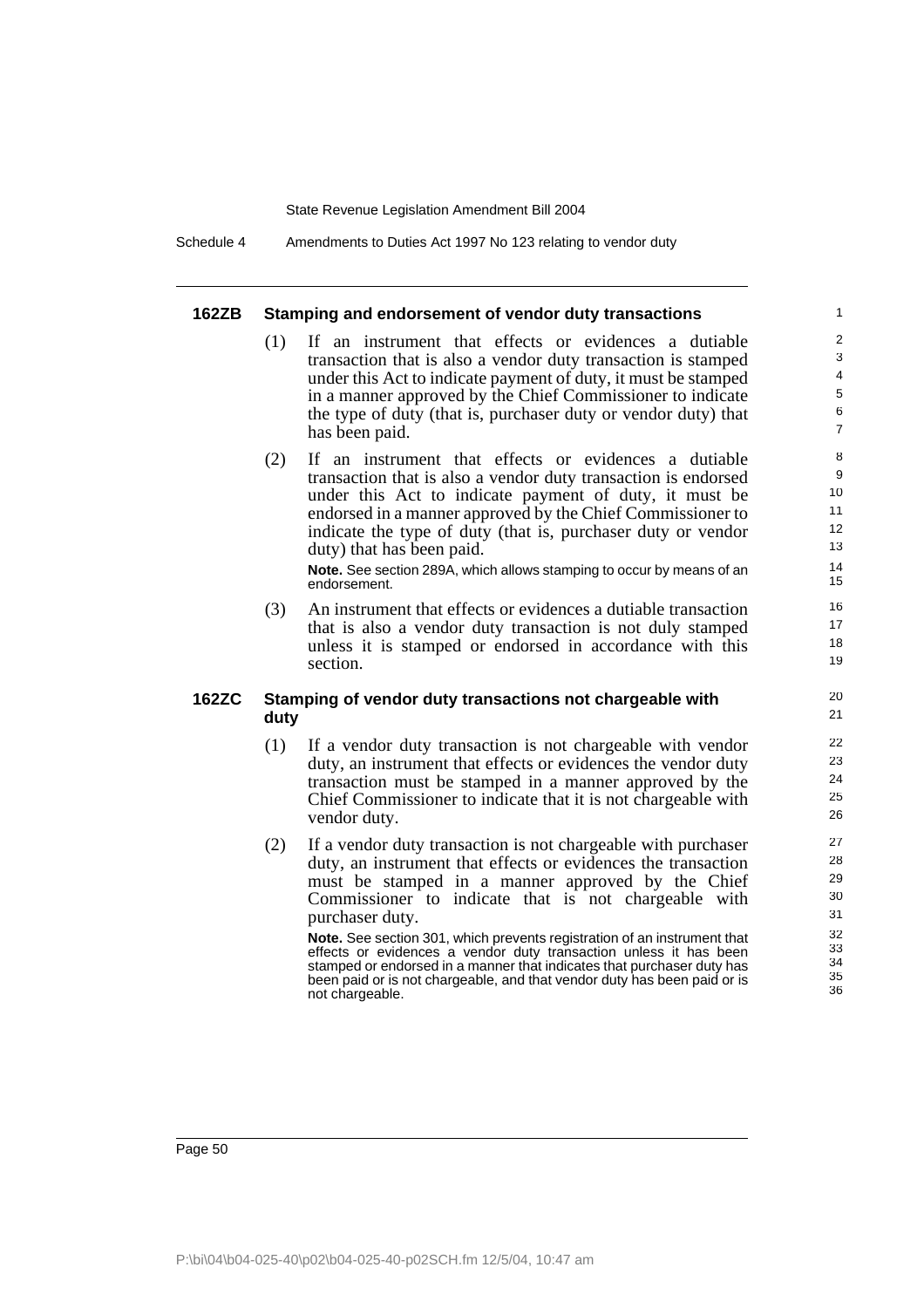#### 162ZB Stamping and endorsement of vendor duty transactions

(1) If an instrument that effects or evidences a dutiable transaction that is also a vendor duty transaction is stamped under this Act to indicate payment of duty, it must be stamped in a manner approved by the Chief Commissioner to indicate the type of duty (that is, purchaser duty or vendor duty) that has been paid.

(2) If an instrument that effects or evidences a dutiable transaction that is also a vendor duty transaction is endorsed under this Act to indicate payment of duty, it must be endorsed in a manner approved by the Chief Commissioner to indicate the type of duty (that is, purchaser duty or vendor duty) that has been paid.

**Note.** See section 289A, which allows stamping to occur by means of an endorsement.

(3) An instrument that effects or evidences a dutiable transaction that is also a vendor duty transaction is not duly stamped unless it is stamped or endorsed in accordance with this section.

#### 162ZC Stamping of vendor duty transactions not chargeable with duty

(1) If a vendor duty transaction is not chargeable with vendor duty, an instrument that effects or evidences the vendor duty transaction must be stamped in a manner approved by the Chief Commissioner to indicate that it is not chargeable with vendor duty.

(2) If a vendor duty transaction is not chargeable with purchaser duty, an instrument that effects or evidences the transaction must be stamped in a manner approved by the Chief Commissioner to indicate that is not chargeable with purchaser duty.

**Note.** See section 301, which prevents registration of an instrument that effects or evidences a vendor duty transaction unless it has been stamped or endorsed in a manner that indicates that purchaser duty has been paid or is not chargeable, and that vendor duty has been paid or is not chargeable.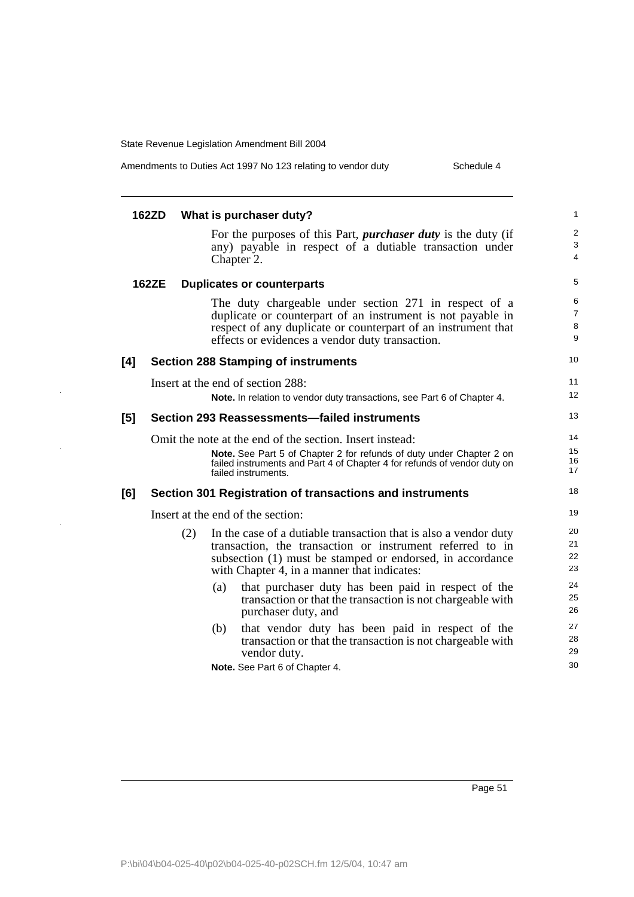#### 162ZD What is purchaser duty?

For the purposes of this Part, ***purchaser duty*** is the duty (if any) payable in respect of a dutiable transaction under Chapter 2.

#### 162ZE Duplicates or counterparts

The duty chargeable under section 271 in respect of a duplicate or counterpart of an instrument is not payable in respect of any duplicate or counterpart of an instrument that effects or evidences a vendor duty transaction.

### [4] Section 288 Stamping of instruments

Insert at the end of section 288:

**Note.** In relation to vendor duty transactions, see Part 6 of Chapter 4.

### [5] Section 293 Reassessments—failed instruments

Omit the note at the end of the section. Insert instead:

**Note.** See Part 5 of Chapter 2 for refunds of duty under Chapter 2 on failed instruments and Part 4 of Chapter 4 for refunds of vendor duty on failed instruments.

### [6] Section 301 Registration of transactions and instruments

Insert at the end of the section:

(2) In the case of a dutiable transaction that is also a vendor duty transaction, the transaction or instrument referred to in subsection (1) must be stamped or endorsed, in accordance with Chapter 4, in a manner that indicates:

- (a) that purchaser duty has been paid in respect of the transaction or that the transaction is not chargeable with purchaser duty, and
- (b) that vendor duty has been paid in respect of the transaction or that the transaction is not chargeable with vendor duty.

**Note.** See Part 6 of Chapter 4.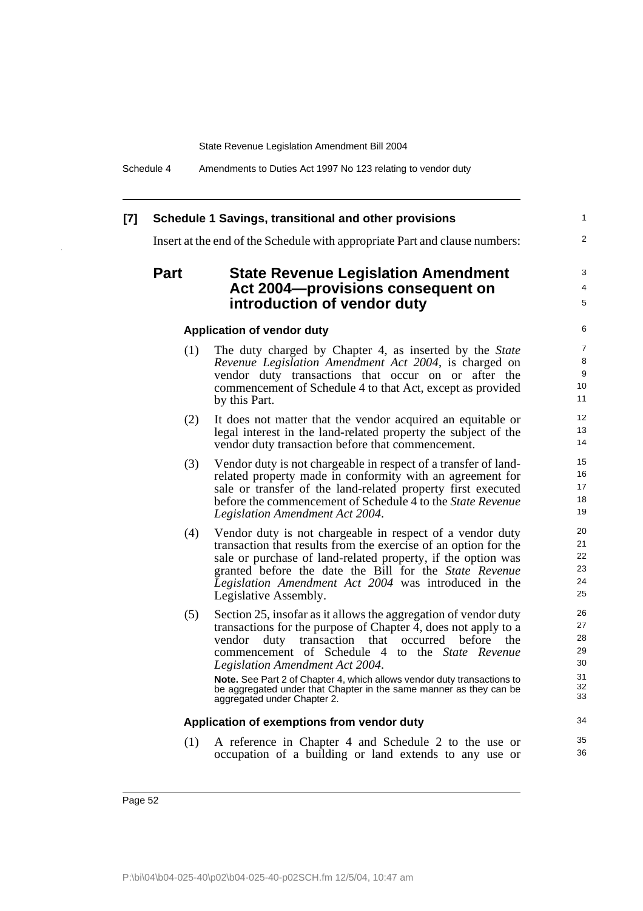**[7] Schedule 1 Savings, transitional and other provisions**

Insert at the end of the Schedule with appropriate Part and clause numbers:

## Part State Revenue Legislation Amendment Act 2004—provisions consequent on introduction of vendor duty

### Application of vendor duty

(1) The duty charged by Chapter 4, as inserted by the *State Revenue Legislation Amendment Act 2004*, is charged on vendor duty transactions that occur on or after the commencement of Schedule 4 to that Act, except as provided by this Part.

(2) It does not matter that the vendor acquired an equitable or legal interest in the land-related property the subject of the vendor duty transaction before that commencement.

(3) Vendor duty is not chargeable in respect of a transfer of land-related property made in conformity with an agreement for sale or transfer of the land-related property first executed before the commencement of Schedule 4 to the *State Revenue Legislation Amendment Act 2004*.

(4) Vendor duty is not chargeable in respect of a vendor duty transaction that results from the exercise of an option for the sale or purchase of land-related property, if the option was granted before the date the Bill for the *State Revenue Legislation Amendment Act 2004* was introduced in the Legislative Assembly.

(5) Section 25, insofar as it allows the aggregation of vendor duty transactions for the purpose of Chapter 4, does not apply to a vendor duty transaction that occurred before the commencement of Schedule 4 to the *State Revenue Legislation Amendment Act 2004*.

**Note.** See Part 2 of Chapter 4, which allows vendor duty transactions to be aggregated under that Chapter in the same manner as they can be aggregated under Chapter 2.

### Application of exemptions from vendor duty

(1) A reference in Chapter 4 and Schedule 2 to the use or occupation of a building or land extends to any use or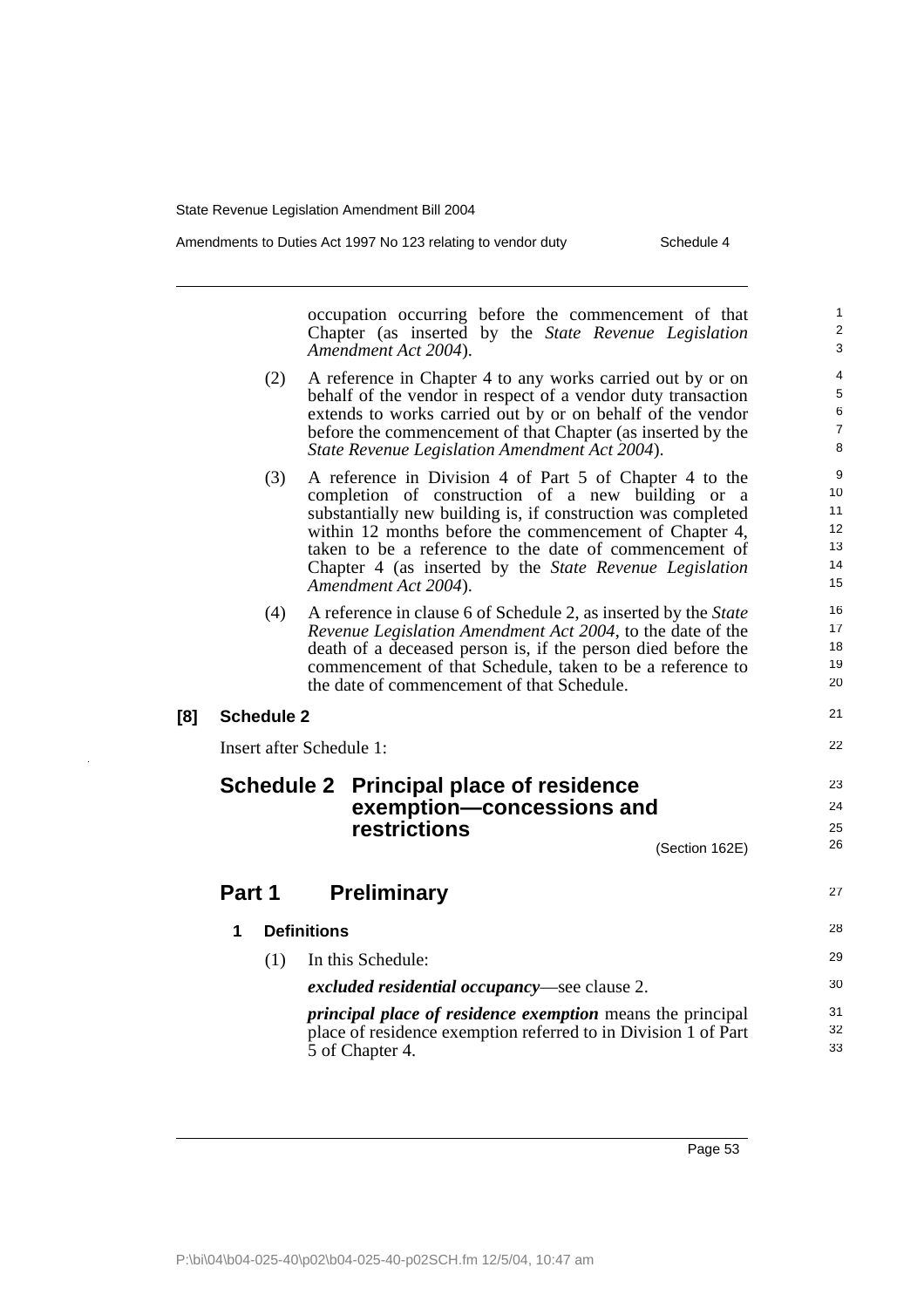occupation occurring before the commencement of that Chapter (as inserted by the *State Revenue Legislation Amendment Act 2004*).

(2) A reference in Chapter 4 to any works carried out by or on behalf of the vendor in respect of a vendor duty transaction extends to works carried out by or on behalf of the vendor before the commencement of that Chapter (as inserted by the *State Revenue Legislation Amendment Act 2004*).

(3) A reference in Division 4 of Part 5 of Chapter 4 to the completion of construction of a new building or a substantially new building is, if construction was completed within 12 months before the commencement of Chapter 4, taken to be a reference to the date of commencement of Chapter 4 (as inserted by the *State Revenue Legislation Amendment Act 2004*).

(4) A reference in clause 6 of Schedule 2, as inserted by the *State Revenue Legislation Amendment Act 2004*, to the date of the death of a deceased person is, if the person died before the commencement of that Schedule, taken to be a reference to the date of commencement of that Schedule.

**[8] Schedule 2**

Insert after Schedule 1:

## Schedule 2 Principal place of residence exemption—concessions and restrictions

(Section 162E)

## Part 1 Preliminary

### 1 Definitions

(1) In this Schedule:

***excluded residential occupancy***—see clause 2.

***principal place of residence exemption*** means the principal place of residence exemption referred to in Division 1 of Part 5 of Chapter 4.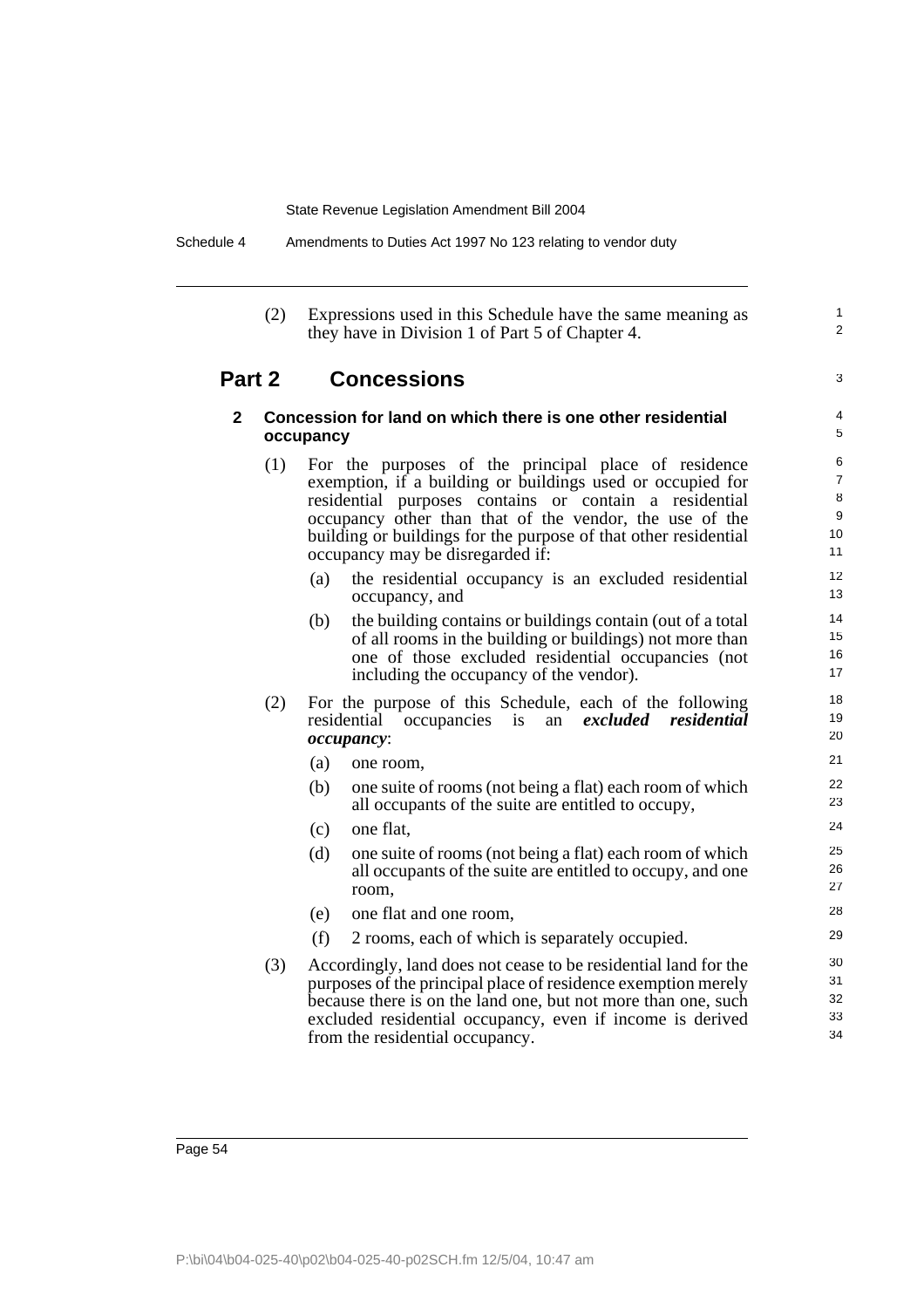(2) Expressions used in this Schedule have the same meaning as they have in Division 1 of Part 5 of Chapter 4.

## Part 2 Concessions

### 2 Concession for land on which there is one other residential occupancy

(1) For the purposes of the principal place of residence exemption, if a building or buildings used or occupied for residential purposes contains or contain a residential occupancy other than that of the vendor, the use of the building or buildings for the purpose of that other residential occupancy may be disregarded if:

- (a) the residential occupancy is an excluded residential occupancy, and
- (b) the building contains or buildings contain (out of a total of all rooms in the building or buildings) not more than one of those excluded residential occupancies (not including the occupancy of the vendor).

(2) For the purpose of this Schedule, each of the following residential occupancies is an ***excluded residential occupancy***:

- (a) one room,
- (b) one suite of rooms (not being a flat) each room of which all occupants of the suite are entitled to occupy,
- (c) one flat,
- (d) one suite of rooms (not being a flat) each room of which all occupants of the suite are entitled to occupy, and one room,
- (e) one flat and one room,
- (f) 2 rooms, each of which is separately occupied.

(3) Accordingly, land does not cease to be residential land for the purposes of the principal place of residence exemption merely because there is on the land one, but not more than one, such excluded residential occupancy, even if income is derived from the residential occupancy.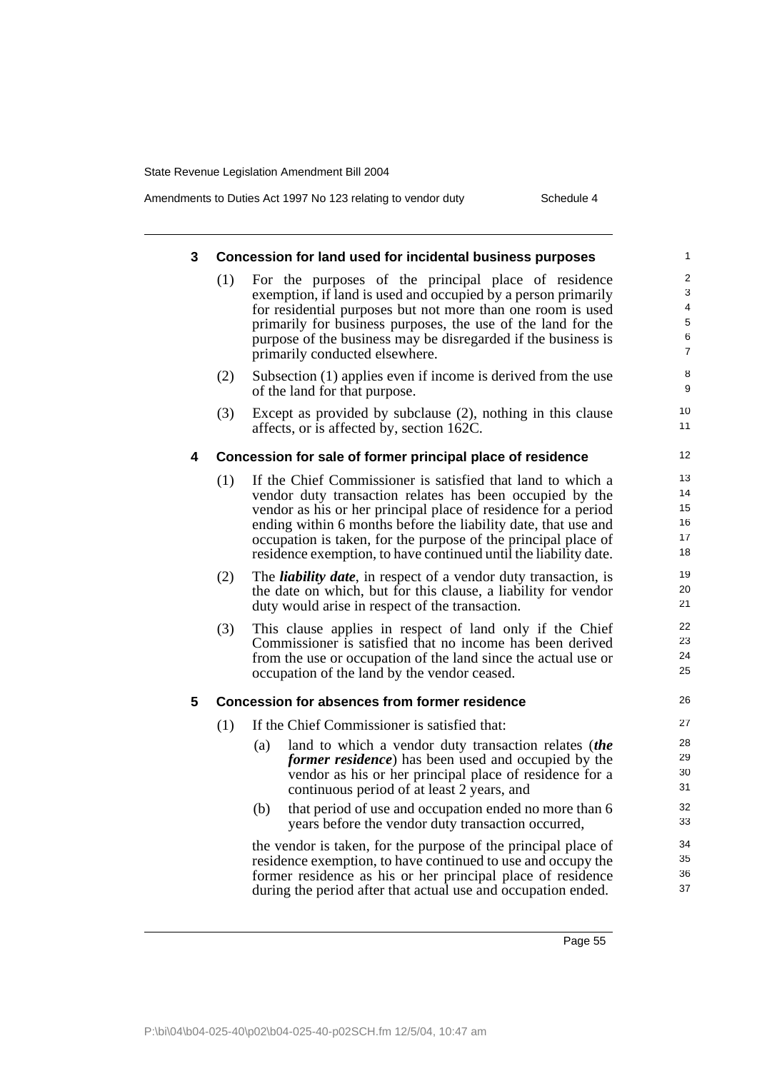### 3 Concession for land used for incidental business purposes

(1) For the purposes of the principal place of residence exemption, if land is used and occupied by a person primarily for residential purposes but not more than one room is used primarily for business purposes, the use of the land for the purpose of the business may be disregarded if the business is primarily conducted elsewhere.

(2) Subsection (1) applies even if income is derived from the use of the land for that purpose.

(3) Except as provided by subclause (2), nothing in this clause affects, or is affected by, section 162C.

### 4 Concession for sale of former principal place of residence

(1) If the Chief Commissioner is satisfied that land to which a vendor duty transaction relates has been occupied by the vendor as his or her principal place of residence for a period ending within 6 months before the liability date, that use and occupation is taken, for the purpose of the principal place of residence exemption, to have continued until the liability date.

(2) The ***liability date***, in respect of a vendor duty transaction, is the date on which, but for this clause, a liability for vendor duty would arise in respect of the transaction.

(3) This clause applies in respect of land only if the Chief Commissioner is satisfied that no income has been derived from the use or occupation of the land since the actual use or occupation of the land by the vendor ceased.

### 5 Concession for absences from former residence

(1) If the Chief Commissioner is satisfied that:

(a) land to which a vendor duty transaction relates (***the former residence***) has been used and occupied by the vendor as his or her principal place of residence for a continuous period of at least 2 years, and

(b) that period of use and occupation ended no more than 6 years before the vendor duty transaction occurred,

the vendor is taken, for the purpose of the principal place of residence exemption, to have continued to use and occupy the former residence as his or her principal place of residence during the period after that actual use and occupation ended.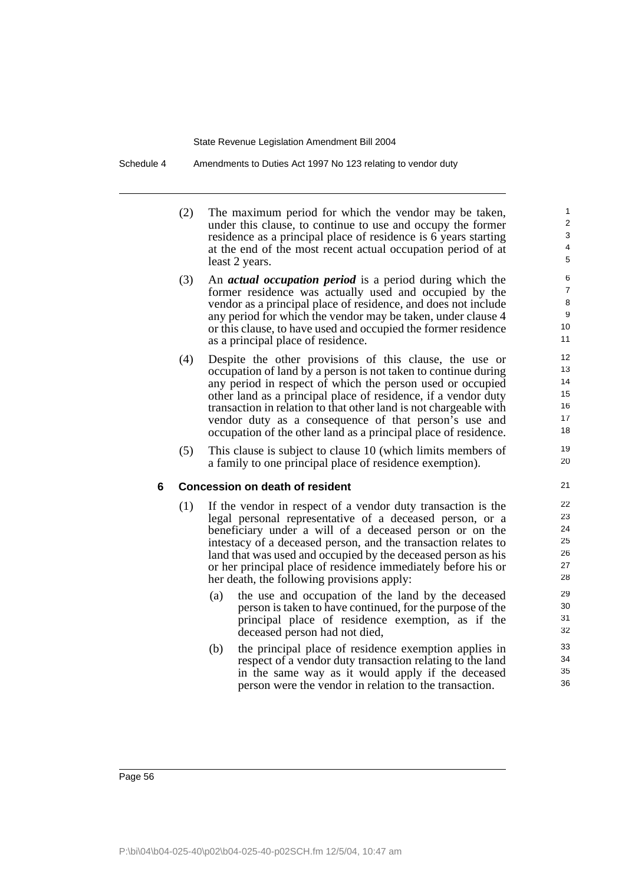(2) The maximum period for which the vendor may be taken, under this clause, to continue to use and occupy the former residence as a principal place of residence is 6 years starting at the end of the most recent actual occupation period of at least 2 years.

(3) An ***actual occupation period*** is a period during which the former residence was actually used and occupied by the vendor as a principal place of residence, and does not include any period for which the vendor may be taken, under clause 4 or this clause, to have used and occupied the former residence as a principal place of residence.

(4) Despite the other provisions of this clause, the use or occupation of land by a person is not taken to continue during any period in respect of which the person used or occupied other land as a principal place of residence, if a vendor duty transaction in relation to that other land is not chargeable with vendor duty as a consequence of that person's use and occupation of the other land as a principal place of residence.

(5) This clause is subject to clause 10 (which limits members of a family to one principal place of residence exemption).

**6 Concession on death of resident**

(1) If the vendor in respect of a vendor duty transaction is the legal personal representative of a deceased person, or a beneficiary under a will of a deceased person or on the intestacy of a deceased person, and the transaction relates to land that was used and occupied by the deceased person as his or her principal place of residence immediately before his or her death, the following provisions apply:

   (a) the use and occupation of the land by the deceased person is taken to have continued, for the purpose of the principal place of residence exemption, as if the deceased person had not died,

   (b) the principal place of residence exemption applies in respect of a vendor duty transaction relating to the land in the same way as it would apply if the deceased person were the vendor in relation to the transaction.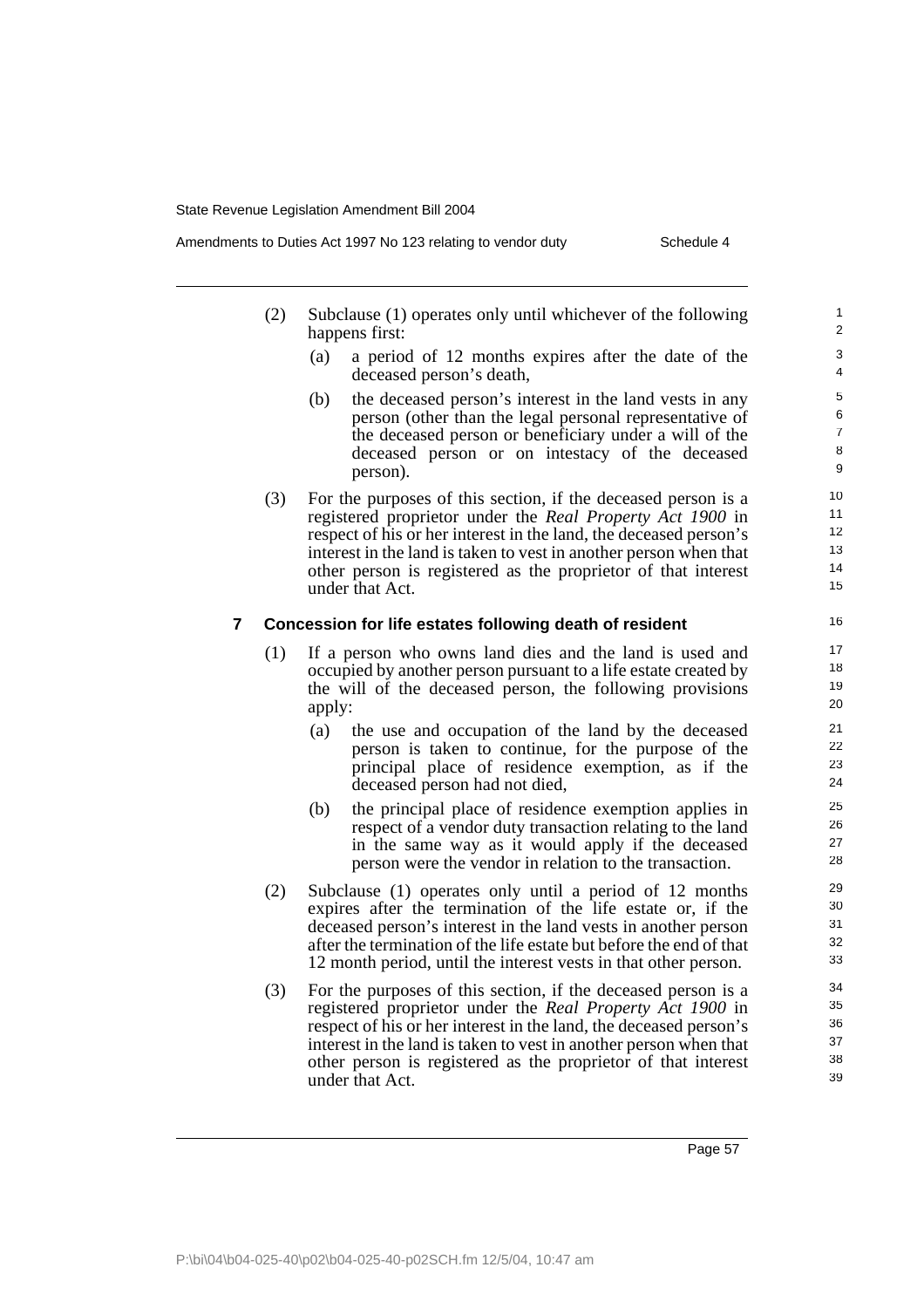(2) Subclause (1) operates only until whichever of the following happens first:

(a) a period of 12 months expires after the date of the deceased person's death,

(b) the deceased person's interest in the land vests in any person (other than the legal personal representative of the deceased person or beneficiary under a will of the deceased person or on intestacy of the deceased person).

(3) For the purposes of this section, if the deceased person is a registered proprietor under the *Real Property Act 1900* in respect of his or her interest in the land, the deceased person's interest in the land is taken to vest in another person when that other person is registered as the proprietor of that interest under that Act.

### 7 Concession for life estates following death of resident

(1) If a person who owns land dies and the land is used and occupied by another person pursuant to a life estate created by the will of the deceased person, the following provisions apply:

(a) the use and occupation of the land by the deceased person is taken to continue, for the purpose of the principal place of residence exemption, as if the deceased person had not died,

(b) the principal place of residence exemption applies in respect of a vendor duty transaction relating to the land in the same way as it would apply if the deceased person were the vendor in relation to the transaction.

(2) Subclause (1) operates only until a period of 12 months expires after the termination of the life estate or, if the deceased person's interest in the land vests in another person after the termination of the life estate but before the end of that 12 month period, until the interest vests in that other person.

(3) For the purposes of this section, if the deceased person is a registered proprietor under the *Real Property Act 1900* in respect of his or her interest in the land, the deceased person's interest in the land is taken to vest in another person when that other person is registered as the proprietor of that interest under that Act.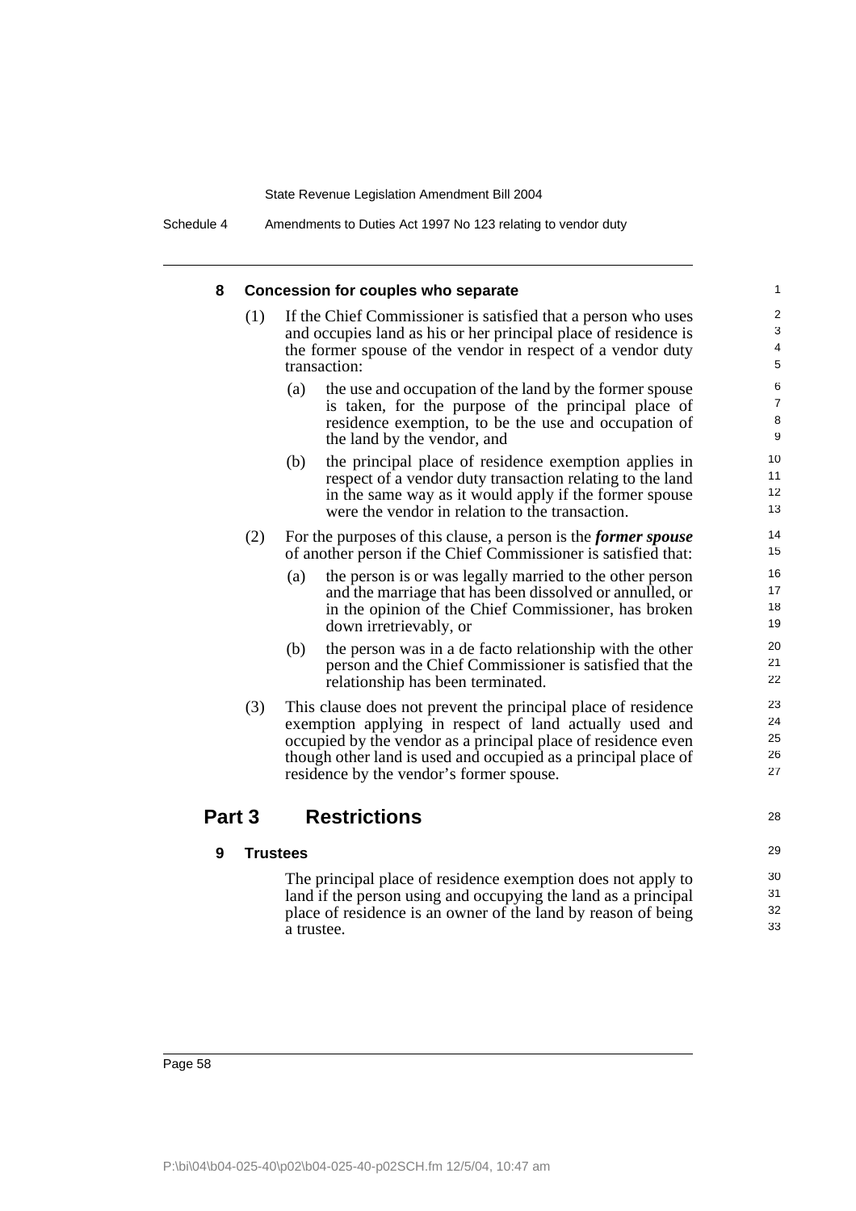### 8 Concession for couples who separate

(1) If the Chief Commissioner is satisfied that a person who uses and occupies land as his or her principal place of residence is the former spouse of the vendor in respect of a vendor duty transaction:

(a) the use and occupation of the land by the former spouse is taken, for the purpose of the principal place of residence exemption, to be the use and occupation of the land by the vendor, and

(b) the principal place of residence exemption applies in respect of a vendor duty transaction relating to the land in the same way as it would apply if the former spouse were the vendor in relation to the transaction.

(2) For the purposes of this clause, a person is the ***former spouse*** of another person if the Chief Commissioner is satisfied that:

(a) the person is or was legally married to the other person and the marriage that has been dissolved or annulled, or in the opinion of the Chief Commissioner, has broken down irretrievably, or

(b) the person was in a de facto relationship with the other person and the Chief Commissioner is satisfied that the relationship has been terminated.

(3) This clause does not prevent the principal place of residence exemption applying in respect of land actually used and occupied by the vendor as a principal place of residence even though other land is used and occupied as a principal place of residence by the vendor's former spouse.

## Part 3 Restrictions

### 9 Trustees

The principal place of residence exemption does not apply to land if the person using and occupying the land as a principal place of residence is an owner of the land by reason of being a trustee.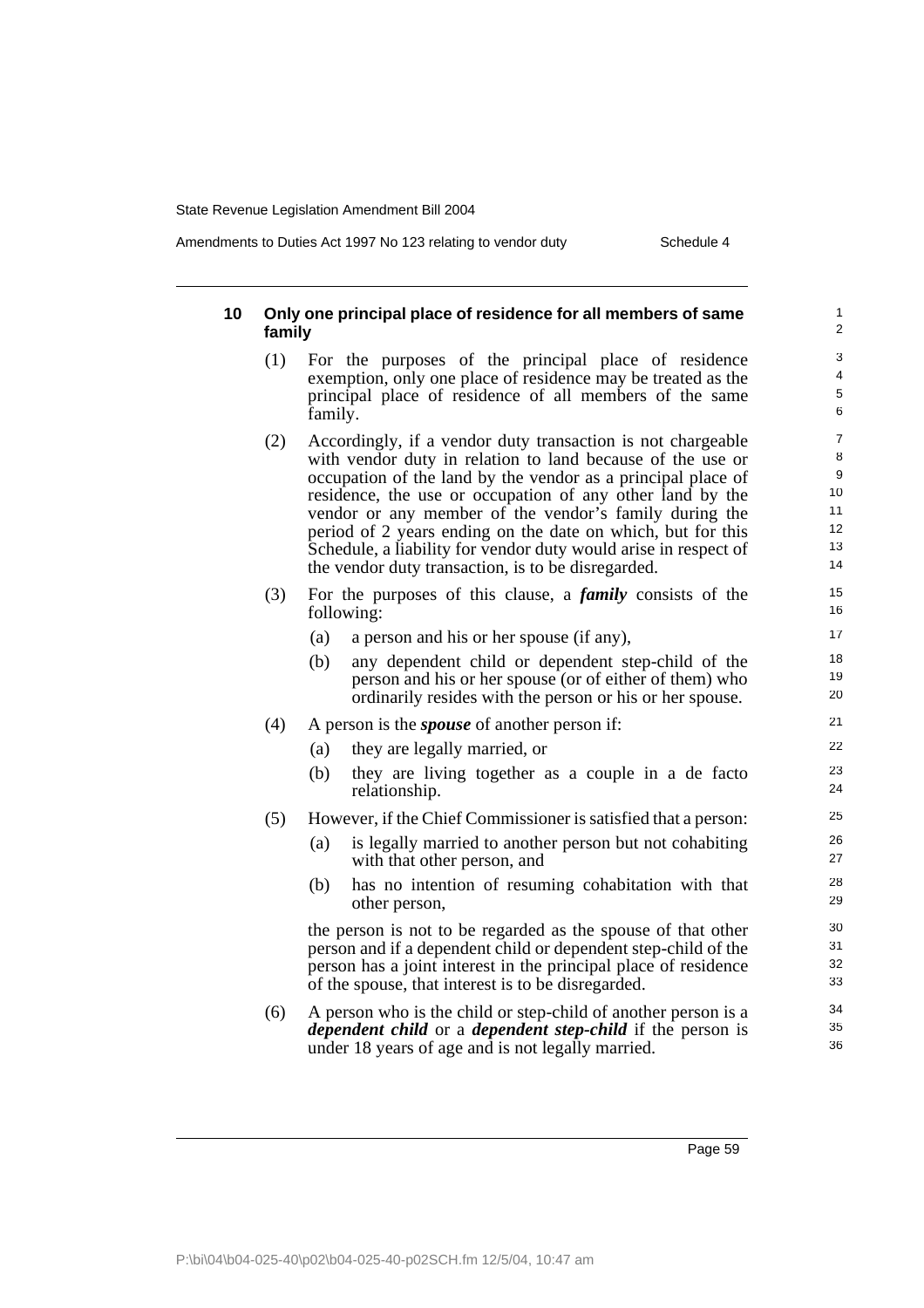## 10 Only one principal place of residence for all members of same family

(1) For the purposes of the principal place of residence exemption, only one place of residence may be treated as the principal place of residence of all members of the same family.

(2) Accordingly, if a vendor duty transaction is not chargeable with vendor duty in relation to land because of the use or occupation of the land by the vendor as a principal place of residence, the use or occupation of any other land by the vendor or any member of the vendor's family during the period of 2 years ending on the date on which, but for this Schedule, a liability for vendor duty would arise in respect of the vendor duty transaction, is to be disregarded.

(3) For the purposes of this clause, a ***family*** consists of the following:

- (a) a person and his or her spouse (if any),
- (b) any dependent child or dependent step-child of the person and his or her spouse (or of either of them) who ordinarily resides with the person or his or her spouse.

(4) A person is the ***spouse*** of another person if:

- (a) they are legally married, or
- (b) they are living together as a couple in a de facto relationship.

(5) However, if the Chief Commissioner is satisfied that a person:

- (a) is legally married to another person but not cohabiting with that other person, and
- (b) has no intention of resuming cohabitation with that other person,

the person is not to be regarded as the spouse of that other person and if a dependent child or dependent step-child of the person has a joint interest in the principal place of residence of the spouse, that interest is to be disregarded.

(6) A person who is the child or step-child of another person is a ***dependent child*** or a ***dependent step-child*** if the person is under 18 years of age and is not legally married.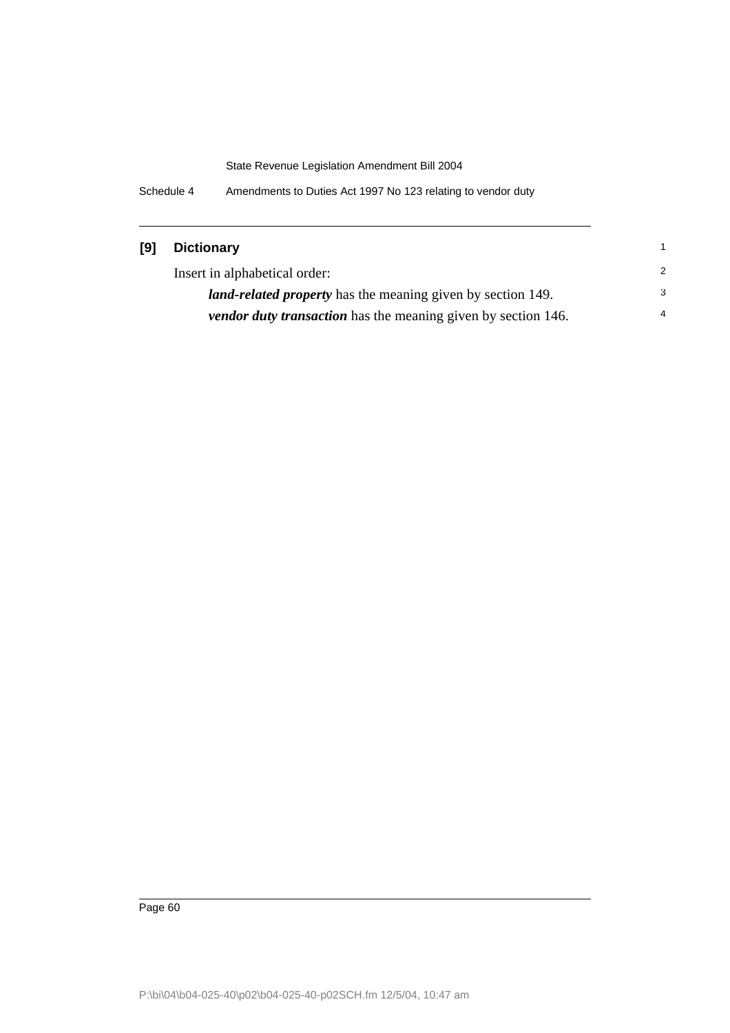### [9] Dictionary

Insert in alphabetical order:

> ***land-related property*** has the meaning given by section 149.
>
> ***vendor duty transaction*** has the meaning given by section 146.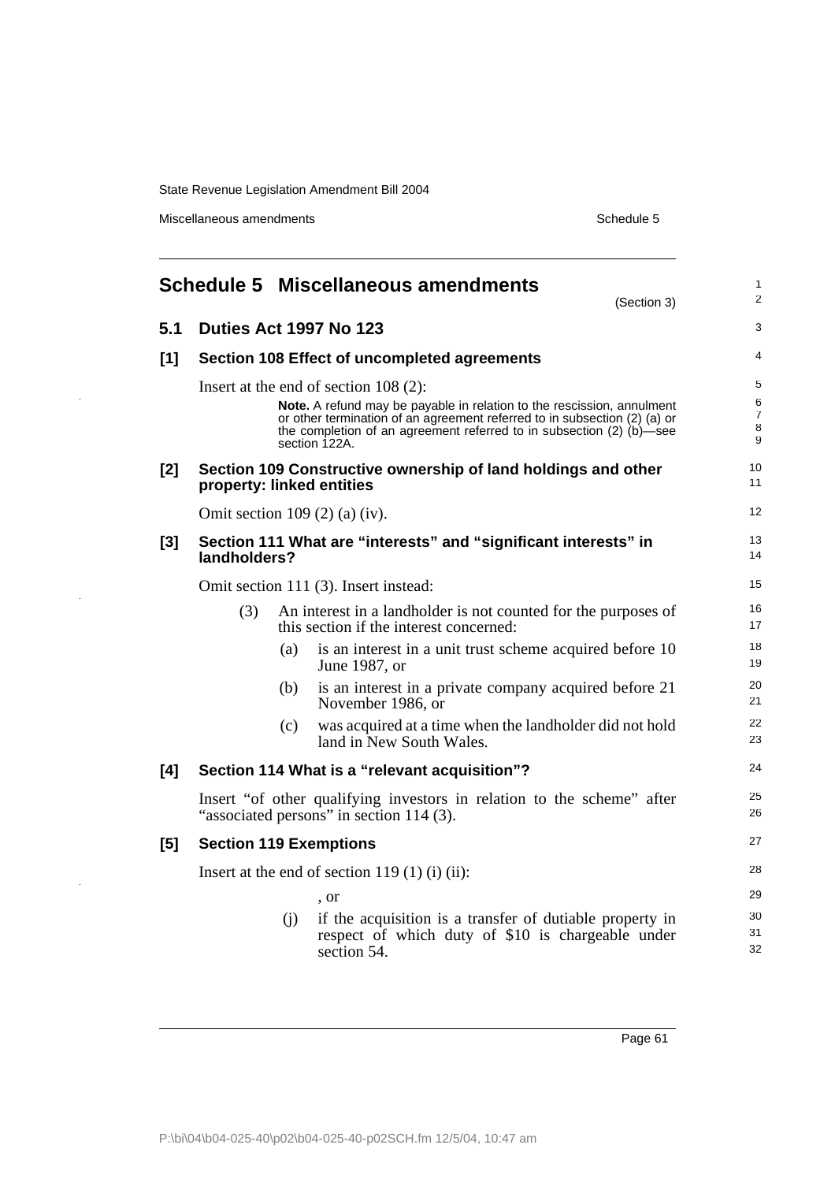# Schedule 5 Miscellaneous amendments

(Section 3)

## 5.1 Duties Act 1997 No 123

### [1] Section 108 Effect of uncompleted agreements

Insert at the end of section 108 (2):

> **Note.** A refund may be payable in relation to the rescission, annulment or other termination of an agreement referred to in subsection (2) (a) or the completion of an agreement referred to in subsection (2) (b)—see section 122A.

### [2] Section 109 Constructive ownership of land holdings and other property: linked entities

Omit section 109 (2) (a) (iv).

### [3] Section 111 What are "interests" and "significant interests" in landholders?

Omit section 111 (3). Insert instead:

> (3) An interest in a landholder is not counted for the purposes of this section if the interest concerned:
>
> (a) is an interest in a unit trust scheme acquired before 10 June 1987, or
>
> (b) is an interest in a private company acquired before 21 November 1986, or
>
> (c) was acquired at a time when the landholder did not hold land in New South Wales.

### [4] Section 114 What is a "relevant acquisition"?

Insert "of other qualifying investors in relation to the scheme" after "associated persons" in section 114 (3).

### [5] Section 119 Exemptions

Insert at the end of section 119 (1) (i) (ii):

> , or
>
> (j) if the acquisition is a transfer of dutiable property in respect of which duty of $10 is chargeable under section 54.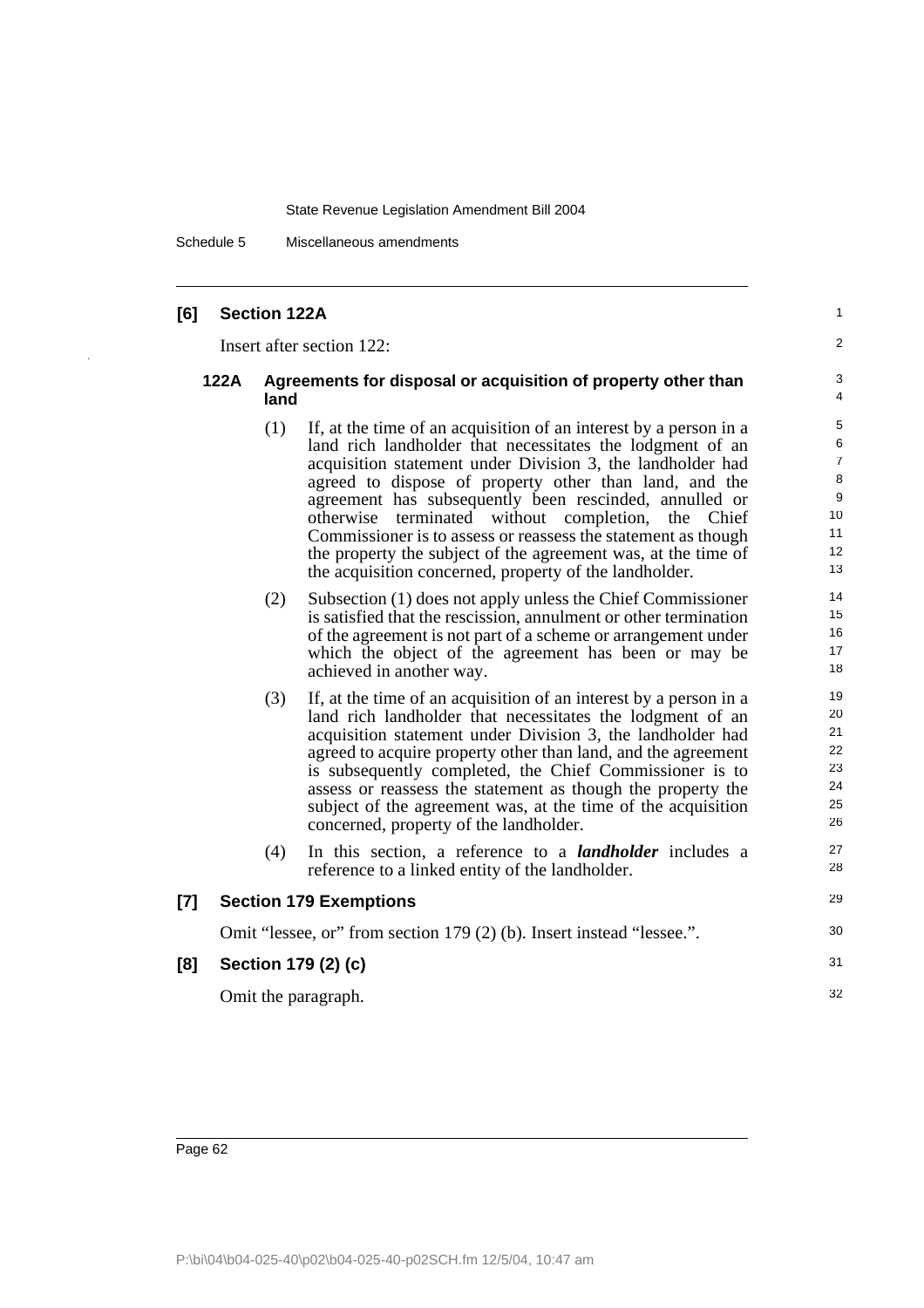## [6] Section 122A

Insert after section 122:

### 122A Agreements for disposal or acquisition of property other than land

(1) If, at the time of an acquisition of an interest by a person in a land rich landholder that necessitates the lodgment of an acquisition statement under Division 3, the landholder had agreed to dispose of property other than land, and the agreement has subsequently been rescinded, annulled or otherwise terminated without completion, the Chief Commissioner is to assess or reassess the statement as though the property the subject of the agreement was, at the time of the acquisition concerned, property of the landholder.

(2) Subsection (1) does not apply unless the Chief Commissioner is satisfied that the rescission, annulment or other termination of the agreement is not part of a scheme or arrangement under which the object of the agreement has been or may be achieved in another way.

(3) If, at the time of an acquisition of an interest by a person in a land rich landholder that necessitates the lodgment of an acquisition statement under Division 3, the landholder had agreed to acquire property other than land, and the agreement is subsequently completed, the Chief Commissioner is to assess or reassess the statement as though the property the subject of the agreement was, at the time of the acquisition concerned, property of the landholder.

(4) In this section, a reference to a ***landholder*** includes a reference to a linked entity of the landholder.

## [7] Section 179 Exemptions

Omit "lessee, or" from section 179 (2) (b). Insert instead "lessee.".

## [8] Section 179 (2) (c)

Omit the paragraph.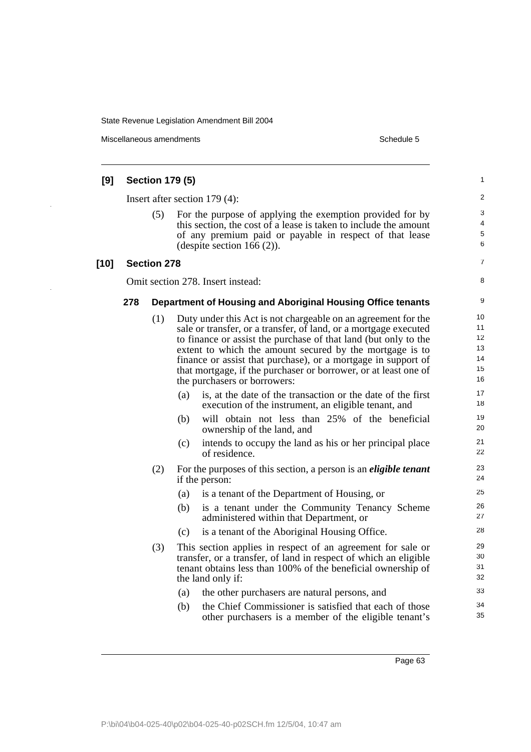## [9] Section 179 (5)

Insert after section 179 (4):

(5) For the purpose of applying the exemption provided for by this section, the cost of a lease is taken to include the amount of any premium paid or payable in respect of that lease (despite section 166 (2)).

## [10] Section 278

Omit section 278. Insert instead:

### 278 Department of Housing and Aboriginal Housing Office tenants

(1) Duty under this Act is not chargeable on an agreement for the sale or transfer, or a transfer, of land, or a mortgage executed to finance or assist the purchase of that land (but only to the extent to which the amount secured by the mortgage is to finance or assist that purchase), or a mortgage in support of that mortgage, if the purchaser or borrower, or at least one of the purchasers or borrowers:

- (a) is, at the date of the transaction or the date of the first execution of the instrument, an eligible tenant, and
- (b) will obtain not less than 25% of the beneficial ownership of the land, and
- (c) intends to occupy the land as his or her principal place of residence.

(2) For the purposes of this section, a person is an ***eligible tenant*** if the person:

- (a) is a tenant of the Department of Housing, or
- (b) is a tenant under the Community Tenancy Scheme administered within that Department, or
- (c) is a tenant of the Aboriginal Housing Office.

(3) This section applies in respect of an agreement for sale or transfer, or a transfer, of land in respect of which an eligible tenant obtains less than 100% of the beneficial ownership of the land only if:

- (a) the other purchasers are natural persons, and
- (b) the Chief Commissioner is satisfied that each of those other purchasers is a member of the eligible tenant's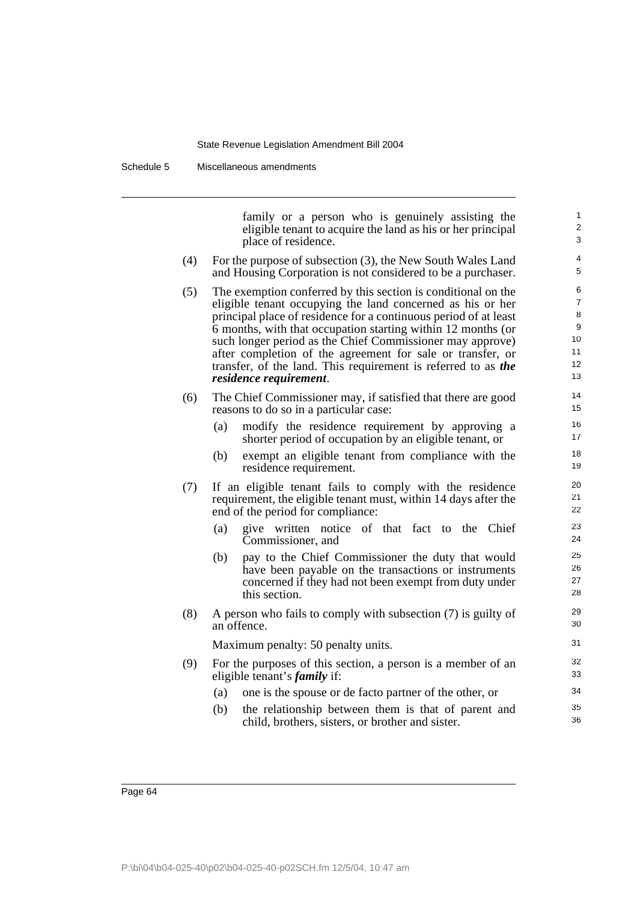family or a person who is genuinely assisting the eligible tenant to acquire the land as his or her principal place of residence.

(4) For the purpose of subsection (3), the New South Wales Land and Housing Corporation is not considered to be a purchaser.

(5) The exemption conferred by this section is conditional on the eligible tenant occupying the land concerned as his or her principal place of residence for a continuous period of at least 6 months, with that occupation starting within 12 months (or such longer period as the Chief Commissioner may approve) after completion of the agreement for sale or transfer, or transfer, of the land. This requirement is referred to as ***the residence requirement***.

(6) The Chief Commissioner may, if satisfied that there are good reasons to do so in a particular case:

(a) modify the residence requirement by approving a shorter period of occupation by an eligible tenant, or

(b) exempt an eligible tenant from compliance with the residence requirement.

(7) If an eligible tenant fails to comply with the residence requirement, the eligible tenant must, within 14 days after the end of the period for compliance:

(a) give written notice of that fact to the Chief Commissioner, and

(b) pay to the Chief Commissioner the duty that would have been payable on the transactions or instruments concerned if they had not been exempt from duty under this section.

(8) A person who fails to comply with subsection (7) is guilty of an offence.

Maximum penalty: 50 penalty units.

(9) For the purposes of this section, a person is a member of an eligible tenant's ***family*** if:

(a) one is the spouse or de facto partner of the other, or

(b) the relationship between them is that of parent and child, brothers, sisters, or brother and sister.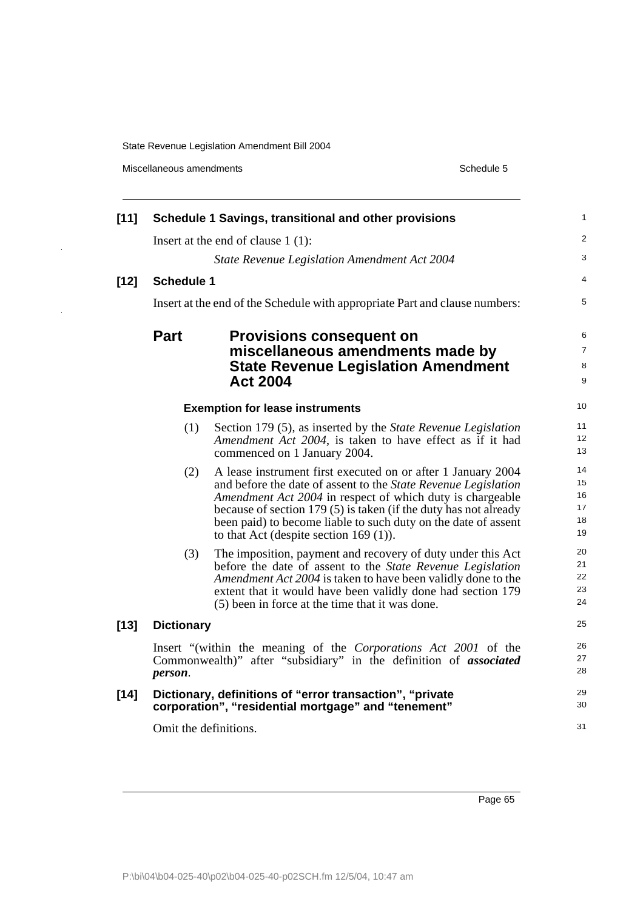**[11] Schedule 1 Savings, transitional and other provisions**

Insert at the end of clause 1 (1):

*State Revenue Legislation Amendment Act 2004*

**[12] Schedule 1**

Insert at the end of the Schedule with appropriate Part and clause numbers:

## Part Provisions consequent on miscellaneous amendments made by State Revenue Legislation Amendment Act 2004

**Exemption for lease instruments**

(1) Section 179 (5), as inserted by the *State Revenue Legislation Amendment Act 2004*, is taken to have effect as if it had commenced on 1 January 2004.

(2) A lease instrument first executed on or after 1 January 2004 and before the date of assent to the *State Revenue Legislation Amendment Act 2004* in respect of which duty is chargeable because of section 179 (5) is taken (if the duty has not already been paid) to become liable to such duty on the date of assent to that Act (despite section 169 (1)).

(3) The imposition, payment and recovery of duty under this Act before the date of assent to the *State Revenue Legislation Amendment Act 2004* is taken to have been validly done to the extent that it would have been validly done had section 179 (5) been in force at the time that it was done.

**[13] Dictionary**

Insert "(within the meaning of the *Corporations Act 2001* of the Commonwealth)" after "subsidiary" in the definition of ***associated person***.

**[14] Dictionary, definitions of "error transaction", "private corporation", "residential mortgage" and "tenement"**

Omit the definitions.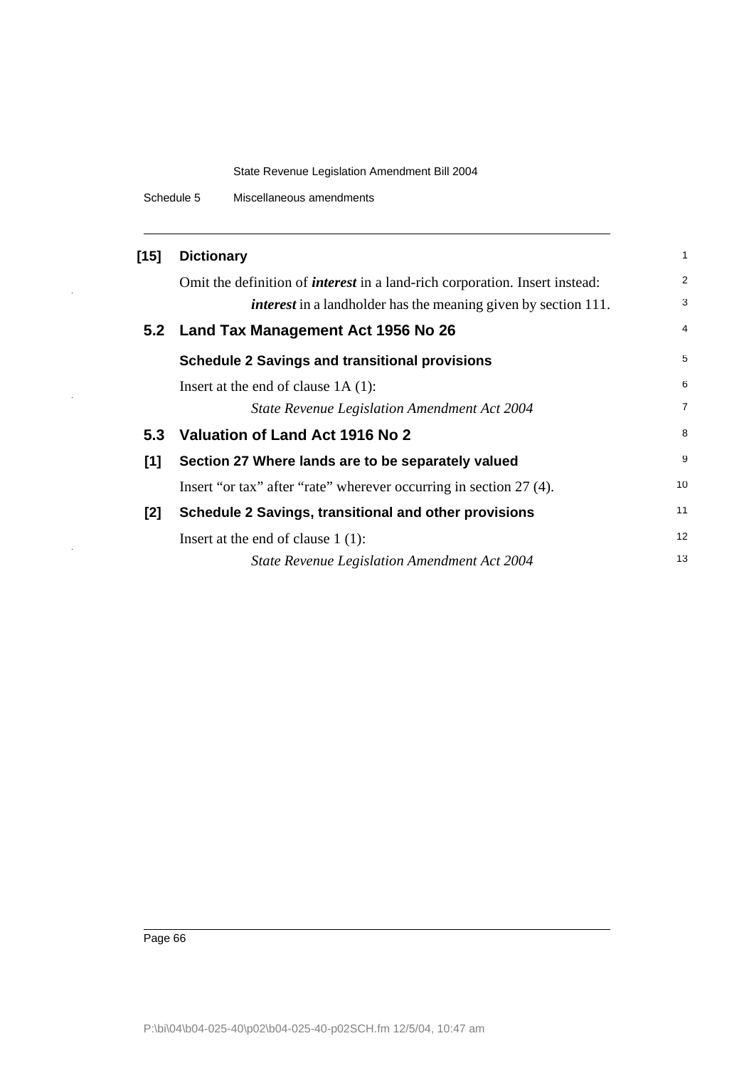**[15] Dictionary**

Omit the definition of ***interest*** in a land-rich corporation. Insert instead:

> ***interest*** in a landholder has the meaning given by section 111.

## 5.2 Land Tax Management Act 1956 No 26

**Schedule 2 Savings and transitional provisions**

Insert at the end of clause 1A (1):

> *State Revenue Legislation Amendment Act 2004*

## 5.3 Valuation of Land Act 1916 No 2

**[1] Section 27 Where lands are to be separately valued**

Insert "or tax" after "rate" wherever occurring in section 27 (4).

**[2] Schedule 2 Savings, transitional and other provisions**

Insert at the end of clause 1 (1):

> *State Revenue Legislation Amendment Act 2004*